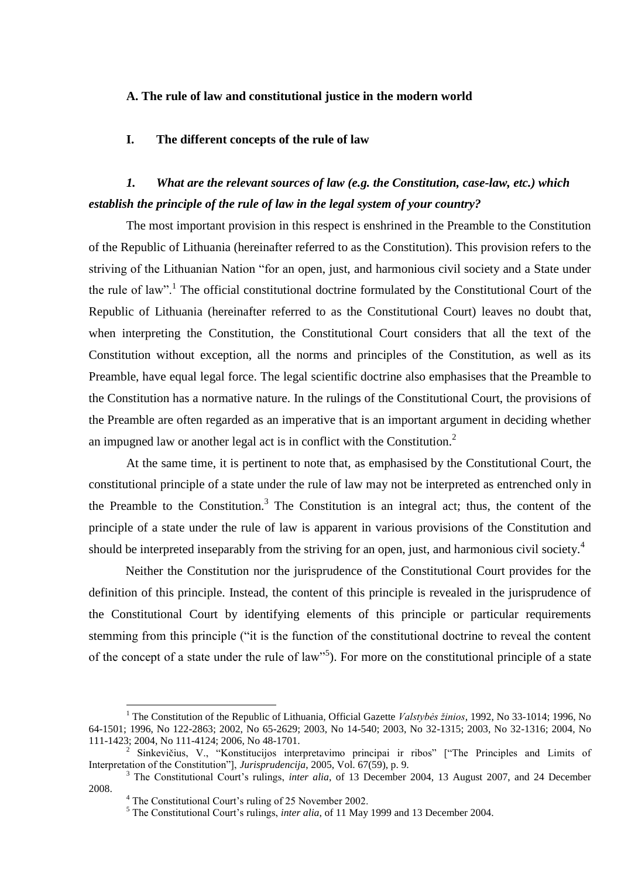## A. The rule of law and constitutional justice in the modern world

### I. The different concepts of the rule of law

#### *1. What are the relevant sources of law (e.g. the Constitution, case-law, etc.) which establish the principle of the rule of law in the legal system of your country?*

The most important provision in this respect is enshrined in the Preamble to the Constitution of the Republic of Lithuania (hereinafter referred to as the Constitution). This provision refers to the striving of the Lithuanian Nation "for an open, just, and harmonious civil society and a State under the rule of law".[1] The official constitutional doctrine formulated by the Constitutional Court of the Republic of Lithuania (hereinafter referred to as the Constitutional Court) leaves no doubt that, when interpreting the Constitution, the Constitutional Court considers that all the text of the Constitution without exception, all the norms and principles of the Constitution, as well as its Preamble, have equal legal force. The legal scientific doctrine also emphasises that the Preamble to the Constitution has a normative nature. In the rulings of the Constitutional Court, the provisions of the Preamble are often regarded as an imperative that is an important argument in deciding whether an impugned law or another legal act is in conflict with the Constitution.[2]

At the same time, it is pertinent to note that, as emphasised by the Constitutional Court, the constitutional principle of a state under the rule of law may not be interpreted as entrenched only in the Preamble to the Constitution.[3] The Constitution is an integral act; thus, the content of the principle of a state under the rule of law is apparent in various provisions of the Constitution and should be interpreted inseparably from the striving for an open, just, and harmonious civil society.[4]

Neither the Constitution nor the jurisprudence of the Constitutional Court provides for the definition of this principle. Instead, the content of this principle is revealed in the jurisprudence of the Constitutional Court by identifying elements of this principle or particular requirements stemming from this principle ("it is the function of the constitutional doctrine to reveal the content of the concept of a state under the rule of law"[5]). For more on the constitutional principle of a state

---

[1] The Constitution of the Republic of Lithuania, Official Gazette *Valstybės žinios*, 1992, No 33-1014; 1996, No 64-1501; 1996, No 122-2863; 2002, No 65-2629; 2003, No 14-540; 2003, No 32-1315; 2003, No 32-1316; 2004, No 111-1423; 2004, No 111-4124; 2006, No 48-1701.

[2] Sinkevičius, V., "Konstitucijos interpretavimo principai ir ribos" ["The Principles and Limits of Interpretation of the Constitution"], *Jurisprudencija*, 2005, Vol. 67(59), p. 9.

[3] The Constitutional Court's rulings, *inter alia*, of 13 December 2004, 13 August 2007, and 24 December 2008.

[4] The Constitutional Court's ruling of 25 November 2002.

[5] The Constitutional Court's rulings, *inter alia*, of 11 May 1999 and 13 December 2004.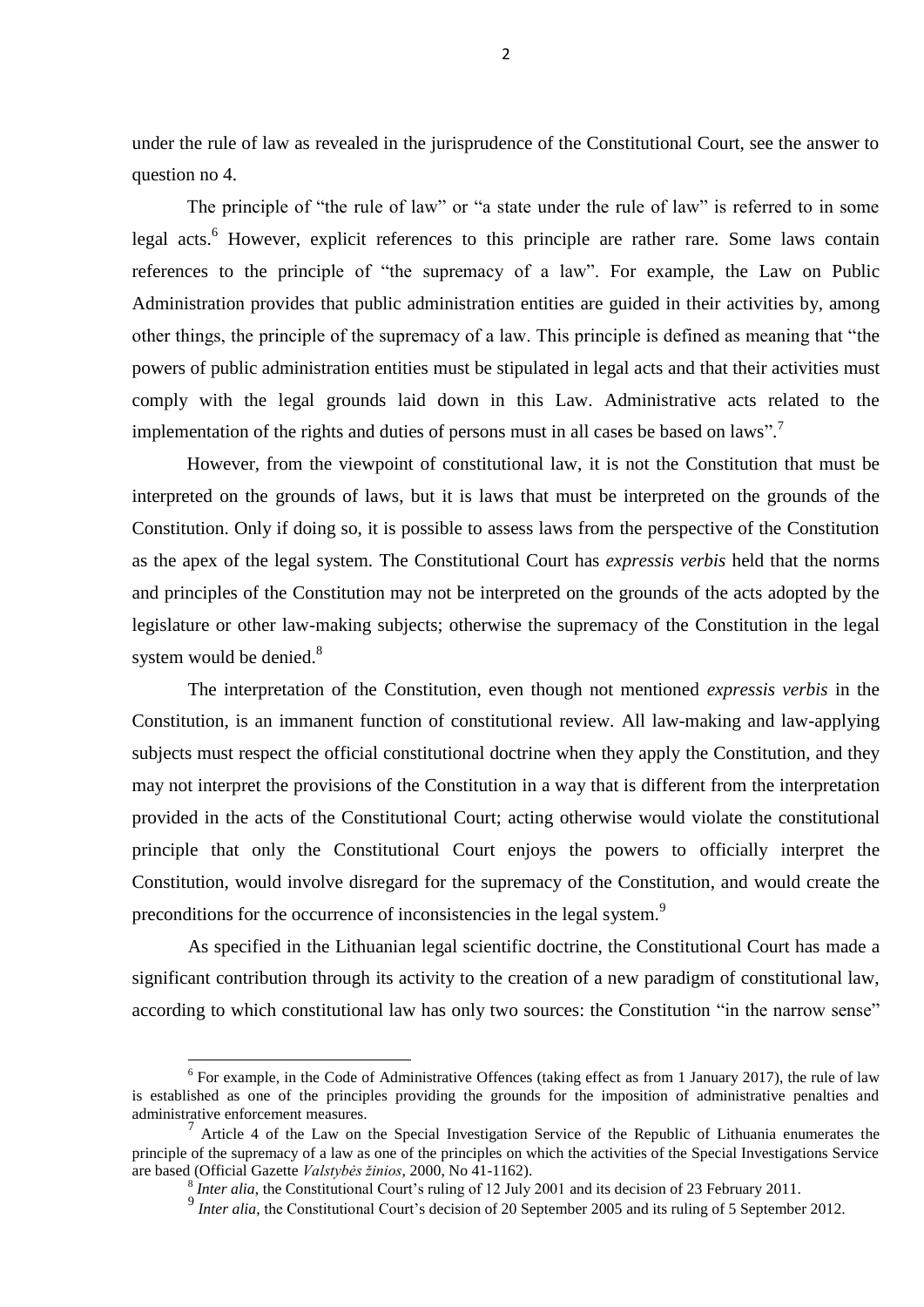under the rule of law as revealed in the jurisprudence of the Constitutional Court, see the answer to question no 4.

The principle of "the rule of law" or "a state under the rule of law" is referred to in some legal acts.[6] However, explicit references to this principle are rather rare. Some laws contain references to the principle of "the supremacy of a law". For example, the Law on Public Administration provides that public administration entities are guided in their activities by, among other things, the principle of the supremacy of a law. This principle is defined as meaning that "the powers of public administration entities must be stipulated in legal acts and that their activities must comply with the legal grounds laid down in this Law. Administrative acts related to the implementation of the rights and duties of persons must in all cases be based on laws".[7]

However, from the viewpoint of constitutional law, it is not the Constitution that must be interpreted on the grounds of laws, but it is laws that must be interpreted on the grounds of the Constitution. Only if doing so, it is possible to assess laws from the perspective of the Constitution as the apex of the legal system. The Constitutional Court has *expressis verbis* held that the norms and principles of the Constitution may not be interpreted on the grounds of the acts adopted by the legislature or other law-making subjects; otherwise the supremacy of the Constitution in the legal system would be denied.[8]

The interpretation of the Constitution, even though not mentioned *expressis verbis* in the Constitution, is an immanent function of constitutional review. All law-making and law-applying subjects must respect the official constitutional doctrine when they apply the Constitution, and they may not interpret the provisions of the Constitution in a way that is different from the interpretation provided in the acts of the Constitutional Court; acting otherwise would violate the constitutional principle that only the Constitutional Court enjoys the powers to officially interpret the Constitution, would involve disregard for the supremacy of the Constitution, and would create the preconditions for the occurrence of inconsistencies in the legal system.[9]

As specified in the Lithuanian legal scientific doctrine, the Constitutional Court has made a significant contribution through its activity to the creation of a new paradigm of constitutional law, according to which constitutional law has only two sources: the Constitution "in the narrow sense"

---

[6] For example, in the Code of Administrative Offences (taking effect as from 1 January 2017), the rule of law is established as one of the principles providing the grounds for the imposition of administrative penalties and administrative enforcement measures.

[7] Article 4 of the Law on the Special Investigation Service of the Republic of Lithuania enumerates the principle of the supremacy of a law as one of the principles on which the activities of the Special Investigations Service are based (Official Gazette *Valstybės žinios*, 2000, No 41-1162).

[8] *Inter alia*, the Constitutional Court's ruling of 12 July 2001 and its decision of 23 February 2011.

[9] *Inter alia*, the Constitutional Court's decision of 20 September 2005 and its ruling of 5 September 2012.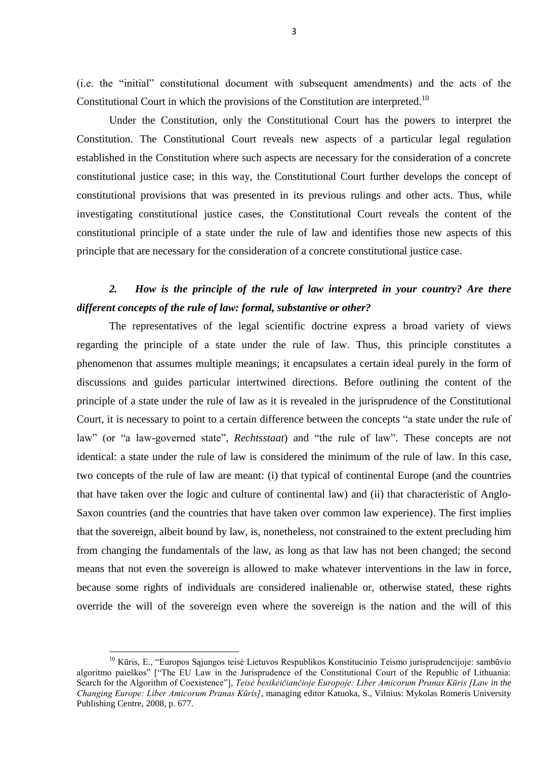(i.e. the "initial" constitutional document with subsequent amendments) and the acts of the Constitutional Court in which the provisions of the Constitution are interpreted.[10]

Under the Constitution, only the Constitutional Court has the powers to interpret the Constitution. The Constitutional Court reveals new aspects of a particular legal regulation established in the Constitution where such aspects are necessary for the consideration of a concrete constitutional justice case; in this way, the Constitutional Court further develops the concept of constitutional provisions that was presented in its previous rulings and other acts. Thus, while investigating constitutional justice cases, the Constitutional Court reveals the content of the constitutional principle of a state under the rule of law and identifies those new aspects of this principle that are necessary for the consideration of a concrete constitutional justice case.

### *2. How is the principle of the rule of law interpreted in your country? Are there different concepts of the rule of law: formal, substantive or other?*

The representatives of the legal scientific doctrine express a broad variety of views regarding the principle of a state under the rule of law. Thus, this principle constitutes a phenomenon that assumes multiple meanings; it encapsulates a certain ideal purely in the form of discussions and guides particular intertwined directions. Before outlining the content of the principle of a state under the rule of law as it is revealed in the jurisprudence of the Constitutional Court, it is necessary to point to a certain difference between the concepts "a state under the rule of law" (or "a law-governed state", *Rechtsstaat*) and "the rule of law". These concepts are not identical: a state under the rule of law is considered the minimum of the rule of law. In this case, two concepts of the rule of law are meant: (i) that typical of continental Europe (and the countries that have taken over the logic and culture of continental law) and (ii) that characteristic of Anglo-Saxon countries (and the countries that have taken over common law experience). The first implies that the sovereign, albeit bound by law, is, nonetheless, not constrained to the extent precluding him from changing the fundamentals of the law, as long as that law has not been changed; the second means that not even the sovereign is allowed to make whatever interventions in the law in force, because some rights of individuals are considered inalienable or, otherwise stated, these rights override the will of the sovereign even where the sovereign is the nation and the will of this

---

[10] Kūris, E., "Europos Sąjungos teisė Lietuvos Respublikos Konstitucinio Teismo jurisprudencijoje: sambūvio algoritmo paieškos" ["The EU Law in the Jurisprudence of the Constitutional Court of the Republic of Lithuania: Search for the Algorithm of Coexistence"], *Teisė besikeičiančioje Europoje: Liber Amicorum Pranas Kūris [Law in the Changing Europe: Liber Amicorum Pranas Kūris]*, managing editor Katuoka, S., Vilnius: Mykolas Romeris University Publishing Centre, 2008, p. 677.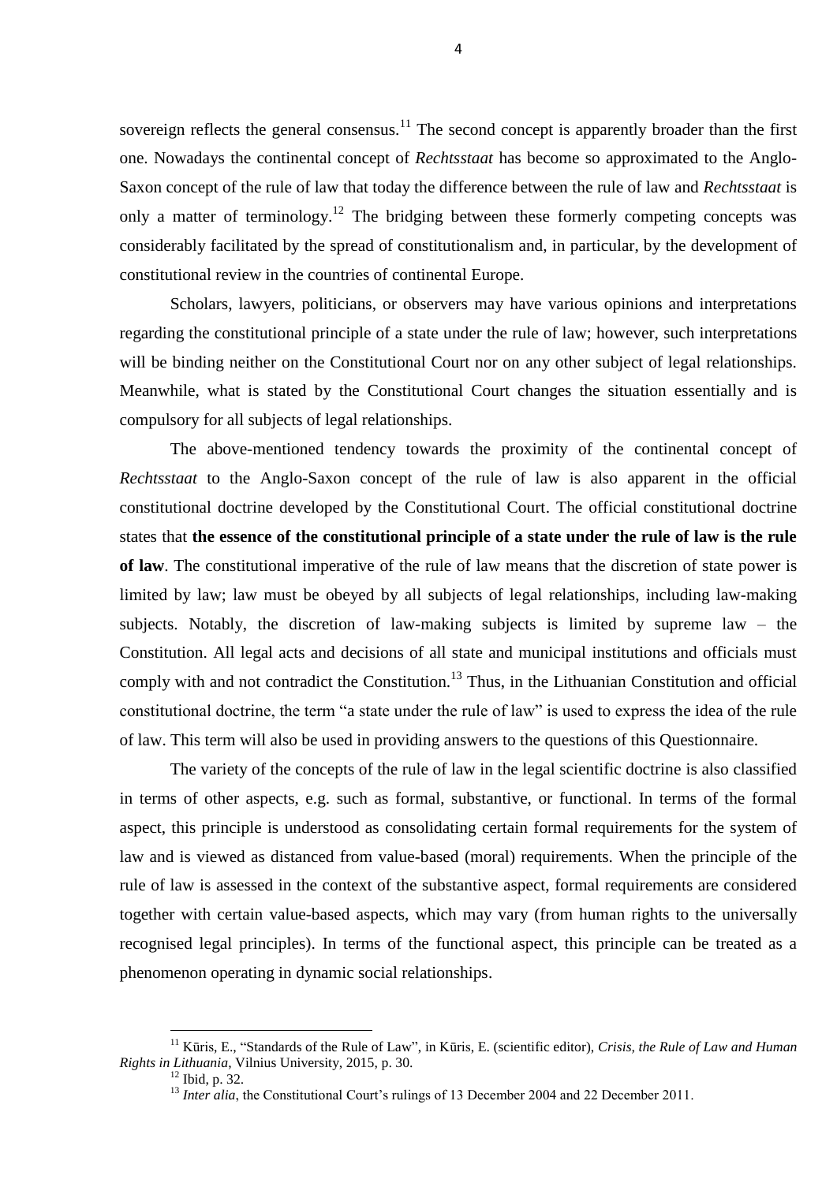sovereign reflects the general consensus.[11] The second concept is apparently broader than the first one. Nowadays the continental concept of *Rechtsstaat* has become so approximated to the Anglo-Saxon concept of the rule of law that today the difference between the rule of law and *Rechtsstaat* is only a matter of terminology.[12] The bridging between these formerly competing concepts was considerably facilitated by the spread of constitutionalism and, in particular, by the development of constitutional review in the countries of continental Europe.

Scholars, lawyers, politicians, or observers may have various opinions and interpretations regarding the constitutional principle of a state under the rule of law; however, such interpretations will be binding neither on the Constitutional Court nor on any other subject of legal relationships. Meanwhile, what is stated by the Constitutional Court changes the situation essentially and is compulsory for all subjects of legal relationships.

The above-mentioned tendency towards the proximity of the continental concept of *Rechtsstaat* to the Anglo-Saxon concept of the rule of law is also apparent in the official constitutional doctrine developed by the Constitutional Court. The official constitutional doctrine states that **the essence of the constitutional principle of a state under the rule of law is the rule of law**. The constitutional imperative of the rule of law means that the discretion of state power is limited by law; law must be obeyed by all subjects of legal relationships, including law-making subjects. Notably, the discretion of law-making subjects is limited by supreme law – the Constitution. All legal acts and decisions of all state and municipal institutions and officials must comply with and not contradict the Constitution.[13] Thus, in the Lithuanian Constitution and official constitutional doctrine, the term "a state under the rule of law" is used to express the idea of the rule of law. This term will also be used in providing answers to the questions of this Questionnaire.

The variety of the concepts of the rule of law in the legal scientific doctrine is also classified in terms of other aspects, e.g. such as formal, substantive, or functional. In terms of the formal aspect, this principle is understood as consolidating certain formal requirements for the system of law and is viewed as distanced from value-based (moral) requirements. When the principle of the rule of law is assessed in the context of the substantive aspect, formal requirements are considered together with certain value-based aspects, which may vary (from human rights to the universally recognised legal principles). In terms of the functional aspect, this principle can be treated as a phenomenon operating in dynamic social relationships.

---

[11] Kūris, E., "Standards of the Rule of Law", in Kūris, E. (scientific editor), *Crisis, the Rule of Law and Human Rights in Lithuania*, Vilnius University, 2015, p. 30.

[12] Ibid, p. 32.

[13] *Inter alia*, the Constitutional Court's rulings of 13 December 2004 and 22 December 2011.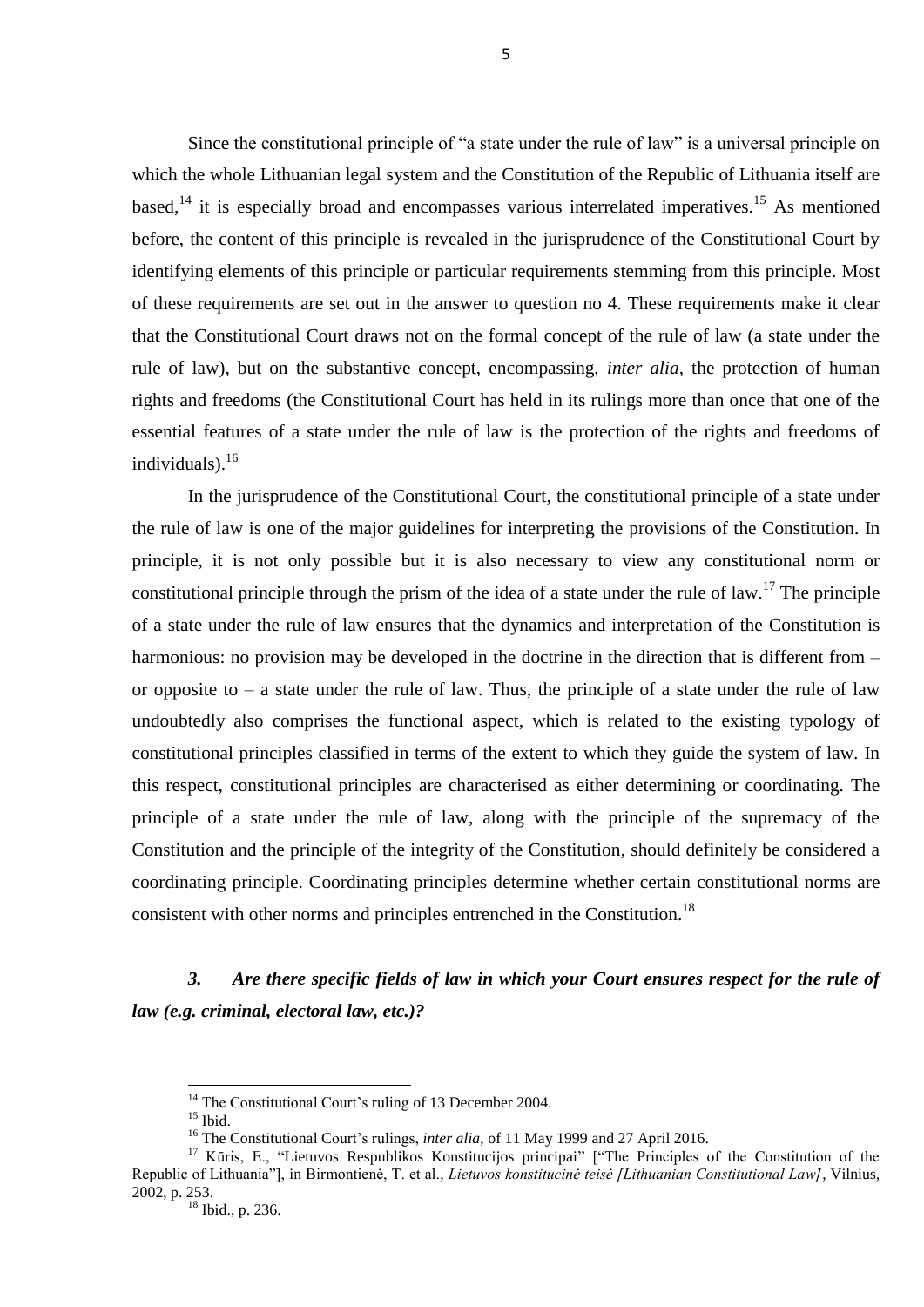Since the constitutional principle of "a state under the rule of law" is a universal principle on which the whole Lithuanian legal system and the Constitution of the Republic of Lithuania itself are based,[14] it is especially broad and encompasses various interrelated imperatives.[15] As mentioned before, the content of this principle is revealed in the jurisprudence of the Constitutional Court by identifying elements of this principle or particular requirements stemming from this principle. Most of these requirements are set out in the answer to question no 4. These requirements make it clear that the Constitutional Court draws not on the formal concept of the rule of law (a state under the rule of law), but on the substantive concept, encompassing, *inter alia*, the protection of human rights and freedoms (the Constitutional Court has held in its rulings more than once that one of the essential features of a state under the rule of law is the protection of the rights and freedoms of individuals).[16]

In the jurisprudence of the Constitutional Court, the constitutional principle of a state under the rule of law is one of the major guidelines for interpreting the provisions of the Constitution. In principle, it is not only possible but it is also necessary to view any constitutional norm or constitutional principle through the prism of the idea of a state under the rule of law.[17] The principle of a state under the rule of law ensures that the dynamics and interpretation of the Constitution is harmonious: no provision may be developed in the doctrine in the direction that is different from – or opposite to – a state under the rule of law. Thus, the principle of a state under the rule of law undoubtedly also comprises the functional aspect, which is related to the existing typology of constitutional principles classified in terms of the extent to which they guide the system of law. In this respect, constitutional principles are characterised as either determining or coordinating. The principle of a state under the rule of law, along with the principle of the supremacy of the Constitution and the principle of the integrity of the Constitution, should definitely be considered a coordinating principle. Coordinating principles determine whether certain constitutional norms are consistent with other norms and principles entrenched in the Constitution.[18]

### *3. Are there specific fields of law in which your Court ensures respect for the rule of law (e.g. criminal, electoral law, etc.)?*

---

[14] The Constitutional Court's ruling of 13 December 2004.

[15] Ibid.

[16] The Constitutional Court's rulings, *inter alia*, of 11 May 1999 and 27 April 2016.

[17] Kūris, E., "Lietuvos Respublikos Konstitucijos principai" ["The Principles of the Constitution of the Republic of Lithuania"], in Birmontienė, T. et al., *Lietuvos konstitucinė teisė [Lithuanian Constitutional Law]*, Vilnius, 2002, p. 253.

[18] Ibid., p. 236.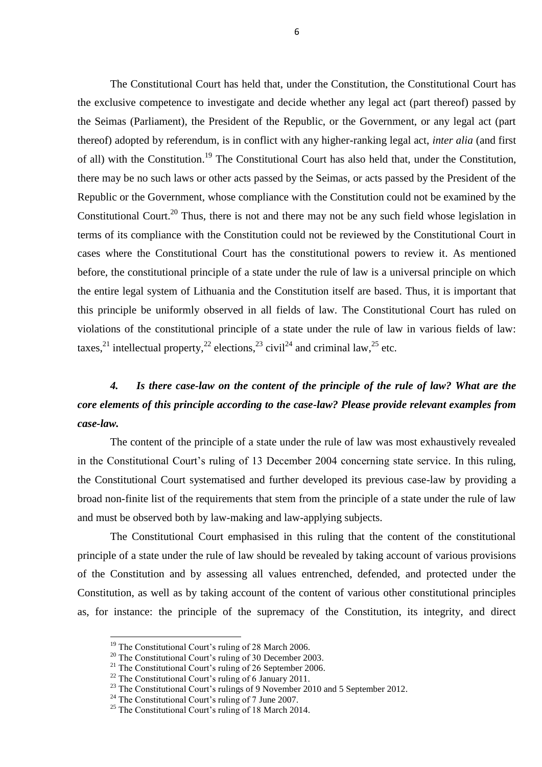The Constitutional Court has held that, under the Constitution, the Constitutional Court has the exclusive competence to investigate and decide whether any legal act (part thereof) passed by the Seimas (Parliament), the President of the Republic, or the Government, or any legal act (part thereof) adopted by referendum, is in conflict with any higher-ranking legal act, *inter alia* (and first of all) with the Constitution.[19] The Constitutional Court has also held that, under the Constitution, there may be no such laws or other acts passed by the Seimas, or acts passed by the President of the Republic or the Government, whose compliance with the Constitution could not be examined by the Constitutional Court.[20] Thus, there is not and there may not be any such field whose legislation in terms of its compliance with the Constitution could not be reviewed by the Constitutional Court in cases where the Constitutional Court has the constitutional powers to review it. As mentioned before, the constitutional principle of a state under the rule of law is a universal principle on which the entire legal system of Lithuania and the Constitution itself are based. Thus, it is important that this principle be uniformly observed in all fields of law. The Constitutional Court has ruled on violations of the constitutional principle of a state under the rule of law in various fields of law: taxes,[21] intellectual property,[22] elections,[23] civil[24] and criminal law,[25] etc.

### *4. Is there case-law on the content of the principle of the rule of law? What are the core elements of this principle according to the case-law? Please provide relevant examples from case-law.*

The content of the principle of a state under the rule of law was most exhaustively revealed in the Constitutional Court's ruling of 13 December 2004 concerning state service. In this ruling, the Constitutional Court systematised and further developed its previous case-law by providing a broad non-finite list of the requirements that stem from the principle of a state under the rule of law and must be observed both by law-making and law-applying subjects.

The Constitutional Court emphasised in this ruling that the content of the constitutional principle of a state under the rule of law should be revealed by taking account of various provisions of the Constitution and by assessing all values entrenched, defended, and protected under the Constitution, as well as by taking account of the content of various other constitutional principles as, for instance: the principle of the supremacy of the Constitution, its integrity, and direct

---

[19] The Constitutional Court's ruling of 28 March 2006.

[20] The Constitutional Court's ruling of 30 December 2003.

[21] The Constitutional Court's ruling of 26 September 2006.

[22] The Constitutional Court's ruling of 6 January 2011.

[23] The Constitutional Court's rulings of 9 November 2010 and 5 September 2012.

[24] The Constitutional Court's ruling of 7 June 2007.

[25] The Constitutional Court's ruling of 18 March 2014.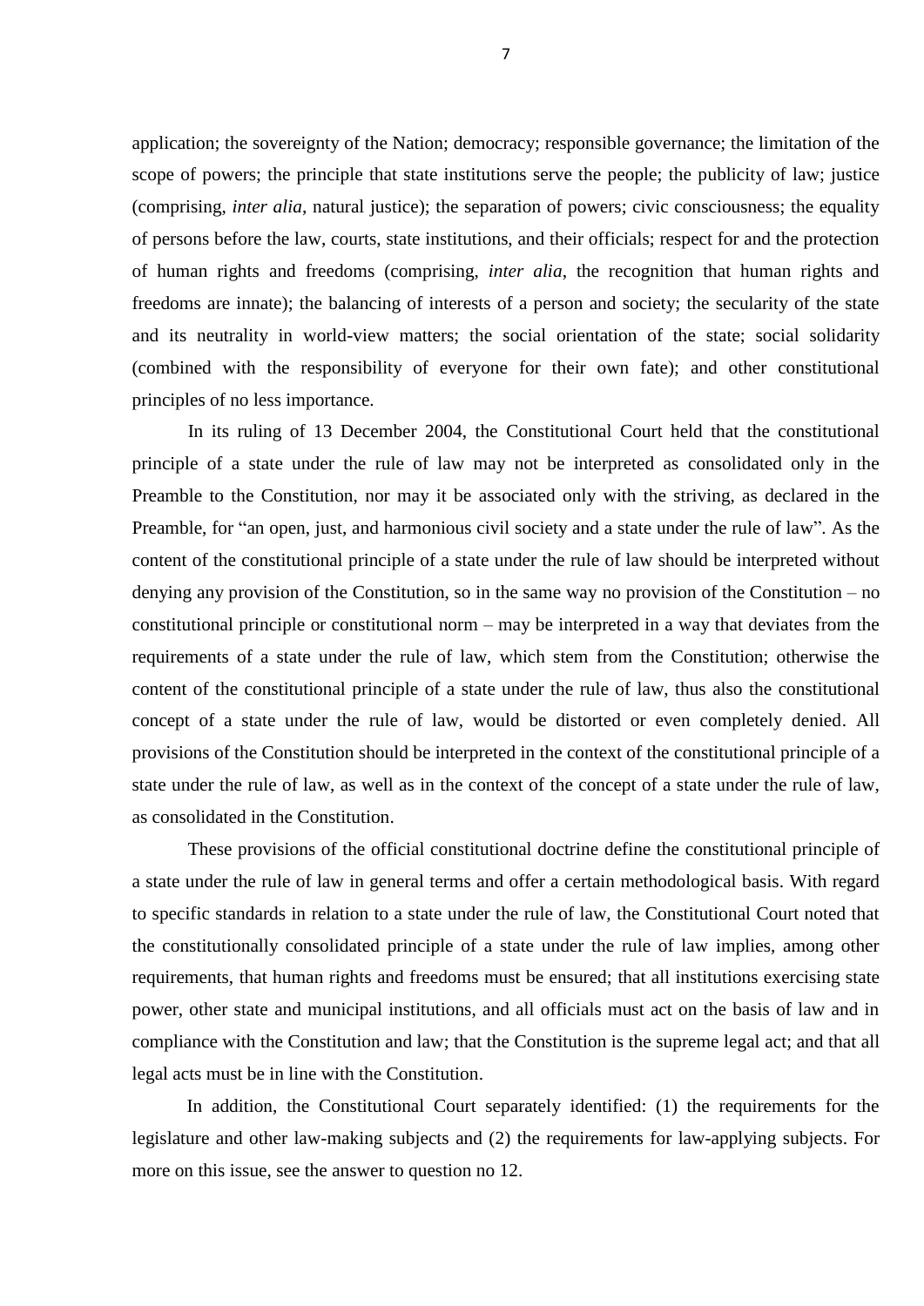application; the sovereignty of the Nation; democracy; responsible governance; the limitation of the scope of powers; the principle that state institutions serve the people; the publicity of law; justice (comprising, *inter alia*, natural justice); the separation of powers; civic consciousness; the equality of persons before the law, courts, state institutions, and their officials; respect for and the protection of human rights and freedoms (comprising, *inter alia*, the recognition that human rights and freedoms are innate); the balancing of interests of a person and society; the secularity of the state and its neutrality in world-view matters; the social orientation of the state; social solidarity (combined with the responsibility of everyone for their own fate); and other constitutional principles of no less importance.

In its ruling of 13 December 2004, the Constitutional Court held that the constitutional principle of a state under the rule of law may not be interpreted as consolidated only in the Preamble to the Constitution, nor may it be associated only with the striving, as declared in the Preamble, for "an open, just, and harmonious civil society and a state under the rule of law". As the content of the constitutional principle of a state under the rule of law should be interpreted without denying any provision of the Constitution, so in the same way no provision of the Constitution – no constitutional principle or constitutional norm – may be interpreted in a way that deviates from the requirements of a state under the rule of law, which stem from the Constitution; otherwise the content of the constitutional principle of a state under the rule of law, thus also the constitutional concept of a state under the rule of law, would be distorted or even completely denied. All provisions of the Constitution should be interpreted in the context of the constitutional principle of a state under the rule of law, as well as in the context of the concept of a state under the rule of law, as consolidated in the Constitution.

These provisions of the official constitutional doctrine define the constitutional principle of a state under the rule of law in general terms and offer a certain methodological basis. With regard to specific standards in relation to a state under the rule of law, the Constitutional Court noted that the constitutionally consolidated principle of a state under the rule of law implies, among other requirements, that human rights and freedoms must be ensured; that all institutions exercising state power, other state and municipal institutions, and all officials must act on the basis of law and in compliance with the Constitution and law; that the Constitution is the supreme legal act; and that all legal acts must be in line with the Constitution.

In addition, the Constitutional Court separately identified: (1) the requirements for the legislature and other law-making subjects and (2) the requirements for law-applying subjects. For more on this issue, see the answer to question no 12.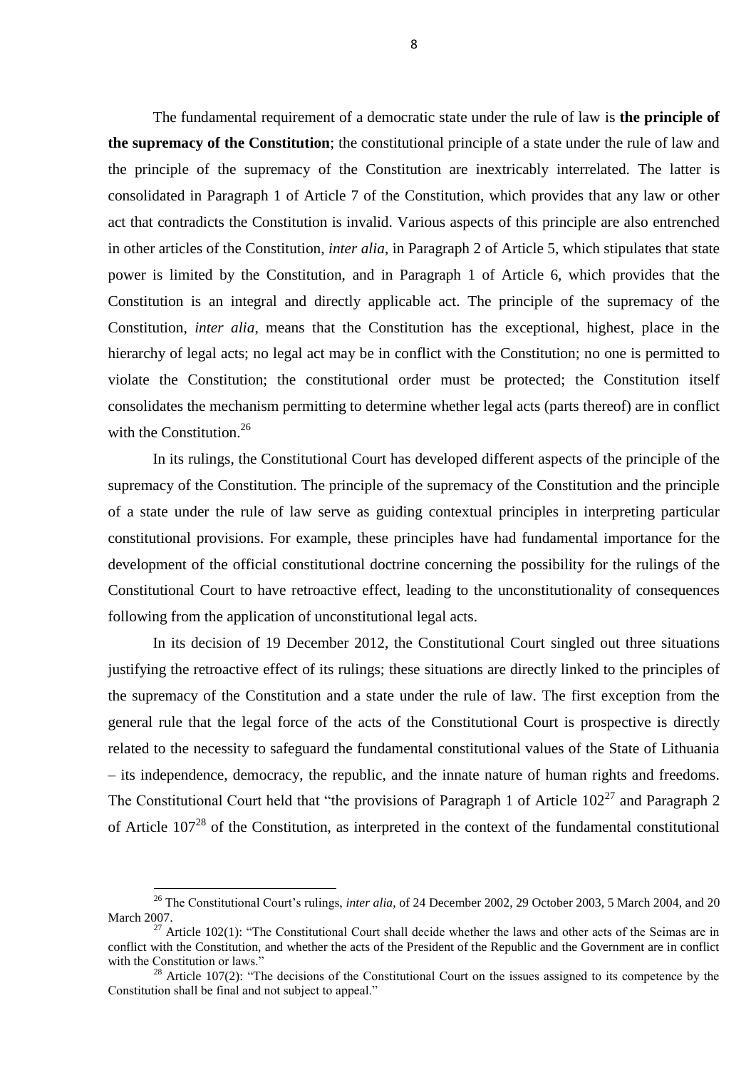The fundamental requirement of a democratic state under the rule of law is **the principle of the supremacy of the Constitution**; the constitutional principle of a state under the rule of law and the principle of the supremacy of the Constitution are inextricably interrelated. The latter is consolidated in Paragraph 1 of Article 7 of the Constitution, which provides that any law or other act that contradicts the Constitution is invalid. Various aspects of this principle are also entrenched in other articles of the Constitution, *inter alia*, in Paragraph 2 of Article 5, which stipulates that state power is limited by the Constitution, and in Paragraph 1 of Article 6, which provides that the Constitution is an integral and directly applicable act. The principle of the supremacy of the Constitution, *inter alia*, means that the Constitution has the exceptional, highest, place in the hierarchy of legal acts; no legal act may be in conflict with the Constitution; no one is permitted to violate the Constitution; the constitutional order must be protected; the Constitution itself consolidates the mechanism permitting to determine whether legal acts (parts thereof) are in conflict with the Constitution.[26]

In its rulings, the Constitutional Court has developed different aspects of the principle of the supremacy of the Constitution. The principle of the supremacy of the Constitution and the principle of a state under the rule of law serve as guiding contextual principles in interpreting particular constitutional provisions. For example, these principles have had fundamental importance for the development of the official constitutional doctrine concerning the possibility for the rulings of the Constitutional Court to have retroactive effect, leading to the unconstitutionality of consequences following from the application of unconstitutional legal acts.

In its decision of 19 December 2012, the Constitutional Court singled out three situations justifying the retroactive effect of its rulings; these situations are directly linked to the principles of the supremacy of the Constitution and a state under the rule of law. The first exception from the general rule that the legal force of the acts of the Constitutional Court is prospective is directly related to the necessity to safeguard the fundamental constitutional values of the State of Lithuania – its independence, democracy, the republic, and the innate nature of human rights and freedoms. The Constitutional Court held that "the provisions of Paragraph 1 of Article 102[27] and Paragraph 2 of Article 107[28] of the Constitution, as interpreted in the context of the fundamental constitutional

---

[26] The Constitutional Court's rulings, *inter alia*, of 24 December 2002, 29 October 2003, 5 March 2004, and 20 March 2007.

[27] Article 102(1): "The Constitutional Court shall decide whether the laws and other acts of the Seimas are in conflict with the Constitution, and whether the acts of the President of the Republic and the Government are in conflict with the Constitution or laws."

[28] Article 107(2): "The decisions of the Constitutional Court on the issues assigned to its competence by the Constitution shall be final and not subject to appeal."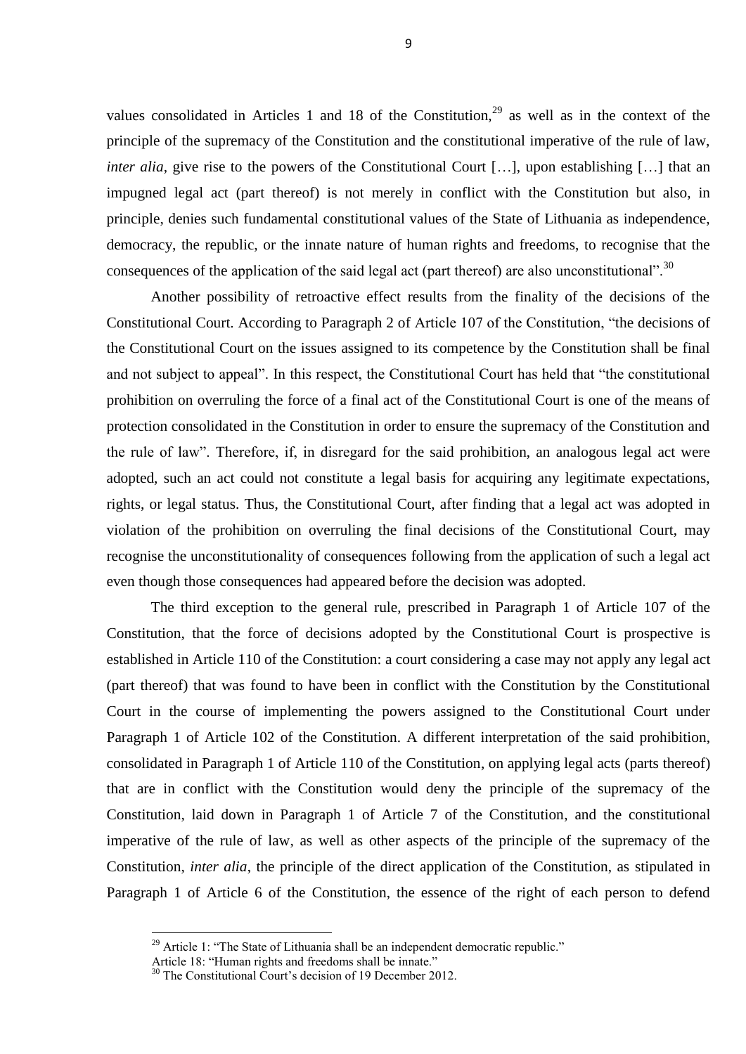values consolidated in Articles 1 and 18 of the Constitution,[29] as well as in the context of the principle of the supremacy of the Constitution and the constitutional imperative of the rule of law, *inter alia*, give rise to the powers of the Constitutional Court […], upon establishing […] that an impugned legal act (part thereof) is not merely in conflict with the Constitution but also, in principle, denies such fundamental constitutional values of the State of Lithuania as independence, democracy, the republic, or the innate nature of human rights and freedoms, to recognise that the consequences of the application of the said legal act (part thereof) are also unconstitutional".[30]

Another possibility of retroactive effect results from the finality of the decisions of the Constitutional Court. According to Paragraph 2 of Article 107 of the Constitution, "the decisions of the Constitutional Court on the issues assigned to its competence by the Constitution shall be final and not subject to appeal". In this respect, the Constitutional Court has held that "the constitutional prohibition on overruling the force of a final act of the Constitutional Court is one of the means of protection consolidated in the Constitution in order to ensure the supremacy of the Constitution and the rule of law". Therefore, if, in disregard for the said prohibition, an analogous legal act were adopted, such an act could not constitute a legal basis for acquiring any legitimate expectations, rights, or legal status. Thus, the Constitutional Court, after finding that a legal act was adopted in violation of the prohibition on overruling the final decisions of the Constitutional Court, may recognise the unconstitutionality of consequences following from the application of such a legal act even though those consequences had appeared before the decision was adopted.

The third exception to the general rule, prescribed in Paragraph 1 of Article 107 of the Constitution, that the force of decisions adopted by the Constitutional Court is prospective is established in Article 110 of the Constitution: a court considering a case may not apply any legal act (part thereof) that was found to have been in conflict with the Constitution by the Constitutional Court in the course of implementing the powers assigned to the Constitutional Court under Paragraph 1 of Article 102 of the Constitution. A different interpretation of the said prohibition, consolidated in Paragraph 1 of Article 110 of the Constitution, on applying legal acts (parts thereof) that are in conflict with the Constitution would deny the principle of the supremacy of the Constitution, laid down in Paragraph 1 of Article 7 of the Constitution, and the constitutional imperative of the rule of law, as well as other aspects of the principle of the supremacy of the Constitution, *inter alia*, the principle of the direct application of the Constitution, as stipulated in Paragraph 1 of Article 6 of the Constitution, the essence of the right of each person to defend

---

[29] Article 1: "The State of Lithuania shall be an independent democratic republic."
Article 18: "Human rights and freedoms shall be innate."

[30] The Constitutional Court's decision of 19 December 2012.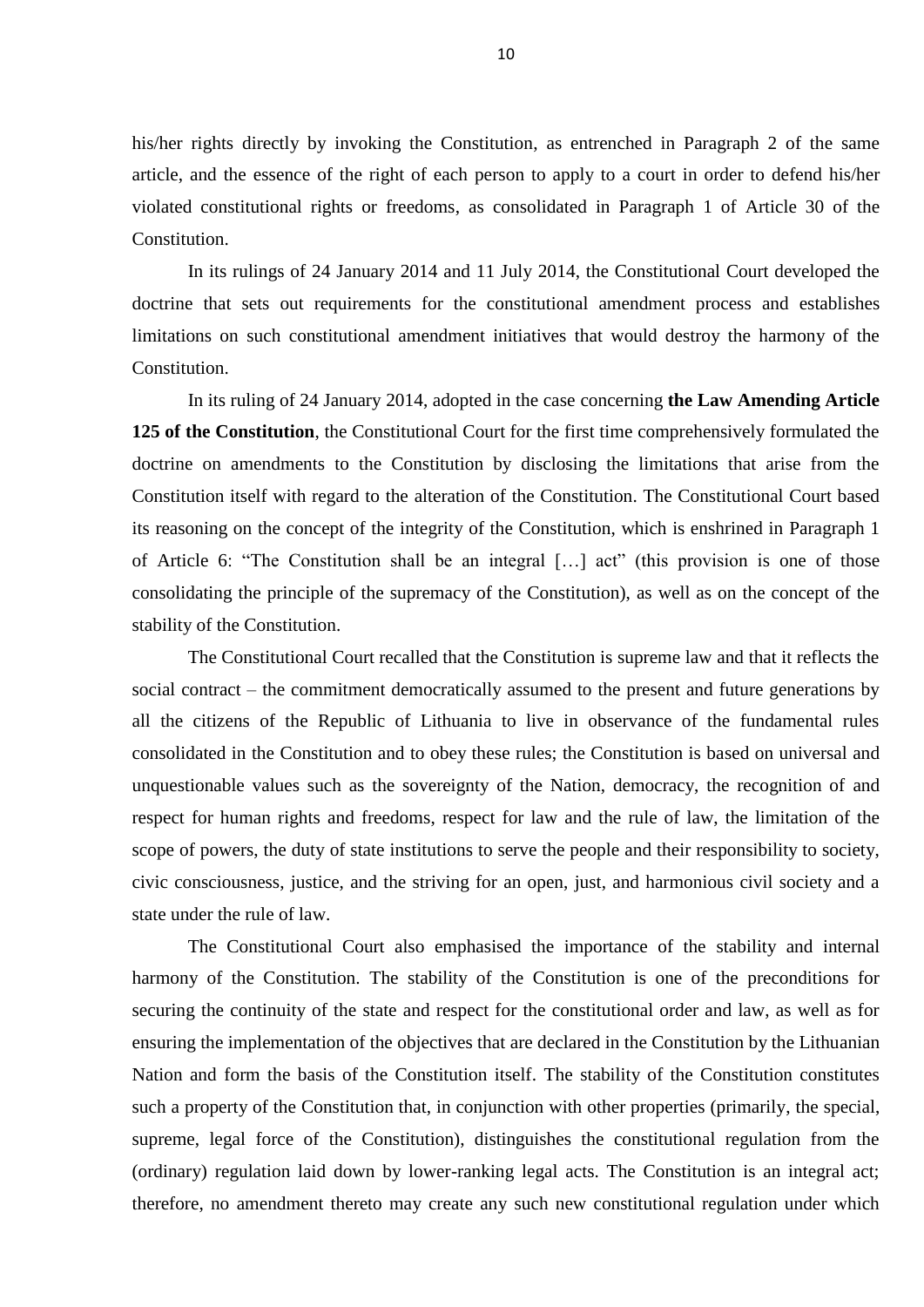his/her rights directly by invoking the Constitution, as entrenched in Paragraph 2 of the same article, and the essence of the right of each person to apply to a court in order to defend his/her violated constitutional rights or freedoms, as consolidated in Paragraph 1 of Article 30 of the Constitution.

In its rulings of 24 January 2014 and 11 July 2014, the Constitutional Court developed the doctrine that sets out requirements for the constitutional amendment process and establishes limitations on such constitutional amendment initiatives that would destroy the harmony of the Constitution.

In its ruling of 24 January 2014, adopted in the case concerning **the Law Amending Article 125 of the Constitution**, the Constitutional Court for the first time comprehensively formulated the doctrine on amendments to the Constitution by disclosing the limitations that arise from the Constitution itself with regard to the alteration of the Constitution. The Constitutional Court based its reasoning on the concept of the integrity of the Constitution, which is enshrined in Paragraph 1 of Article 6: "The Constitution shall be an integral […] act" (this provision is one of those consolidating the principle of the supremacy of the Constitution), as well as on the concept of the stability of the Constitution.

The Constitutional Court recalled that the Constitution is supreme law and that it reflects the social contract – the commitment democratically assumed to the present and future generations by all the citizens of the Republic of Lithuania to live in observance of the fundamental rules consolidated in the Constitution and to obey these rules; the Constitution is based on universal and unquestionable values such as the sovereignty of the Nation, democracy, the recognition of and respect for human rights and freedoms, respect for law and the rule of law, the limitation of the scope of powers, the duty of state institutions to serve the people and their responsibility to society, civic consciousness, justice, and the striving for an open, just, and harmonious civil society and a state under the rule of law.

The Constitutional Court also emphasised the importance of the stability and internal harmony of the Constitution. The stability of the Constitution is one of the preconditions for securing the continuity of the state and respect for the constitutional order and law, as well as for ensuring the implementation of the objectives that are declared in the Constitution by the Lithuanian Nation and form the basis of the Constitution itself. The stability of the Constitution constitutes such a property of the Constitution that, in conjunction with other properties (primarily, the special, supreme, legal force of the Constitution), distinguishes the constitutional regulation from the (ordinary) regulation laid down by lower-ranking legal acts. The Constitution is an integral act; therefore, no amendment thereto may create any such new constitutional regulation under which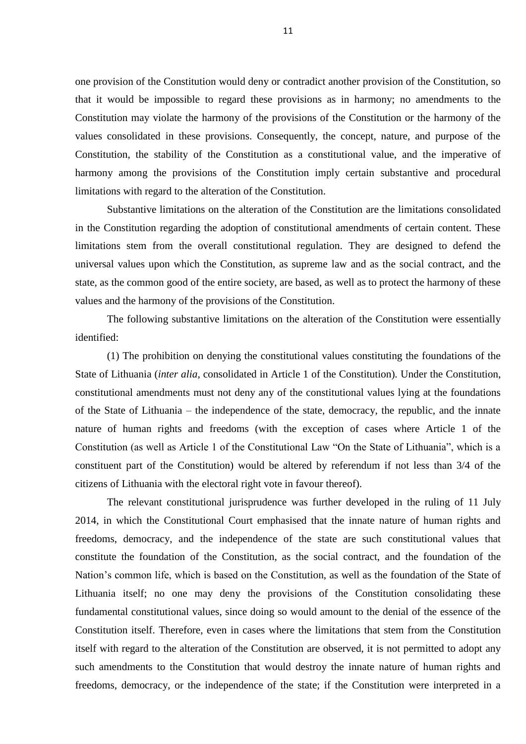one provision of the Constitution would deny or contradict another provision of the Constitution, so that it would be impossible to regard these provisions as in harmony; no amendments to the Constitution may violate the harmony of the provisions of the Constitution or the harmony of the values consolidated in these provisions. Consequently, the concept, nature, and purpose of the Constitution, the stability of the Constitution as a constitutional value, and the imperative of harmony among the provisions of the Constitution imply certain substantive and procedural limitations with regard to the alteration of the Constitution.

Substantive limitations on the alteration of the Constitution are the limitations consolidated in the Constitution regarding the adoption of constitutional amendments of certain content. These limitations stem from the overall constitutional regulation. They are designed to defend the universal values upon which the Constitution, as supreme law and as the social contract, and the state, as the common good of the entire society, are based, as well as to protect the harmony of these values and the harmony of the provisions of the Constitution.

The following substantive limitations on the alteration of the Constitution were essentially identified:

(1) The prohibition on denying the constitutional values constituting the foundations of the State of Lithuania (*inter alia*, consolidated in Article 1 of the Constitution). Under the Constitution, constitutional amendments must not deny any of the constitutional values lying at the foundations of the State of Lithuania – the independence of the state, democracy, the republic, and the innate nature of human rights and freedoms (with the exception of cases where Article 1 of the Constitution (as well as Article 1 of the Constitutional Law "On the State of Lithuania", which is a constituent part of the Constitution) would be altered by referendum if not less than 3/4 of the citizens of Lithuania with the electoral right vote in favour thereof).

The relevant constitutional jurisprudence was further developed in the ruling of 11 July 2014, in which the Constitutional Court emphasised that the innate nature of human rights and freedoms, democracy, and the independence of the state are such constitutional values that constitute the foundation of the Constitution, as the social contract, and the foundation of the Nation's common life, which is based on the Constitution, as well as the foundation of the State of Lithuania itself; no one may deny the provisions of the Constitution consolidating these fundamental constitutional values, since doing so would amount to the denial of the essence of the Constitution itself. Therefore, even in cases where the limitations that stem from the Constitution itself with regard to the alteration of the Constitution are observed, it is not permitted to adopt any such amendments to the Constitution that would destroy the innate nature of human rights and freedoms, democracy, or the independence of the state; if the Constitution were interpreted in a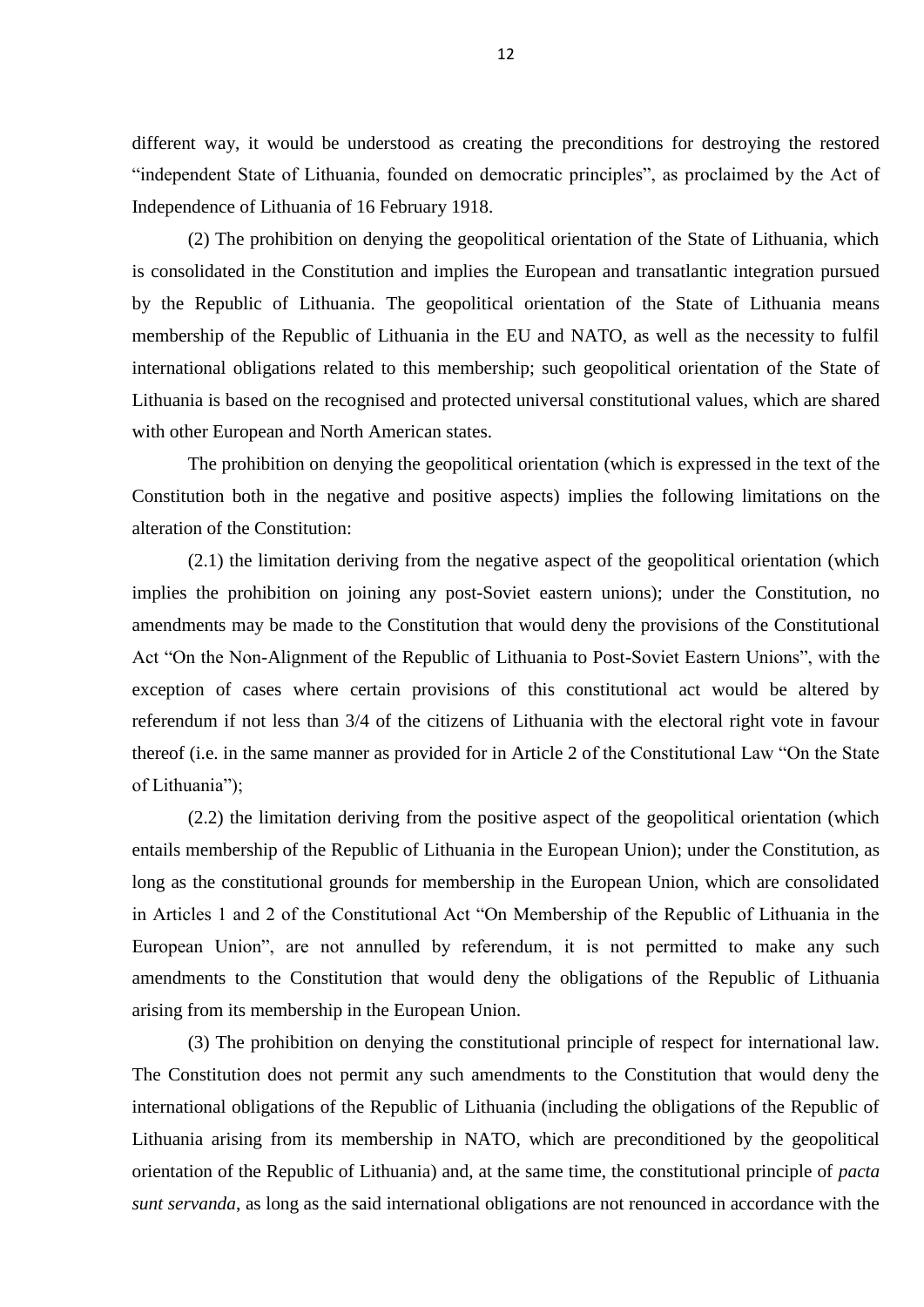different way, it would be understood as creating the preconditions for destroying the restored "independent State of Lithuania, founded on democratic principles", as proclaimed by the Act of Independence of Lithuania of 16 February 1918.

(2) The prohibition on denying the geopolitical orientation of the State of Lithuania, which is consolidated in the Constitution and implies the European and transatlantic integration pursued by the Republic of Lithuania. The geopolitical orientation of the State of Lithuania means membership of the Republic of Lithuania in the EU and NATO, as well as the necessity to fulfil international obligations related to this membership; such geopolitical orientation of the State of Lithuania is based on the recognised and protected universal constitutional values, which are shared with other European and North American states.

The prohibition on denying the geopolitical orientation (which is expressed in the text of the Constitution both in the negative and positive aspects) implies the following limitations on the alteration of the Constitution:

(2.1) the limitation deriving from the negative aspect of the geopolitical orientation (which implies the prohibition on joining any post-Soviet eastern unions); under the Constitution, no amendments may be made to the Constitution that would deny the provisions of the Constitutional Act "On the Non-Alignment of the Republic of Lithuania to Post-Soviet Eastern Unions", with the exception of cases where certain provisions of this constitutional act would be altered by referendum if not less than 3/4 of the citizens of Lithuania with the electoral right vote in favour thereof (i.e. in the same manner as provided for in Article 2 of the Constitutional Law "On the State of Lithuania");

(2.2) the limitation deriving from the positive aspect of the geopolitical orientation (which entails membership of the Republic of Lithuania in the European Union); under the Constitution, as long as the constitutional grounds for membership in the European Union, which are consolidated in Articles 1 and 2 of the Constitutional Act "On Membership of the Republic of Lithuania in the European Union", are not annulled by referendum, it is not permitted to make any such amendments to the Constitution that would deny the obligations of the Republic of Lithuania arising from its membership in the European Union.

(3) The prohibition on denying the constitutional principle of respect for international law. The Constitution does not permit any such amendments to the Constitution that would deny the international obligations of the Republic of Lithuania (including the obligations of the Republic of Lithuania arising from its membership in NATO, which are preconditioned by the geopolitical orientation of the Republic of Lithuania) and, at the same time, the constitutional principle of *pacta sunt servanda*, as long as the said international obligations are not renounced in accordance with the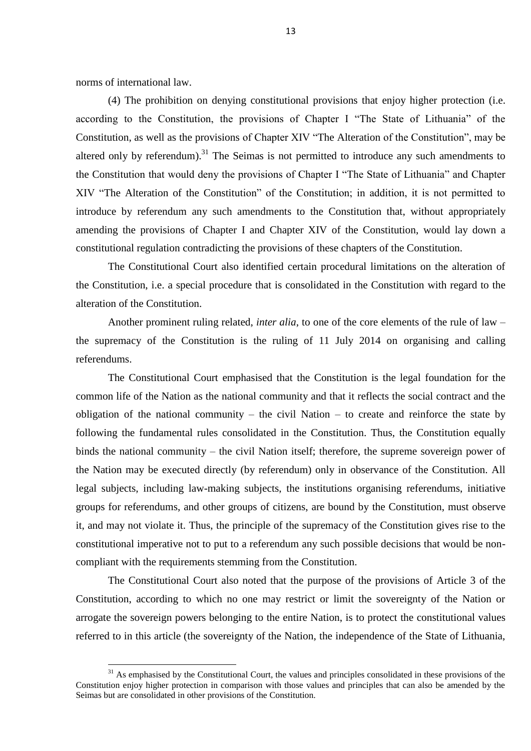norms of international law.

(4) The prohibition on denying constitutional provisions that enjoy higher protection (i.e. according to the Constitution, the provisions of Chapter I "The State of Lithuania" of the Constitution, as well as the provisions of Chapter XIV "The Alteration of the Constitution", may be altered only by referendum).[31] The Seimas is not permitted to introduce any such amendments to the Constitution that would deny the provisions of Chapter I "The State of Lithuania" and Chapter XIV "The Alteration of the Constitution" of the Constitution; in addition, it is not permitted to introduce by referendum any such amendments to the Constitution that, without appropriately amending the provisions of Chapter I and Chapter XIV of the Constitution, would lay down a constitutional regulation contradicting the provisions of these chapters of the Constitution.

The Constitutional Court also identified certain procedural limitations on the alteration of the Constitution, i.e. a special procedure that is consolidated in the Constitution with regard to the alteration of the Constitution.

Another prominent ruling related, *inter alia*, to one of the core elements of the rule of law – the supremacy of the Constitution is the ruling of 11 July 2014 on organising and calling referendums.

The Constitutional Court emphasised that the Constitution is the legal foundation for the common life of the Nation as the national community and that it reflects the social contract and the obligation of the national community – the civil Nation – to create and reinforce the state by following the fundamental rules consolidated in the Constitution. Thus, the Constitution equally binds the national community – the civil Nation itself; therefore, the supreme sovereign power of the Nation may be executed directly (by referendum) only in observance of the Constitution. All legal subjects, including law-making subjects, the institutions organising referendums, initiative groups for referendums, and other groups of citizens, are bound by the Constitution, must observe it, and may not violate it. Thus, the principle of the supremacy of the Constitution gives rise to the constitutional imperative not to put to a referendum any such possible decisions that would be non-compliant with the requirements stemming from the Constitution.

The Constitutional Court also noted that the purpose of the provisions of Article 3 of the Constitution, according to which no one may restrict or limit the sovereignty of the Nation or arrogate the sovereign powers belonging to the entire Nation, is to protect the constitutional values referred to in this article (the sovereignty of the Nation, the independence of the State of Lithuania,

---

[31] As emphasised by the Constitutional Court, the values and principles consolidated in these provisions of the Constitution enjoy higher protection in comparison with those values and principles that can also be amended by the Seimas but are consolidated in other provisions of the Constitution.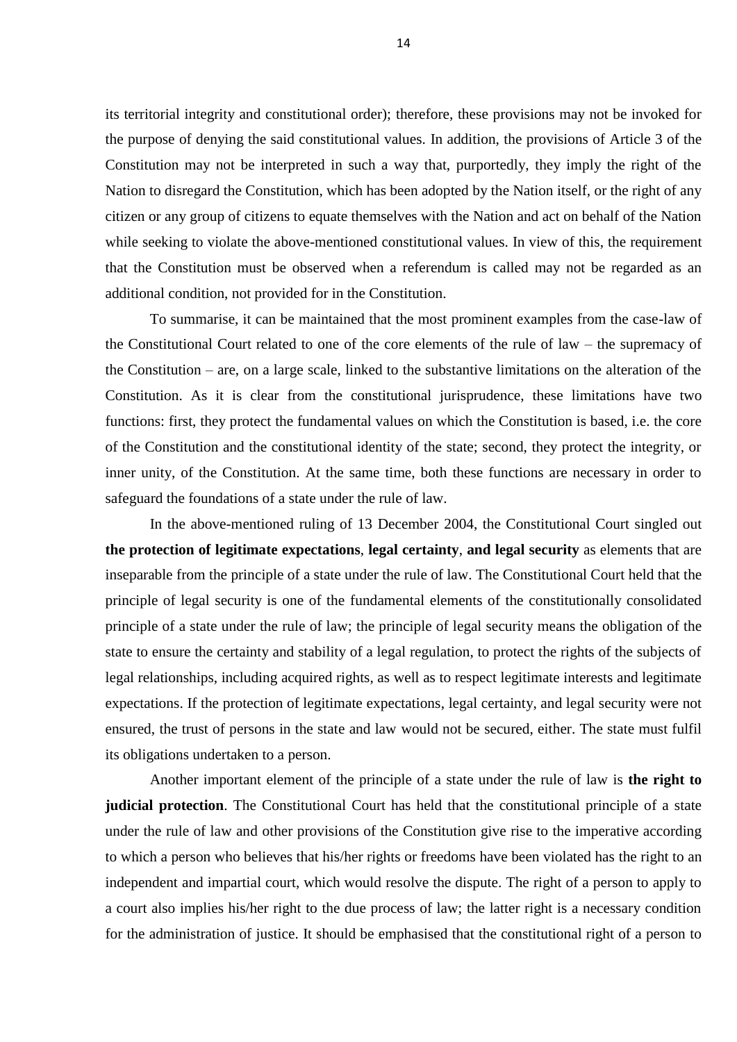its territorial integrity and constitutional order); therefore, these provisions may not be invoked for the purpose of denying the said constitutional values. In addition, the provisions of Article 3 of the Constitution may not be interpreted in such a way that, purportedly, they imply the right of the Nation to disregard the Constitution, which has been adopted by the Nation itself, or the right of any citizen or any group of citizens to equate themselves with the Nation and act on behalf of the Nation while seeking to violate the above-mentioned constitutional values. In view of this, the requirement that the Constitution must be observed when a referendum is called may not be regarded as an additional condition, not provided for in the Constitution.

To summarise, it can be maintained that the most prominent examples from the case-law of the Constitutional Court related to one of the core elements of the rule of law – the supremacy of the Constitution – are, on a large scale, linked to the substantive limitations on the alteration of the Constitution. As it is clear from the constitutional jurisprudence, these limitations have two functions: first, they protect the fundamental values on which the Constitution is based, i.e. the core of the Constitution and the constitutional identity of the state; second, they protect the integrity, or inner unity, of the Constitution. At the same time, both these functions are necessary in order to safeguard the foundations of a state under the rule of law.

In the above-mentioned ruling of 13 December 2004, the Constitutional Court singled out **the protection of legitimate expectations**, **legal certainty**, **and legal security** as elements that are inseparable from the principle of a state under the rule of law. The Constitutional Court held that the principle of legal security is one of the fundamental elements of the constitutionally consolidated principle of a state under the rule of law; the principle of legal security means the obligation of the state to ensure the certainty and stability of a legal regulation, to protect the rights of the subjects of legal relationships, including acquired rights, as well as to respect legitimate interests and legitimate expectations. If the protection of legitimate expectations, legal certainty, and legal security were not ensured, the trust of persons in the state and law would not be secured, either. The state must fulfil its obligations undertaken to a person.

Another important element of the principle of a state under the rule of law is **the right to judicial protection**. The Constitutional Court has held that the constitutional principle of a state under the rule of law and other provisions of the Constitution give rise to the imperative according to which a person who believes that his/her rights or freedoms have been violated has the right to an independent and impartial court, which would resolve the dispute. The right of a person to apply to a court also implies his/her right to the due process of law; the latter right is a necessary condition for the administration of justice. It should be emphasised that the constitutional right of a person to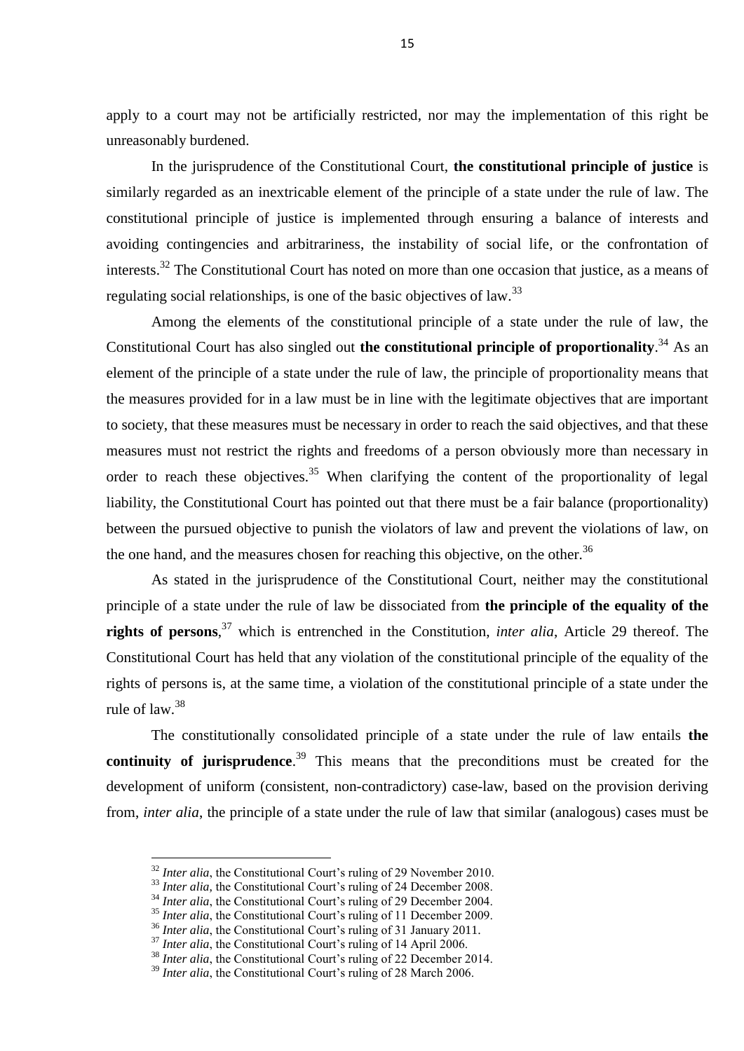apply to a court may not be artificially restricted, nor may the implementation of this right be unreasonably burdened.

In the jurisprudence of the Constitutional Court, **the constitutional principle of justice** is similarly regarded as an inextricable element of the principle of a state under the rule of law. The constitutional principle of justice is implemented through ensuring a balance of interests and avoiding contingencies and arbitrariness, the instability of social life, or the confrontation of interests.[32] The Constitutional Court has noted on more than one occasion that justice, as a means of regulating social relationships, is one of the basic objectives of law.[33]

Among the elements of the constitutional principle of a state under the rule of law, the Constitutional Court has also singled out **the constitutional principle of proportionality**.[34] As an element of the principle of a state under the rule of law, the principle of proportionality means that the measures provided for in a law must be in line with the legitimate objectives that are important to society, that these measures must be necessary in order to reach the said objectives, and that these measures must not restrict the rights and freedoms of a person obviously more than necessary in order to reach these objectives.[35] When clarifying the content of the proportionality of legal liability, the Constitutional Court has pointed out that there must be a fair balance (proportionality) between the pursued objective to punish the violators of law and prevent the violations of law, on the one hand, and the measures chosen for reaching this objective, on the other.[36]

As stated in the jurisprudence of the Constitutional Court, neither may the constitutional principle of a state under the rule of law be dissociated from **the principle of the equality of the rights of persons**,[37] which is entrenched in the Constitution, *inter alia*, Article 29 thereof. The Constitutional Court has held that any violation of the constitutional principle of the equality of the rights of persons is, at the same time, a violation of the constitutional principle of a state under the rule of law.[38]

The constitutionally consolidated principle of a state under the rule of law entails **the continuity of jurisprudence**.[39] This means that the preconditions must be created for the development of uniform (consistent, non-contradictory) case-law, based on the provision deriving from, *inter alia*, the principle of a state under the rule of law that similar (analogous) cases must be

---

[32] *Inter alia*, the Constitutional Court's ruling of 29 November 2010.

[33] *Inter alia*, the Constitutional Court's ruling of 24 December 2008.

[34] *Inter alia*, the Constitutional Court's ruling of 29 December 2004.

[35] *Inter alia*, the Constitutional Court's ruling of 11 December 2009.

[36] *Inter alia*, the Constitutional Court's ruling of 31 January 2011.

[37] *Inter alia*, the Constitutional Court's ruling of 14 April 2006.

[38] *Inter alia*, the Constitutional Court's ruling of 22 December 2014.

[39] *Inter alia*, the Constitutional Court's ruling of 28 March 2006.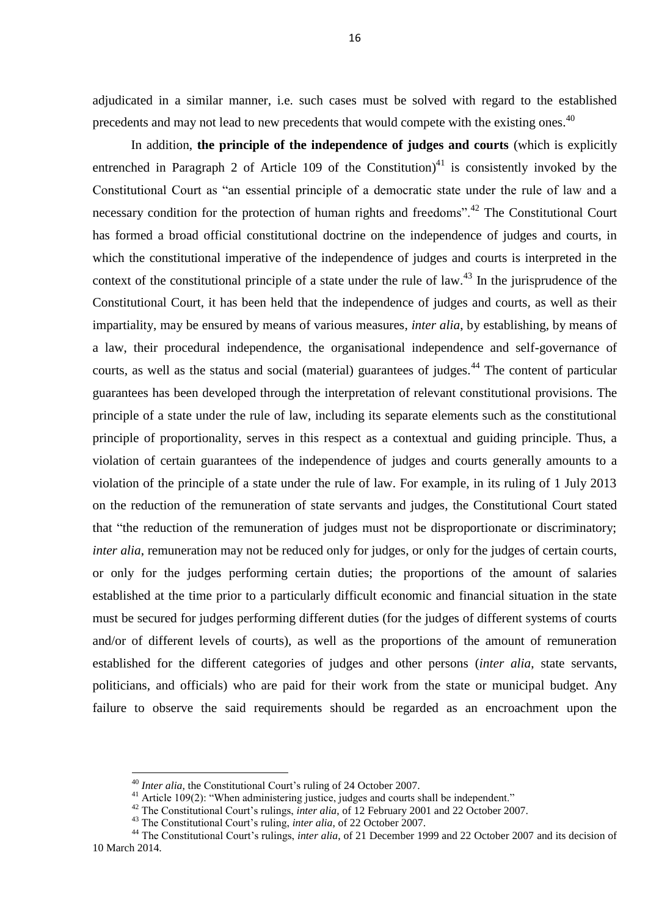adjudicated in a similar manner, i.e. such cases must be solved with regard to the established precedents and may not lead to new precedents that would compete with the existing ones.[40]

In addition, **the principle of the independence of judges and courts** (which is explicitly entrenched in Paragraph 2 of Article 109 of the Constitution)[41] is consistently invoked by the Constitutional Court as "an essential principle of a democratic state under the rule of law and a necessary condition for the protection of human rights and freedoms".[42] The Constitutional Court has formed a broad official constitutional doctrine on the independence of judges and courts, in which the constitutional imperative of the independence of judges and courts is interpreted in the context of the constitutional principle of a state under the rule of law.[43] In the jurisprudence of the Constitutional Court, it has been held that the independence of judges and courts, as well as their impartiality, may be ensured by means of various measures, *inter alia*, by establishing, by means of a law, their procedural independence, the organisational independence and self-governance of courts, as well as the status and social (material) guarantees of judges.[44] The content of particular guarantees has been developed through the interpretation of relevant constitutional provisions. The principle of a state under the rule of law, including its separate elements such as the constitutional principle of proportionality, serves in this respect as a contextual and guiding principle. Thus, a violation of certain guarantees of the independence of judges and courts generally amounts to a violation of the principle of a state under the rule of law. For example, in its ruling of 1 July 2013 on the reduction of the remuneration of state servants and judges, the Constitutional Court stated that "the reduction of the remuneration of judges must not be disproportionate or discriminatory; *inter alia*, remuneration may not be reduced only for judges, or only for the judges of certain courts, or only for the judges performing certain duties; the proportions of the amount of salaries established at the time prior to a particularly difficult economic and financial situation in the state must be secured for judges performing different duties (for the judges of different systems of courts and/or of different levels of courts), as well as the proportions of the amount of remuneration established for the different categories of judges and other persons (*inter alia*, state servants, politicians, and officials) who are paid for their work from the state or municipal budget. Any failure to observe the said requirements should be regarded as an encroachment upon the

---

[40] *Inter alia*, the Constitutional Court's ruling of 24 October 2007.

[41] Article 109(2): "When administering justice, judges and courts shall be independent."

[42] The Constitutional Court's rulings, *inter alia*, of 12 February 2001 and 22 October 2007.

[43] The Constitutional Court's ruling, *inter alia*, of 22 October 2007.

[44] The Constitutional Court's rulings, *inter alia*, of 21 December 1999 and 22 October 2007 and its decision of 10 March 2014.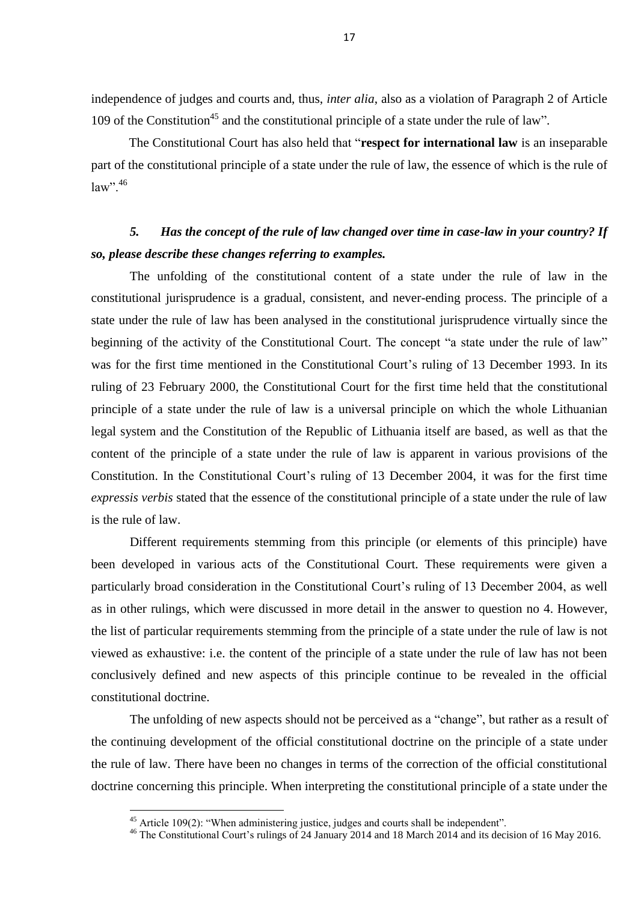independence of judges and courts and, thus, *inter alia*, also as a violation of Paragraph 2 of Article 109 of the Constitution[45] and the constitutional principle of a state under the rule of law".

The Constitutional Court has also held that "**respect for international law** is an inseparable part of the constitutional principle of a state under the rule of law, the essence of which is the rule of law".[46]

### *5. Has the concept of the rule of law changed over time in case-law in your country? If so, please describe these changes referring to examples.*

The unfolding of the constitutional content of a state under the rule of law in the constitutional jurisprudence is a gradual, consistent, and never-ending process. The principle of a state under the rule of law has been analysed in the constitutional jurisprudence virtually since the beginning of the activity of the Constitutional Court. The concept "a state under the rule of law" was for the first time mentioned in the Constitutional Court's ruling of 13 December 1993. In its ruling of 23 February 2000, the Constitutional Court for the first time held that the constitutional principle of a state under the rule of law is a universal principle on which the whole Lithuanian legal system and the Constitution of the Republic of Lithuania itself are based, as well as that the content of the principle of a state under the rule of law is apparent in various provisions of the Constitution. In the Constitutional Court's ruling of 13 December 2004, it was for the first time *expressis verbis* stated that the essence of the constitutional principle of a state under the rule of law is the rule of law.

Different requirements stemming from this principle (or elements of this principle) have been developed in various acts of the Constitutional Court. These requirements were given a particularly broad consideration in the Constitutional Court's ruling of 13 December 2004, as well as in other rulings, which were discussed in more detail in the answer to question no 4. However, the list of particular requirements stemming from the principle of a state under the rule of law is not viewed as exhaustive: i.e. the content of the principle of a state under the rule of law has not been conclusively defined and new aspects of this principle continue to be revealed in the official constitutional doctrine.

The unfolding of new aspects should not be perceived as a "change", but rather as a result of the continuing development of the official constitutional doctrine on the principle of a state under the rule of law. There have been no changes in terms of the correction of the official constitutional doctrine concerning this principle. When interpreting the constitutional principle of a state under the

---

[45] Article 109(2): "When administering justice, judges and courts shall be independent".

[46] The Constitutional Court's rulings of 24 January 2014 and 18 March 2014 and its decision of 16 May 2016.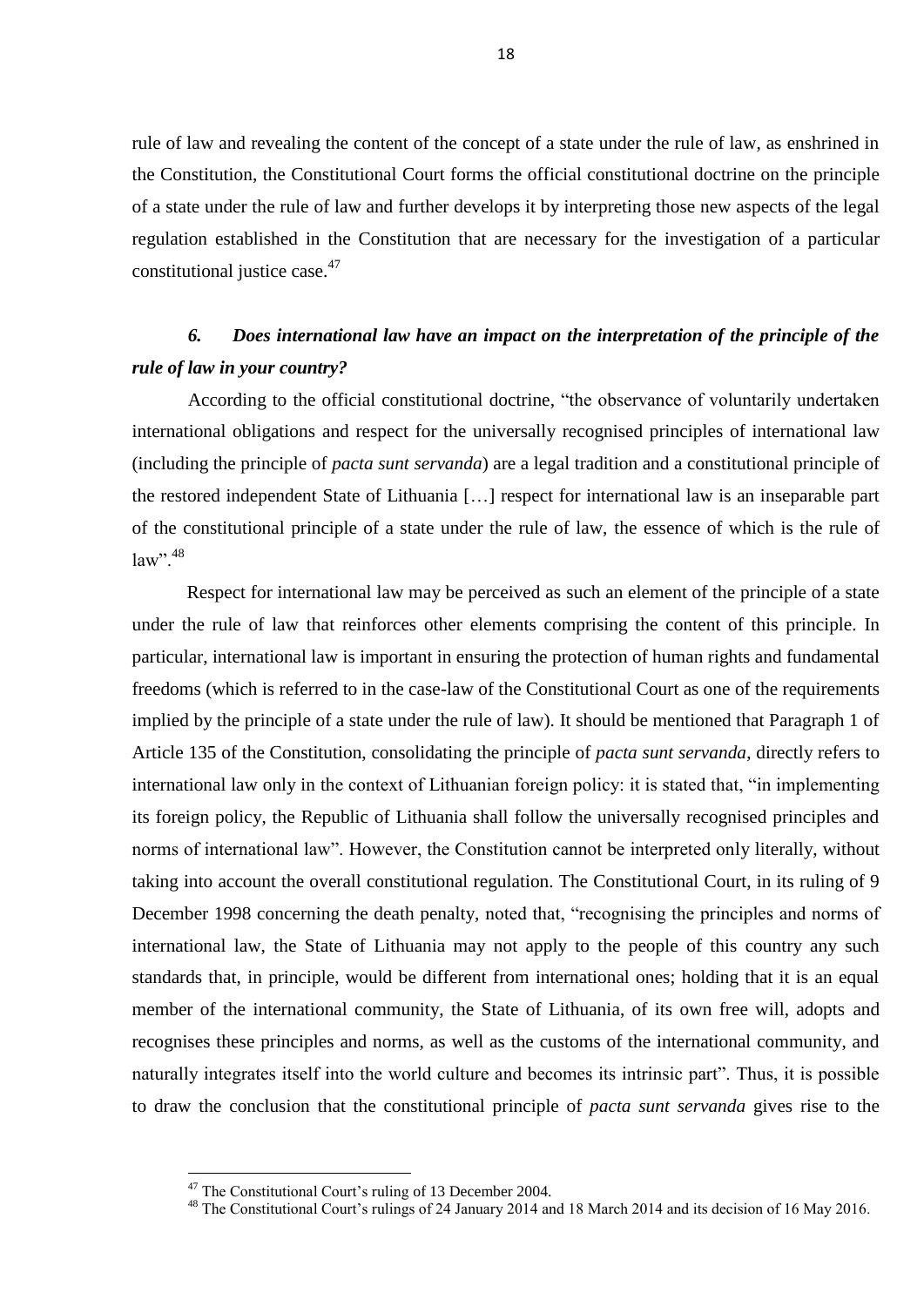rule of law and revealing the content of the concept of a state under the rule of law, as enshrined in the Constitution, the Constitutional Court forms the official constitutional doctrine on the principle of a state under the rule of law and further develops it by interpreting those new aspects of the legal regulation established in the Constitution that are necessary for the investigation of a particular constitutional justice case.[47]

### *6. Does international law have an impact on the interpretation of the principle of the rule of law in your country?*

According to the official constitutional doctrine, "the observance of voluntarily undertaken international obligations and respect for the universally recognised principles of international law (including the principle of *pacta sunt servanda*) are a legal tradition and a constitutional principle of the restored independent State of Lithuania […] respect for international law is an inseparable part of the constitutional principle of a state under the rule of law, the essence of which is the rule of law".[48]

Respect for international law may be perceived as such an element of the principle of a state under the rule of law that reinforces other elements comprising the content of this principle. In particular, international law is important in ensuring the protection of human rights and fundamental freedoms (which is referred to in the case-law of the Constitutional Court as one of the requirements implied by the principle of a state under the rule of law). It should be mentioned that Paragraph 1 of Article 135 of the Constitution, consolidating the principle of *pacta sunt servanda*, directly refers to international law only in the context of Lithuanian foreign policy: it is stated that, "in implementing its foreign policy, the Republic of Lithuania shall follow the universally recognised principles and norms of international law". However, the Constitution cannot be interpreted only literally, without taking into account the overall constitutional regulation. The Constitutional Court, in its ruling of 9 December 1998 concerning the death penalty, noted that, "recognising the principles and norms of international law, the State of Lithuania may not apply to the people of this country any such standards that, in principle, would be different from international ones; holding that it is an equal member of the international community, the State of Lithuania, of its own free will, adopts and recognises these principles and norms, as well as the customs of the international community, and naturally integrates itself into the world culture and becomes its intrinsic part". Thus, it is possible to draw the conclusion that the constitutional principle of *pacta sunt servanda* gives rise to the

[47] The Constitutional Court's ruling of 13 December 2004.

[48] The Constitutional Court's rulings of 24 January 2014 and 18 March 2014 and its decision of 16 May 2016.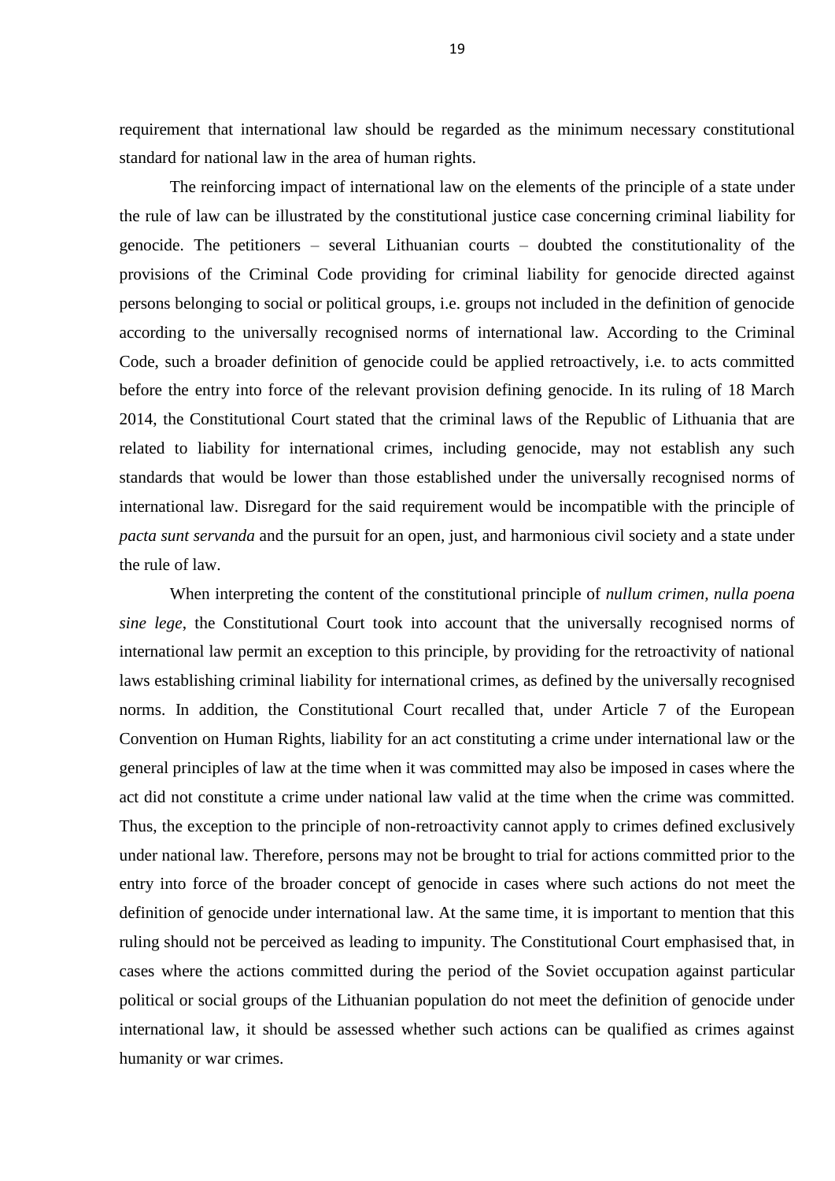requirement that international law should be regarded as the minimum necessary constitutional standard for national law in the area of human rights.

The reinforcing impact of international law on the elements of the principle of a state under the rule of law can be illustrated by the constitutional justice case concerning criminal liability for genocide. The petitioners – several Lithuanian courts – doubted the constitutionality of the provisions of the Criminal Code providing for criminal liability for genocide directed against persons belonging to social or political groups, i.e. groups not included in the definition of genocide according to the universally recognised norms of international law. According to the Criminal Code, such a broader definition of genocide could be applied retroactively, i.e. to acts committed before the entry into force of the relevant provision defining genocide. In its ruling of 18 March 2014, the Constitutional Court stated that the criminal laws of the Republic of Lithuania that are related to liability for international crimes, including genocide, may not establish any such standards that would be lower than those established under the universally recognised norms of international law. Disregard for the said requirement would be incompatible with the principle of *pacta sunt servanda* and the pursuit for an open, just, and harmonious civil society and a state under the rule of law.

When interpreting the content of the constitutional principle of *nullum crimen, nulla poena sine lege*, the Constitutional Court took into account that the universally recognised norms of international law permit an exception to this principle, by providing for the retroactivity of national laws establishing criminal liability for international crimes, as defined by the universally recognised norms. In addition, the Constitutional Court recalled that, under Article 7 of the European Convention on Human Rights, liability for an act constituting a crime under international law or the general principles of law at the time when it was committed may also be imposed in cases where the act did not constitute a crime under national law valid at the time when the crime was committed. Thus, the exception to the principle of non-retroactivity cannot apply to crimes defined exclusively under national law. Therefore, persons may not be brought to trial for actions committed prior to the entry into force of the broader concept of genocide in cases where such actions do not meet the definition of genocide under international law. At the same time, it is important to mention that this ruling should not be perceived as leading to impunity. The Constitutional Court emphasised that, in cases where the actions committed during the period of the Soviet occupation against particular political or social groups of the Lithuanian population do not meet the definition of genocide under international law, it should be assessed whether such actions can be qualified as crimes against humanity or war crimes.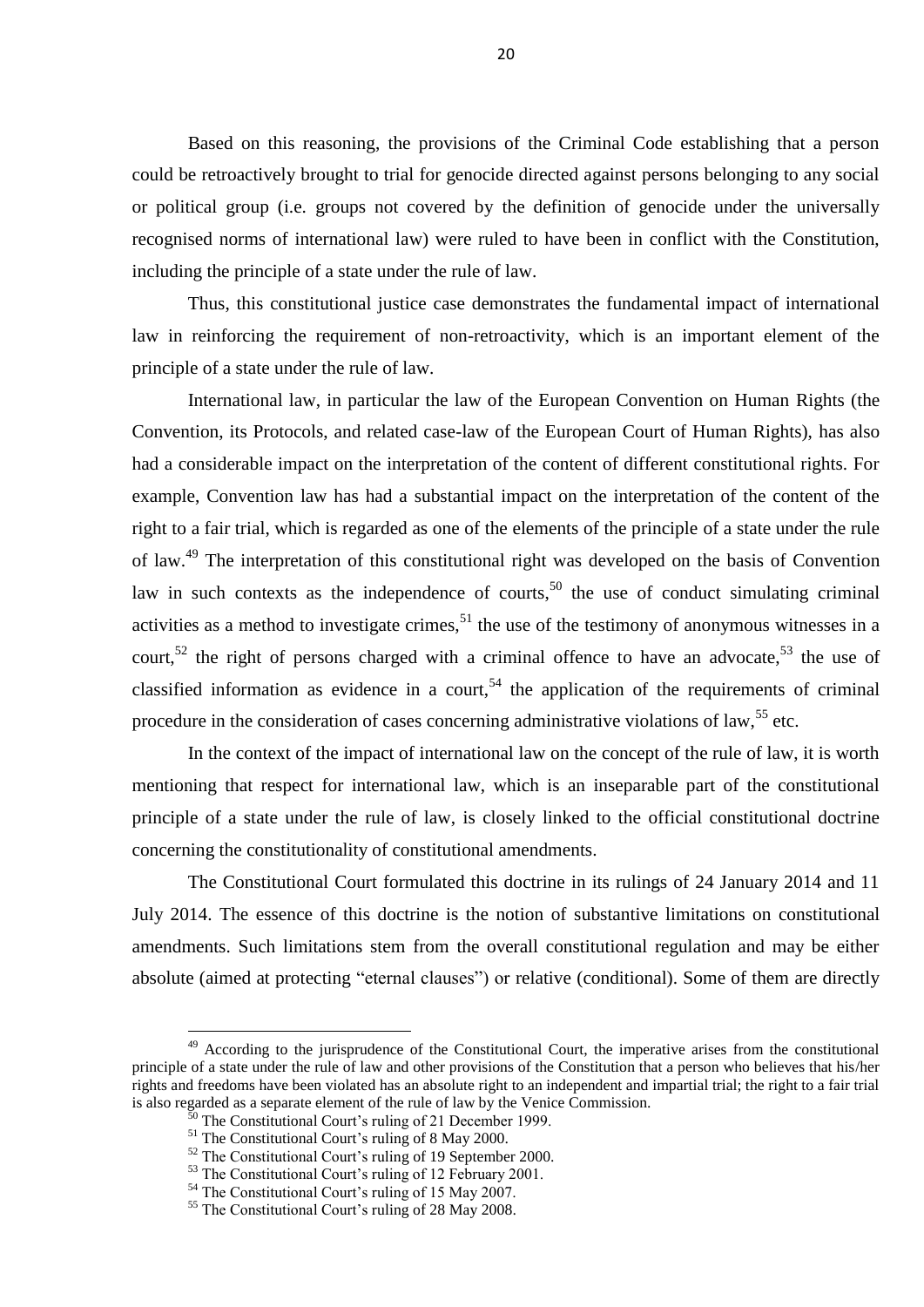Based on this reasoning, the provisions of the Criminal Code establishing that a person could be retroactively brought to trial for genocide directed against persons belonging to any social or political group (i.e. groups not covered by the definition of genocide under the universally recognised norms of international law) were ruled to have been in conflict with the Constitution, including the principle of a state under the rule of law.

Thus, this constitutional justice case demonstrates the fundamental impact of international law in reinforcing the requirement of non-retroactivity, which is an important element of the principle of a state under the rule of law.

International law, in particular the law of the European Convention on Human Rights (the Convention, its Protocols, and related case-law of the European Court of Human Rights), has also had a considerable impact on the interpretation of the content of different constitutional rights. For example, Convention law has had a substantial impact on the interpretation of the content of the right to a fair trial, which is regarded as one of the elements of the principle of a state under the rule of law.[49] The interpretation of this constitutional right was developed on the basis of Convention law in such contexts as the independence of courts,[50] the use of conduct simulating criminal activities as a method to investigate crimes,[51] the use of the testimony of anonymous witnesses in a court,[52] the right of persons charged with a criminal offence to have an advocate,[53] the use of classified information as evidence in a court,[54] the application of the requirements of criminal procedure in the consideration of cases concerning administrative violations of law,[55] etc.

In the context of the impact of international law on the concept of the rule of law, it is worth mentioning that respect for international law, which is an inseparable part of the constitutional principle of a state under the rule of law, is closely linked to the official constitutional doctrine concerning the constitutionality of constitutional amendments.

The Constitutional Court formulated this doctrine in its rulings of 24 January 2014 and 11 July 2014. The essence of this doctrine is the notion of substantive limitations on constitutional amendments. Such limitations stem from the overall constitutional regulation and may be either absolute (aimed at protecting "eternal clauses") or relative (conditional). Some of them are directly

---

[49] According to the jurisprudence of the Constitutional Court, the imperative arises from the constitutional principle of a state under the rule of law and other provisions of the Constitution that a person who believes that his/her rights and freedoms have been violated has an absolute right to an independent and impartial trial; the right to a fair trial is also regarded as a separate element of the rule of law by the Venice Commission.

[50] The Constitutional Court's ruling of 21 December 1999.

[51] The Constitutional Court's ruling of 8 May 2000.

[52] The Constitutional Court's ruling of 19 September 2000.

[53] The Constitutional Court's ruling of 12 February 2001.

[54] The Constitutional Court's ruling of 15 May 2007.

[55] The Constitutional Court's ruling of 28 May 2008.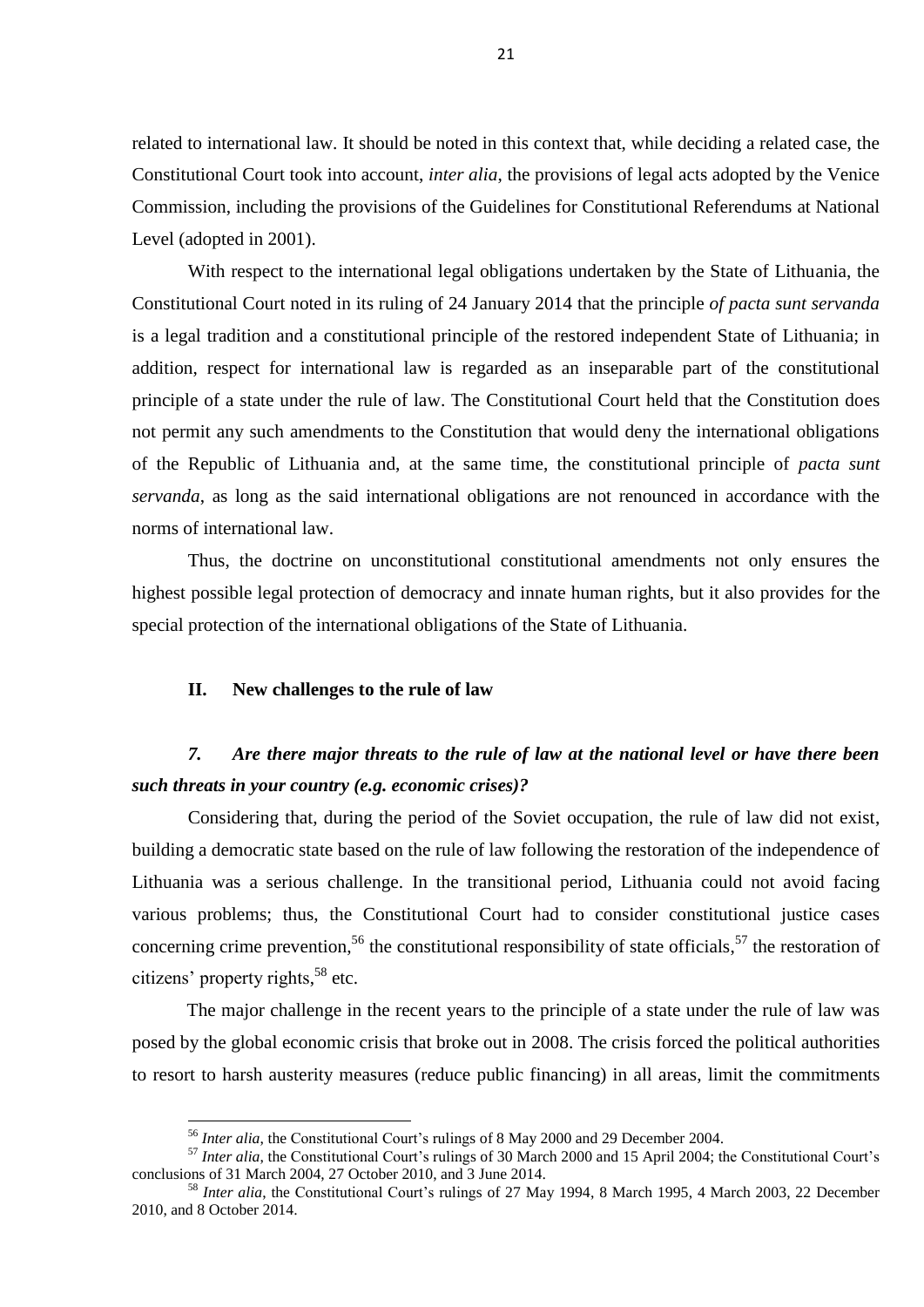related to international law. It should be noted in this context that, while deciding a related case, the Constitutional Court took into account, *inter alia*, the provisions of legal acts adopted by the Venice Commission, including the provisions of the Guidelines for Constitutional Referendums at National Level (adopted in 2001).

With respect to the international legal obligations undertaken by the State of Lithuania, the Constitutional Court noted in its ruling of 24 January 2014 that the principle *of pacta sunt servanda* is a legal tradition and a constitutional principle of the restored independent State of Lithuania; in addition, respect for international law is regarded as an inseparable part of the constitutional principle of a state under the rule of law. The Constitutional Court held that the Constitution does not permit any such amendments to the Constitution that would deny the international obligations of the Republic of Lithuania and, at the same time, the constitutional principle of *pacta sunt servanda*, as long as the said international obligations are not renounced in accordance with the norms of international law.

Thus, the doctrine on unconstitutional constitutional amendments not only ensures the highest possible legal protection of democracy and innate human rights, but it also provides for the special protection of the international obligations of the State of Lithuania.

## II. New challenges to the rule of law

### *7. Are there major threats to the rule of law at the national level or have there been such threats in your country (e.g. economic crises)?*

Considering that, during the period of the Soviet occupation, the rule of law did not exist, building a democratic state based on the rule of law following the restoration of the independence of Lithuania was a serious challenge. In the transitional period, Lithuania could not avoid facing various problems; thus, the Constitutional Court had to consider constitutional justice cases concerning crime prevention,[56] the constitutional responsibility of state officials,[57] the restoration of citizens' property rights,[58] etc.

The major challenge in the recent years to the principle of a state under the rule of law was posed by the global economic crisis that broke out in 2008. The crisis forced the political authorities to resort to harsh austerity measures (reduce public financing) in all areas, limit the commitments

---

[56] *Inter alia*, the Constitutional Court's rulings of 8 May 2000 and 29 December 2004.

[57] *Inter alia*, the Constitutional Court's rulings of 30 March 2000 and 15 April 2004; the Constitutional Court's conclusions of 31 March 2004, 27 October 2010, and 3 June 2014.

[58] *Inter alia*, the Constitutional Court's rulings of 27 May 1994, 8 March 1995, 4 March 2003, 22 December 2010, and 8 October 2014.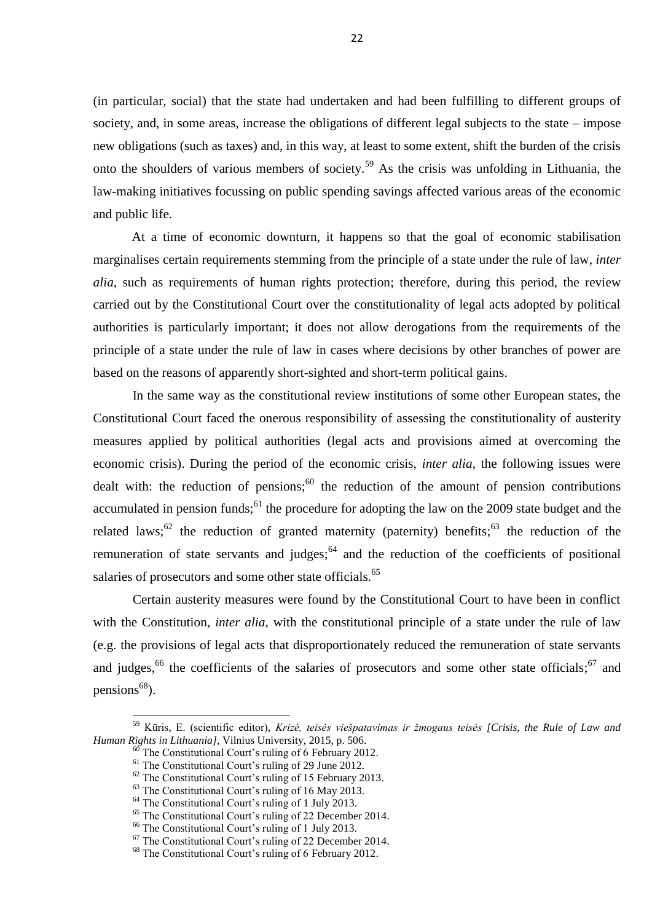(in particular, social) that the state had undertaken and had been fulfilling to different groups of society, and, in some areas, increase the obligations of different legal subjects to the state – impose new obligations (such as taxes) and, in this way, at least to some extent, shift the burden of the crisis onto the shoulders of various members of society.[59] As the crisis was unfolding in Lithuania, the law-making initiatives focussing on public spending savings affected various areas of the economic and public life.

At a time of economic downturn, it happens so that the goal of economic stabilisation marginalises certain requirements stemming from the principle of a state under the rule of law, *inter alia*, such as requirements of human rights protection; therefore, during this period, the review carried out by the Constitutional Court over the constitutionality of legal acts adopted by political authorities is particularly important; it does not allow derogations from the requirements of the principle of a state under the rule of law in cases where decisions by other branches of power are based on the reasons of apparently short-sighted and short-term political gains.

In the same way as the constitutional review institutions of some other European states, the Constitutional Court faced the onerous responsibility of assessing the constitutionality of austerity measures applied by political authorities (legal acts and provisions aimed at overcoming the economic crisis). During the period of the economic crisis, *inter alia*, the following issues were dealt with: the reduction of pensions;[60] the reduction of the amount of pension contributions accumulated in pension funds;[61] the procedure for adopting the law on the 2009 state budget and the related laws;[62] the reduction of granted maternity (paternity) benefits;[63] the reduction of the remuneration of state servants and judges;[64] and the reduction of the coefficients of positional salaries of prosecutors and some other state officials.[65]

Certain austerity measures were found by the Constitutional Court to have been in conflict with the Constitution, *inter alia*, with the constitutional principle of a state under the rule of law (e.g. the provisions of legal acts that disproportionately reduced the remuneration of state servants and judges,[66] the coefficients of the salaries of prosecutors and some other state officials;[67] and pensions[68]).

---

[59] Kūris, E. (scientific editor), *Krizė, teisės viešpatavimas ir žmogaus teisės [Crisis, the Rule of Law and Human Rights in Lithuania]*, Vilnius University, 2015, p. 506.

[60] The Constitutional Court's ruling of 6 February 2012.

[61] The Constitutional Court's ruling of 29 June 2012.

[62] The Constitutional Court's ruling of 15 February 2013.

[63] The Constitutional Court's ruling of 16 May 2013.

[64] The Constitutional Court's ruling of 1 July 2013.

[65] The Constitutional Court's ruling of 22 December 2014.

[66] The Constitutional Court's ruling of 1 July 2013.

[67] The Constitutional Court's ruling of 22 December 2014.

[68] The Constitutional Court's ruling of 6 February 2012.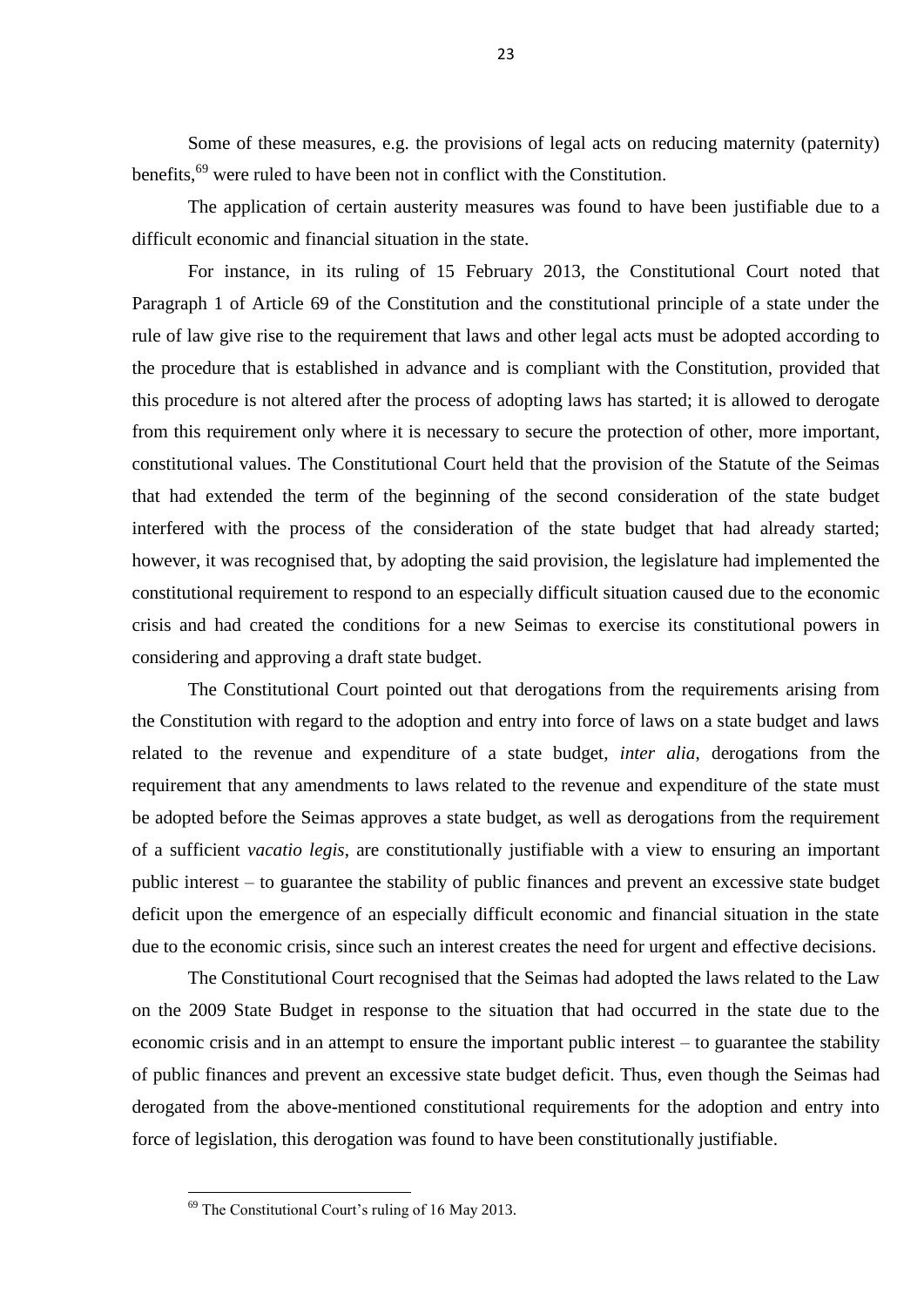Some of these measures, e.g. the provisions of legal acts on reducing maternity (paternity) benefits,[69] were ruled to have been not in conflict with the Constitution.

The application of certain austerity measures was found to have been justifiable due to a difficult economic and financial situation in the state.

For instance, in its ruling of 15 February 2013, the Constitutional Court noted that Paragraph 1 of Article 69 of the Constitution and the constitutional principle of a state under the rule of law give rise to the requirement that laws and other legal acts must be adopted according to the procedure that is established in advance and is compliant with the Constitution, provided that this procedure is not altered after the process of adopting laws has started; it is allowed to derogate from this requirement only where it is necessary to secure the protection of other, more important, constitutional values. The Constitutional Court held that the provision of the Statute of the Seimas that had extended the term of the beginning of the second consideration of the state budget interfered with the process of the consideration of the state budget that had already started; however, it was recognised that, by adopting the said provision, the legislature had implemented the constitutional requirement to respond to an especially difficult situation caused due to the economic crisis and had created the conditions for a new Seimas to exercise its constitutional powers in considering and approving a draft state budget.

The Constitutional Court pointed out that derogations from the requirements arising from the Constitution with regard to the adoption and entry into force of laws on a state budget and laws related to the revenue and expenditure of a state budget, *inter alia*, derogations from the requirement that any amendments to laws related to the revenue and expenditure of the state must be adopted before the Seimas approves a state budget, as well as derogations from the requirement of a sufficient *vacatio legis*, are constitutionally justifiable with a view to ensuring an important public interest – to guarantee the stability of public finances and prevent an excessive state budget deficit upon the emergence of an especially difficult economic and financial situation in the state due to the economic crisis, since such an interest creates the need for urgent and effective decisions.

The Constitutional Court recognised that the Seimas had adopted the laws related to the Law on the 2009 State Budget in response to the situation that had occurred in the state due to the economic crisis and in an attempt to ensure the important public interest – to guarantee the stability of public finances and prevent an excessive state budget deficit. Thus, even though the Seimas had derogated from the above-mentioned constitutional requirements for the adoption and entry into force of legislation, this derogation was found to have been constitutionally justifiable.

---

[69] The Constitutional Court's ruling of 16 May 2013.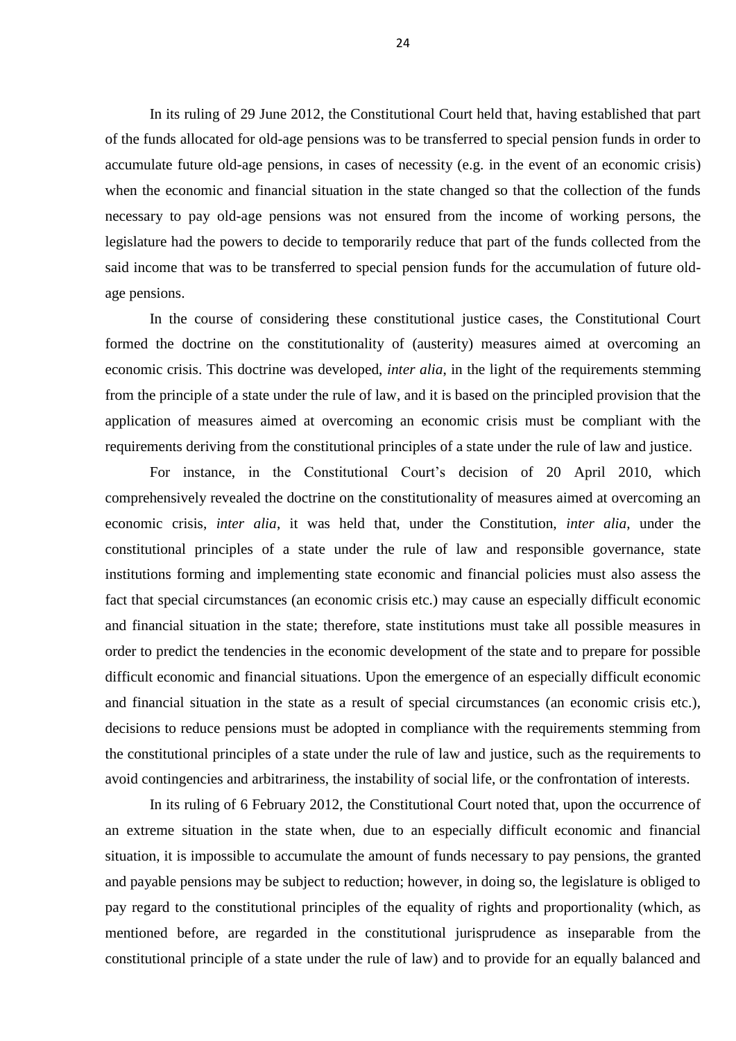In its ruling of 29 June 2012, the Constitutional Court held that, having established that part of the funds allocated for old-age pensions was to be transferred to special pension funds in order to accumulate future old-age pensions, in cases of necessity (e.g. in the event of an economic crisis) when the economic and financial situation in the state changed so that the collection of the funds necessary to pay old-age pensions was not ensured from the income of working persons, the legislature had the powers to decide to temporarily reduce that part of the funds collected from the said income that was to be transferred to special pension funds for the accumulation of future old-age pensions.

In the course of considering these constitutional justice cases, the Constitutional Court formed the doctrine on the constitutionality of (austerity) measures aimed at overcoming an economic crisis. This doctrine was developed, *inter alia*, in the light of the requirements stemming from the principle of a state under the rule of law, and it is based on the principled provision that the application of measures aimed at overcoming an economic crisis must be compliant with the requirements deriving from the constitutional principles of a state under the rule of law and justice.

For instance, in the Constitutional Court's decision of 20 April 2010, which comprehensively revealed the doctrine on the constitutionality of measures aimed at overcoming an economic crisis, *inter alia*, it was held that, under the Constitution, *inter alia*, under the constitutional principles of a state under the rule of law and responsible governance, state institutions forming and implementing state economic and financial policies must also assess the fact that special circumstances (an economic crisis etc.) may cause an especially difficult economic and financial situation in the state; therefore, state institutions must take all possible measures in order to predict the tendencies in the economic development of the state and to prepare for possible difficult economic and financial situations. Upon the emergence of an especially difficult economic and financial situation in the state as a result of special circumstances (an economic crisis etc.), decisions to reduce pensions must be adopted in compliance with the requirements stemming from the constitutional principles of a state under the rule of law and justice, such as the requirements to avoid contingencies and arbitrariness, the instability of social life, or the confrontation of interests.

In its ruling of 6 February 2012, the Constitutional Court noted that, upon the occurrence of an extreme situation in the state when, due to an especially difficult economic and financial situation, it is impossible to accumulate the amount of funds necessary to pay pensions, the granted and payable pensions may be subject to reduction; however, in doing so, the legislature is obliged to pay regard to the constitutional principles of the equality of rights and proportionality (which, as mentioned before, are regarded in the constitutional jurisprudence as inseparable from the constitutional principle of a state under the rule of law) and to provide for an equally balanced and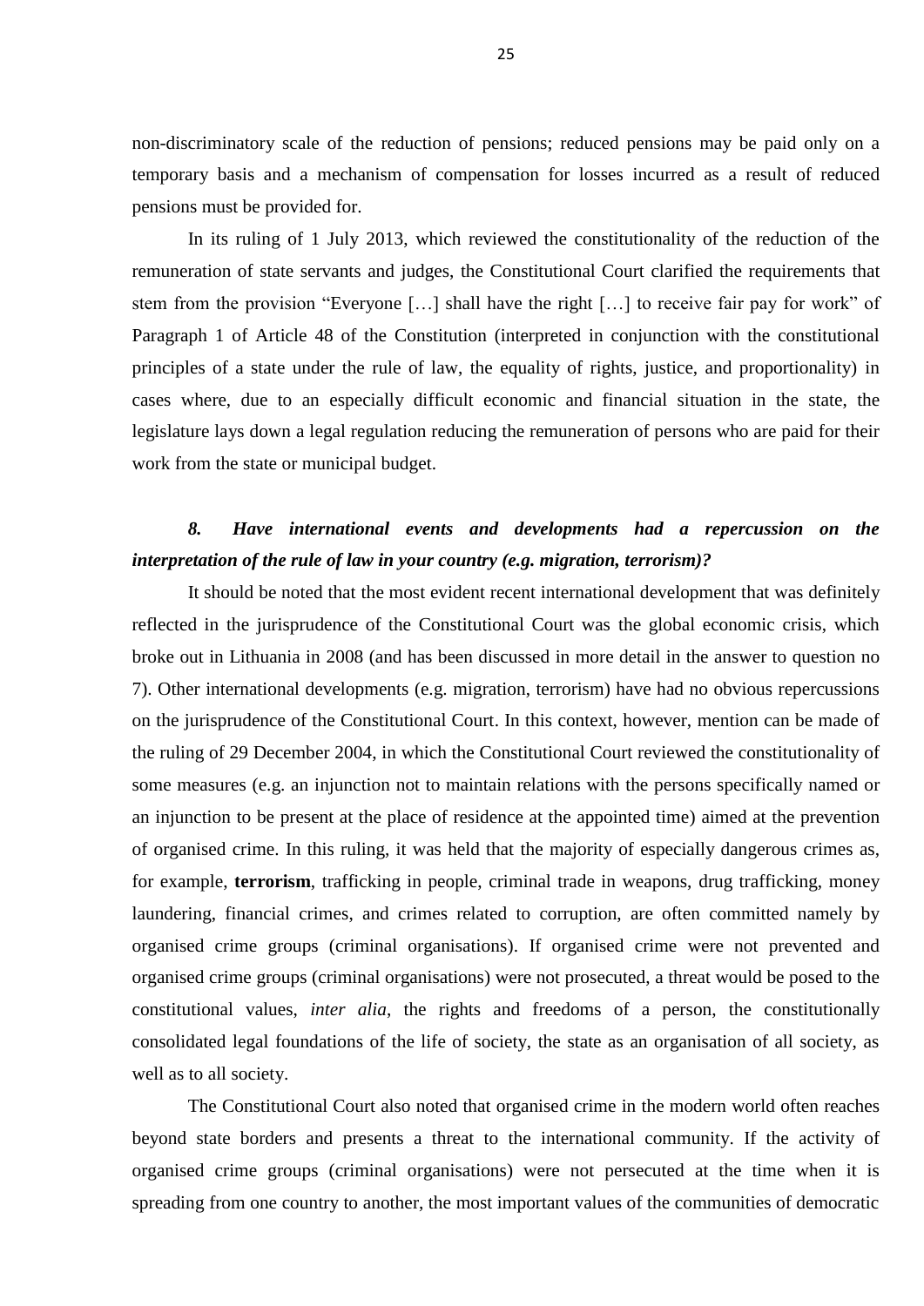non-discriminatory scale of the reduction of pensions; reduced pensions may be paid only on a temporary basis and a mechanism of compensation for losses incurred as a result of reduced pensions must be provided for.

In its ruling of 1 July 2013, which reviewed the constitutionality of the reduction of the remuneration of state servants and judges, the Constitutional Court clarified the requirements that stem from the provision "Everyone […] shall have the right […] to receive fair pay for work" of Paragraph 1 of Article 48 of the Constitution (interpreted in conjunction with the constitutional principles of a state under the rule of law, the equality of rights, justice, and proportionality) in cases where, due to an especially difficult economic and financial situation in the state, the legislature lays down a legal regulation reducing the remuneration of persons who are paid for their work from the state or municipal budget.

***8. Have international events and developments had a repercussion on the interpretation of the rule of law in your country (e.g. migration, terrorism)?***

It should be noted that the most evident recent international development that was definitely reflected in the jurisprudence of the Constitutional Court was the global economic crisis, which broke out in Lithuania in 2008 (and has been discussed in more detail in the answer to question no 7). Other international developments (e.g. migration, terrorism) have had no obvious repercussions on the jurisprudence of the Constitutional Court. In this context, however, mention can be made of the ruling of 29 December 2004, in which the Constitutional Court reviewed the constitutionality of some measures (e.g. an injunction not to maintain relations with the persons specifically named or an injunction to be present at the place of residence at the appointed time) aimed at the prevention of organised crime. In this ruling, it was held that the majority of especially dangerous crimes as, for example, **terrorism**, trafficking in people, criminal trade in weapons, drug trafficking, money laundering, financial crimes, and crimes related to corruption, are often committed namely by organised crime groups (criminal organisations). If organised crime were not prevented and organised crime groups (criminal organisations) were not prosecuted, a threat would be posed to the constitutional values, *inter alia*, the rights and freedoms of a person, the constitutionally consolidated legal foundations of the life of society, the state as an organisation of all society, as well as to all society.

The Constitutional Court also noted that organised crime in the modern world often reaches beyond state borders and presents a threat to the international community. If the activity of organised crime groups (criminal organisations) were not persecuted at the time when it is spreading from one country to another, the most important values of the communities of democratic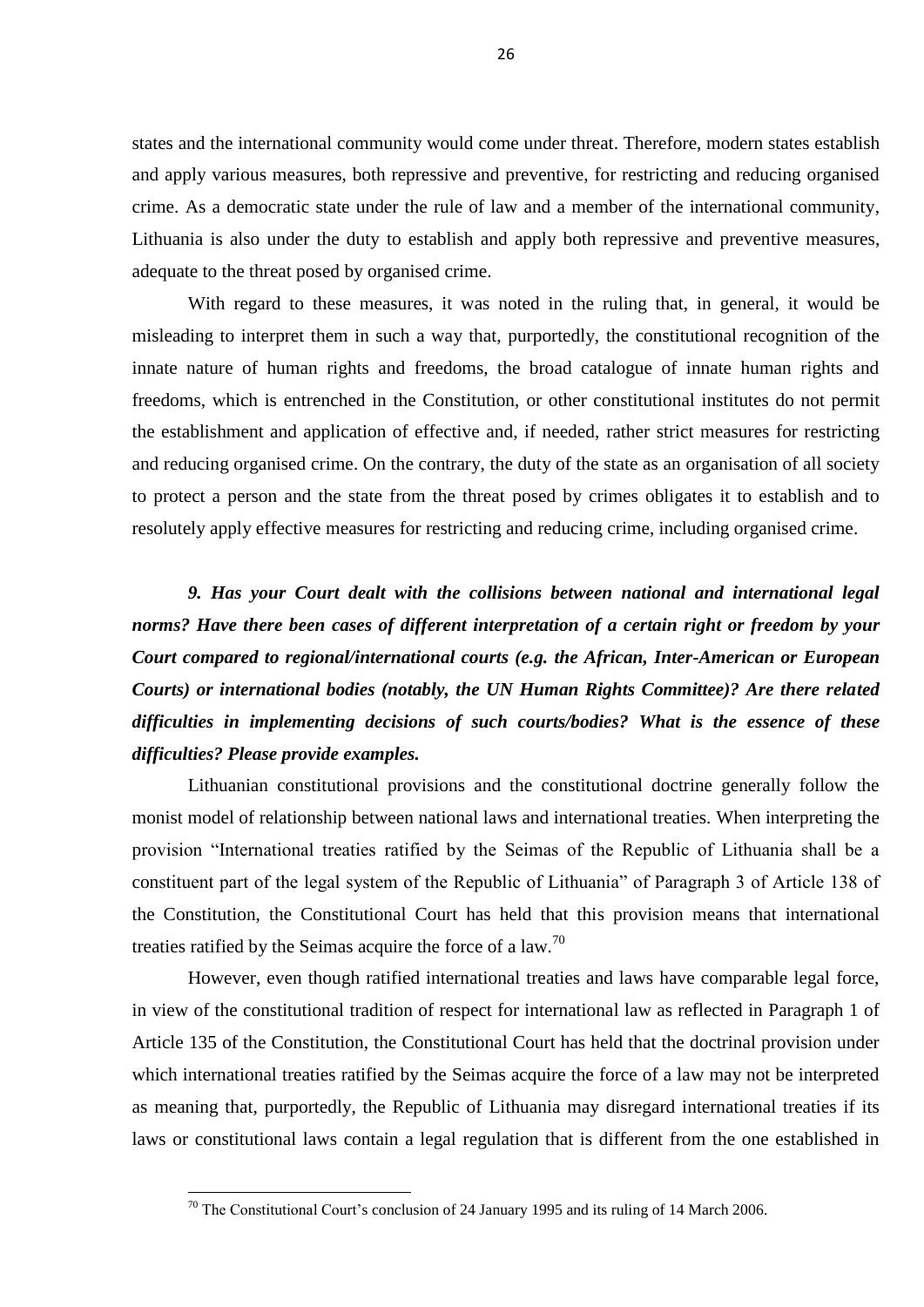states and the international community would come under threat. Therefore, modern states establish and apply various measures, both repressive and preventive, for restricting and reducing organised crime. As a democratic state under the rule of law and a member of the international community, Lithuania is also under the duty to establish and apply both repressive and preventive measures, adequate to the threat posed by organised crime.

With regard to these measures, it was noted in the ruling that, in general, it would be misleading to interpret them in such a way that, purportedly, the constitutional recognition of the innate nature of human rights and freedoms, the broad catalogue of innate human rights and freedoms, which is entrenched in the Constitution, or other constitutional institutes do not permit the establishment and application of effective and, if needed, rather strict measures for restricting and reducing organised crime. On the contrary, the duty of the state as an organisation of all society to protect a person and the state from the threat posed by crimes obligates it to establish and to resolutely apply effective measures for restricting and reducing crime, including organised crime.

***9. Has your Court dealt with the collisions between national and international legal norms? Have there been cases of different interpretation of a certain right or freedom by your Court compared to regional/international courts (e.g. the African, Inter-American or European Courts) or international bodies (notably, the UN Human Rights Committee)? Are there related difficulties in implementing decisions of such courts/bodies? What is the essence of these difficulties? Please provide examples.***

Lithuanian constitutional provisions and the constitutional doctrine generally follow the monist model of relationship between national laws and international treaties. When interpreting the provision "International treaties ratified by the Seimas of the Republic of Lithuania shall be a constituent part of the legal system of the Republic of Lithuania" of Paragraph 3 of Article 138 of the Constitution, the Constitutional Court has held that this provision means that international treaties ratified by the Seimas acquire the force of a law.[70]

However, even though ratified international treaties and laws have comparable legal force, in view of the constitutional tradition of respect for international law as reflected in Paragraph 1 of Article 135 of the Constitution, the Constitutional Court has held that the doctrinal provision under which international treaties ratified by the Seimas acquire the force of a law may not be interpreted as meaning that, purportedly, the Republic of Lithuania may disregard international treaties if its laws or constitutional laws contain a legal regulation that is different from the one established in

[70] The Constitutional Court's conclusion of 24 January 1995 and its ruling of 14 March 2006.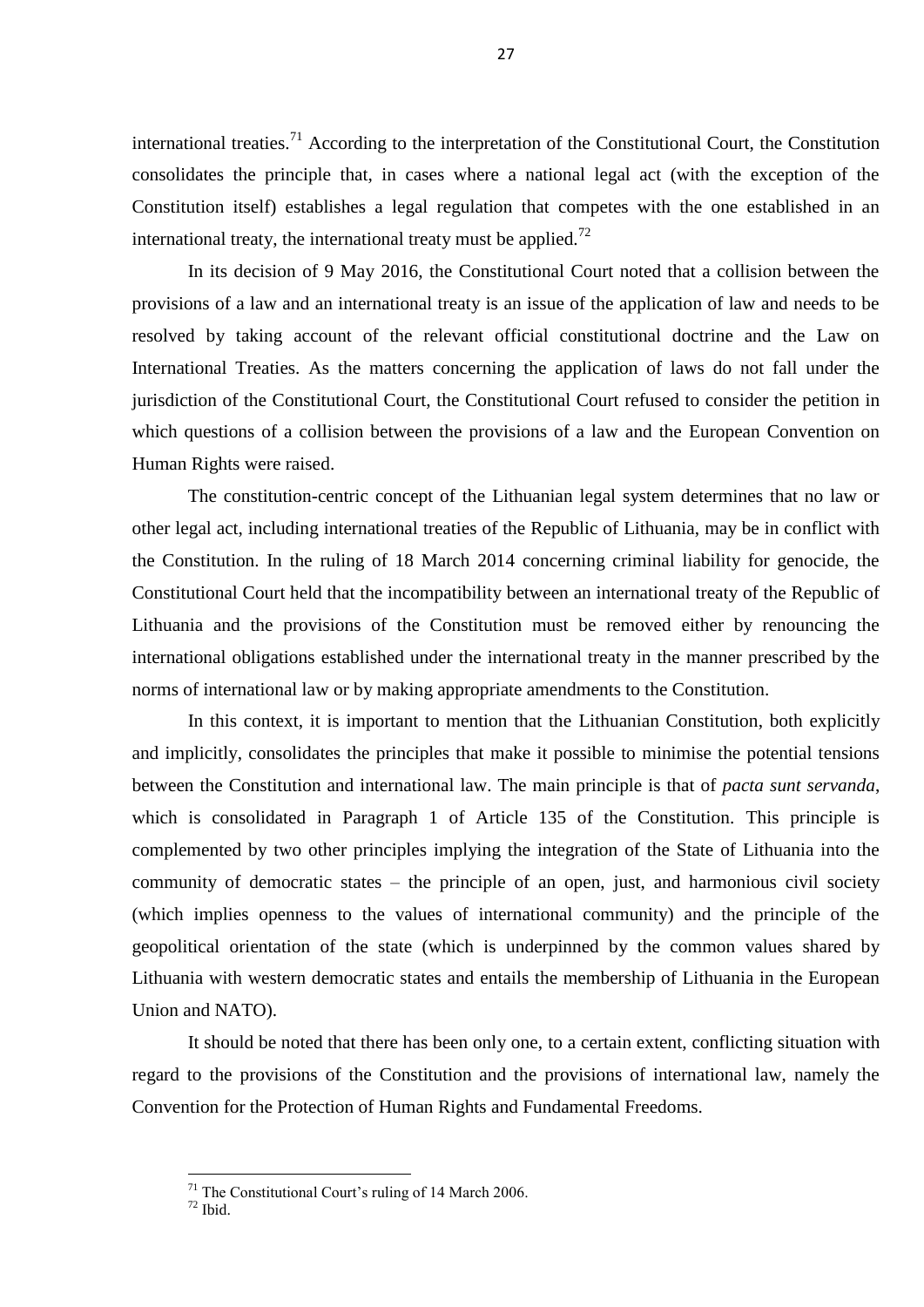international treaties.[71] According to the interpretation of the Constitutional Court, the Constitution consolidates the principle that, in cases where a national legal act (with the exception of the Constitution itself) establishes a legal regulation that competes with the one established in an international treaty, the international treaty must be applied.[72]

In its decision of 9 May 2016, the Constitutional Court noted that a collision between the provisions of a law and an international treaty is an issue of the application of law and needs to be resolved by taking account of the relevant official constitutional doctrine and the Law on International Treaties. As the matters concerning the application of laws do not fall under the jurisdiction of the Constitutional Court, the Constitutional Court refused to consider the petition in which questions of a collision between the provisions of a law and the European Convention on Human Rights were raised.

The constitution-centric concept of the Lithuanian legal system determines that no law or other legal act, including international treaties of the Republic of Lithuania, may be in conflict with the Constitution. In the ruling of 18 March 2014 concerning criminal liability for genocide, the Constitutional Court held that the incompatibility between an international treaty of the Republic of Lithuania and the provisions of the Constitution must be removed either by renouncing the international obligations established under the international treaty in the manner prescribed by the norms of international law or by making appropriate amendments to the Constitution.

In this context, it is important to mention that the Lithuanian Constitution, both explicitly and implicitly, consolidates the principles that make it possible to minimise the potential tensions between the Constitution and international law. The main principle is that of *pacta sunt servanda*, which is consolidated in Paragraph 1 of Article 135 of the Constitution. This principle is complemented by two other principles implying the integration of the State of Lithuania into the community of democratic states – the principle of an open, just, and harmonious civil society (which implies openness to the values of international community) and the principle of the geopolitical orientation of the state (which is underpinned by the common values shared by Lithuania with western democratic states and entails the membership of Lithuania in the European Union and NATO).

It should be noted that there has been only one, to a certain extent, conflicting situation with regard to the provisions of the Constitution and the provisions of international law, namely the Convention for the Protection of Human Rights and Fundamental Freedoms.

---

[71] The Constitutional Court's ruling of 14 March 2006.

[72] Ibid.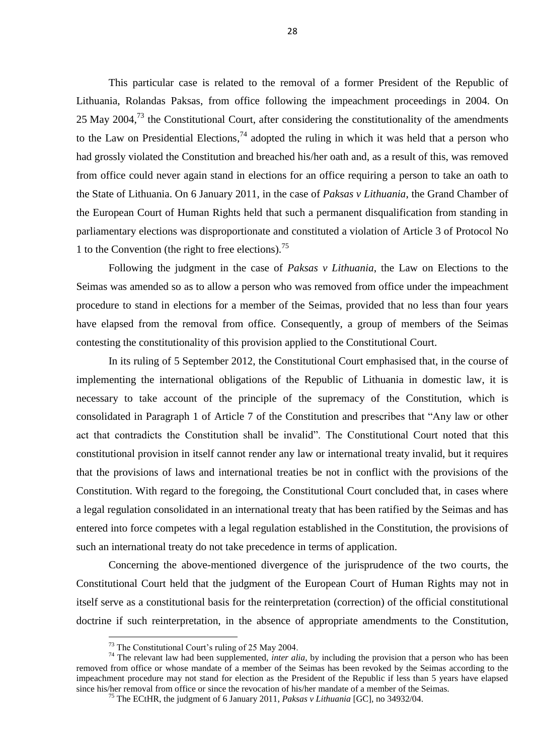This particular case is related to the removal of a former President of the Republic of Lithuania, Rolandas Paksas, from office following the impeachment proceedings in 2004. On 25 May 2004,[73] the Constitutional Court, after considering the constitutionality of the amendments to the Law on Presidential Elections,[74] adopted the ruling in which it was held that a person who had grossly violated the Constitution and breached his/her oath and, as a result of this, was removed from office could never again stand in elections for an office requiring a person to take an oath to the State of Lithuania. On 6 January 2011, in the case of *Paksas v Lithuania*, the Grand Chamber of the European Court of Human Rights held that such a permanent disqualification from standing in parliamentary elections was disproportionate and constituted a violation of Article 3 of Protocol No 1 to the Convention (the right to free elections).[75]

Following the judgment in the case of *Paksas v Lithuania*, the Law on Elections to the Seimas was amended so as to allow a person who was removed from office under the impeachment procedure to stand in elections for a member of the Seimas, provided that no less than four years have elapsed from the removal from office. Consequently, a group of members of the Seimas contesting the constitutionality of this provision applied to the Constitutional Court.

In its ruling of 5 September 2012, the Constitutional Court emphasised that, in the course of implementing the international obligations of the Republic of Lithuania in domestic law, it is necessary to take account of the principle of the supremacy of the Constitution, which is consolidated in Paragraph 1 of Article 7 of the Constitution and prescribes that "Any law or other act that contradicts the Constitution shall be invalid". The Constitutional Court noted that this constitutional provision in itself cannot render any law or international treaty invalid, but it requires that the provisions of laws and international treaties be not in conflict with the provisions of the Constitution. With regard to the foregoing, the Constitutional Court concluded that, in cases where a legal regulation consolidated in an international treaty that has been ratified by the Seimas and has entered into force competes with a legal regulation established in the Constitution, the provisions of such an international treaty do not take precedence in terms of application.

Concerning the above-mentioned divergence of the jurisprudence of the two courts, the Constitutional Court held that the judgment of the European Court of Human Rights may not in itself serve as a constitutional basis for the reinterpretation (correction) of the official constitutional doctrine if such reinterpretation, in the absence of appropriate amendments to the Constitution,

---

[73] The Constitutional Court's ruling of 25 May 2004.

[74] The relevant law had been supplemented, *inter alia*, by including the provision that a person who has been removed from office or whose mandate of a member of the Seimas has been revoked by the Seimas according to the impeachment procedure may not stand for election as the President of the Republic if less than 5 years have elapsed since his/her removal from office or since the revocation of his/her mandate of a member of the Seimas.

[75] The ECtHR, the judgment of 6 January 2011, *Paksas v Lithuania* [GC], no 34932/04.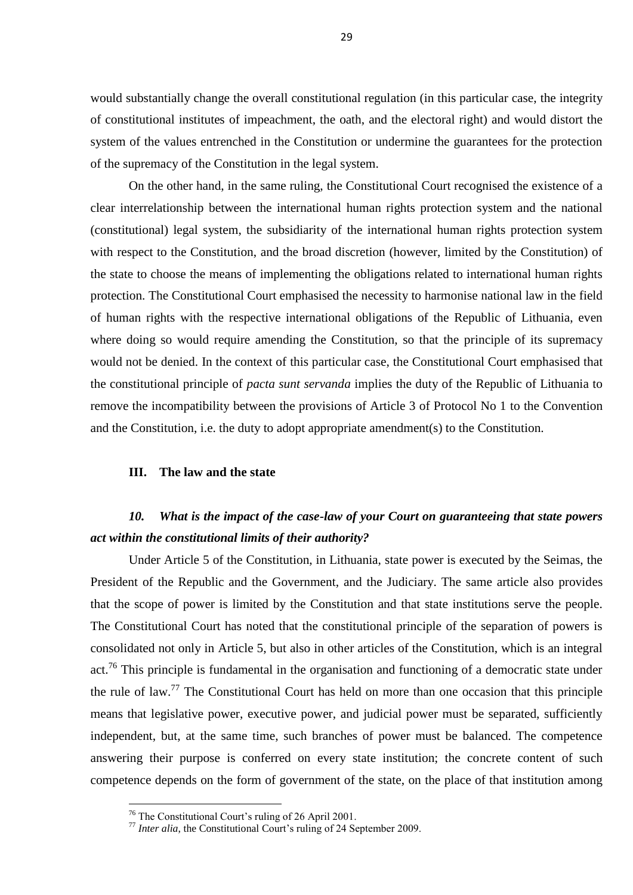would substantially change the overall constitutional regulation (in this particular case, the integrity of constitutional institutes of impeachment, the oath, and the electoral right) and would distort the system of the values entrenched in the Constitution or undermine the guarantees for the protection of the supremacy of the Constitution in the legal system.

On the other hand, in the same ruling, the Constitutional Court recognised the existence of a clear interrelationship between the international human rights protection system and the national (constitutional) legal system, the subsidiarity of the international human rights protection system with respect to the Constitution, and the broad discretion (however, limited by the Constitution) of the state to choose the means of implementing the obligations related to international human rights protection. The Constitutional Court emphasised the necessity to harmonise national law in the field of human rights with the respective international obligations of the Republic of Lithuania, even where doing so would require amending the Constitution, so that the principle of its supremacy would not be denied. In the context of this particular case, the Constitutional Court emphasised that the constitutional principle of *pacta sunt servanda* implies the duty of the Republic of Lithuania to remove the incompatibility between the provisions of Article 3 of Protocol No 1 to the Convention and the Constitution, i.e. the duty to adopt appropriate amendment(s) to the Constitution.

## III. The law and the state

### *10. What is the impact of the case-law of your Court on guaranteeing that state powers act within the constitutional limits of their authority?*

Under Article 5 of the Constitution, in Lithuania, state power is executed by the Seimas, the President of the Republic and the Government, and the Judiciary. The same article also provides that the scope of power is limited by the Constitution and that state institutions serve the people. The Constitutional Court has noted that the constitutional principle of the separation of powers is consolidated not only in Article 5, but also in other articles of the Constitution, which is an integral act.[76] This principle is fundamental in the organisation and functioning of a democratic state under the rule of law.[77] The Constitutional Court has held on more than one occasion that this principle means that legislative power, executive power, and judicial power must be separated, sufficiently independent, but, at the same time, such branches of power must be balanced. The competence answering their purpose is conferred on every state institution; the concrete content of such competence depends on the form of government of the state, on the place of that institution among

[76] The Constitutional Court's ruling of 26 April 2001.

[77] *Inter alia*, the Constitutional Court's ruling of 24 September 2009.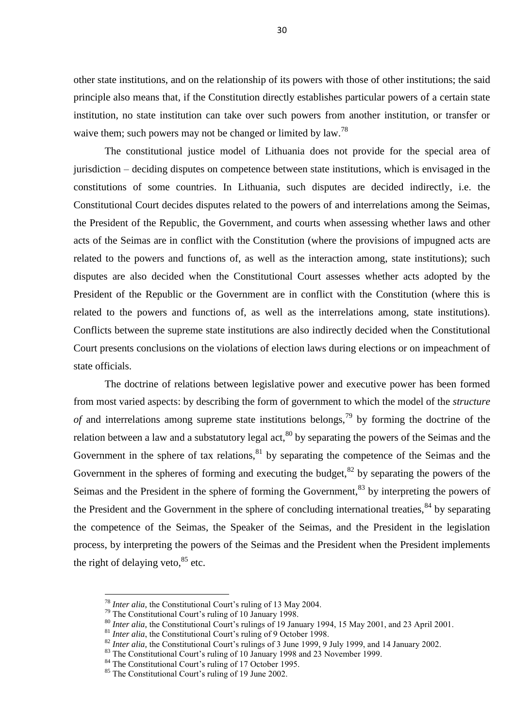other state institutions, and on the relationship of its powers with those of other institutions; the said principle also means that, if the Constitution directly establishes particular powers of a certain state institution, no state institution can take over such powers from another institution, or transfer or waive them; such powers may not be changed or limited by law.[78]

The constitutional justice model of Lithuania does not provide for the special area of jurisdiction – deciding disputes on competence between state institutions, which is envisaged in the constitutions of some countries. In Lithuania, such disputes are decided indirectly, i.e. the Constitutional Court decides disputes related to the powers of and interrelations among the Seimas, the President of the Republic, the Government, and courts when assessing whether laws and other acts of the Seimas are in conflict with the Constitution (where the provisions of impugned acts are related to the powers and functions of, as well as the interaction among, state institutions); such disputes are also decided when the Constitutional Court assesses whether acts adopted by the President of the Republic or the Government are in conflict with the Constitution (where this is related to the powers and functions of, as well as the interrelations among, state institutions). Conflicts between the supreme state institutions are also indirectly decided when the Constitutional Court presents conclusions on the violations of election laws during elections or on impeachment of state officials.

The doctrine of relations between legislative power and executive power has been formed from most varied aspects: by describing the form of government to which the model of the *structure of* and interrelations among supreme state institutions belongs,[79] by forming the doctrine of the relation between a law and a substatutory legal act,[80] by separating the powers of the Seimas and the Government in the sphere of tax relations,[81] by separating the competence of the Seimas and the Government in the spheres of forming and executing the budget,[82] by separating the powers of the Seimas and the President in the sphere of forming the Government,[83] by interpreting the powers of the President and the Government in the sphere of concluding international treaties,[84] by separating the competence of the Seimas, the Speaker of the Seimas, and the President in the legislation process, by interpreting the powers of the Seimas and the President when the President implements the right of delaying veto,[85] etc.

---

[78] *Inter alia*, the Constitutional Court's ruling of 13 May 2004.

[79] The Constitutional Court's ruling of 10 January 1998.

[80] *Inter alia*, the Constitutional Court's rulings of 19 January 1994, 15 May 2001, and 23 April 2001.

[81] *Inter alia*, the Constitutional Court's ruling of 9 October 1998.

[82] *Inter alia*, the Constitutional Court's rulings of 3 June 1999, 9 July 1999, and 14 January 2002.

[83] The Constitutional Court's ruling of 10 January 1998 and 23 November 1999.

[84] The Constitutional Court's ruling of 17 October 1995.

[85] The Constitutional Court's ruling of 19 June 2002.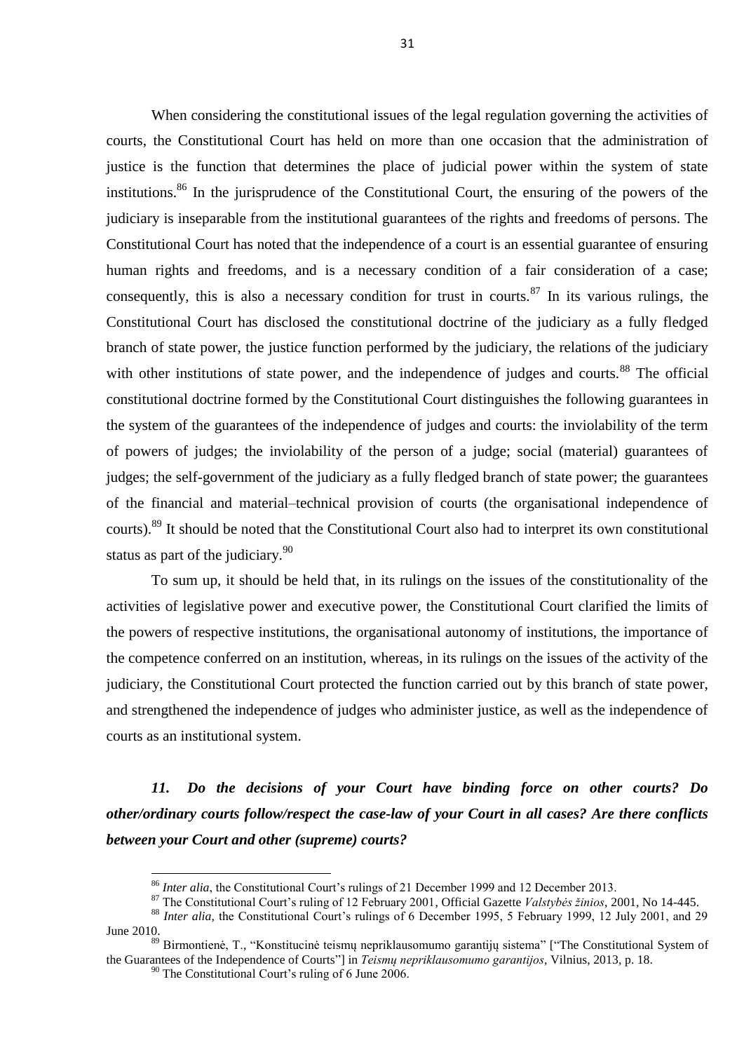When considering the constitutional issues of the legal regulation governing the activities of courts, the Constitutional Court has held on more than one occasion that the administration of justice is the function that determines the place of judicial power within the system of state institutions.[86] In the jurisprudence of the Constitutional Court, the ensuring of the powers of the judiciary is inseparable from the institutional guarantees of the rights and freedoms of persons. The Constitutional Court has noted that the independence of a court is an essential guarantee of ensuring human rights and freedoms, and is a necessary condition of a fair consideration of a case; consequently, this is also a necessary condition for trust in courts.[87] In its various rulings, the Constitutional Court has disclosed the constitutional doctrine of the judiciary as a fully fledged branch of state power, the justice function performed by the judiciary, the relations of the judiciary with other institutions of state power, and the independence of judges and courts.[88] The official constitutional doctrine formed by the Constitutional Court distinguishes the following guarantees in the system of the guarantees of the independence of judges and courts: the inviolability of the term of powers of judges; the inviolability of the person of a judge; social (material) guarantees of judges; the self-government of the judiciary as a fully fledged branch of state power; the guarantees of the financial and material–technical provision of courts (the organisational independence of courts).[89] It should be noted that the Constitutional Court also had to interpret its own constitutional status as part of the judiciary.[90]

To sum up, it should be held that, in its rulings on the issues of the constitutionality of the activities of legislative power and executive power, the Constitutional Court clarified the limits of the powers of respective institutions, the organisational autonomy of institutions, the importance of the competence conferred on an institution, whereas, in its rulings on the issues of the activity of the judiciary, the Constitutional Court protected the function carried out by this branch of state power, and strengthened the independence of judges who administer justice, as well as the independence of courts as an institutional system.

### *11. Do the decisions of your Court have binding force on other courts? Do other/ordinary courts follow/respect the case-law of your Court in all cases? Are there conflicts between your Court and other (supreme) courts?*

---

[86] *Inter alia*, the Constitutional Court's rulings of 21 December 1999 and 12 December 2013.

[87] The Constitutional Court's ruling of 12 February 2001, Official Gazette *Valstybės žinios*, 2001, No 14-445.

[88] *Inter alia,* the Constitutional Court's rulings of 6 December 1995, 5 February 1999, 12 July 2001, and 29 June 2010.

[89] Birmontienė, T., "Konstitucinė teismų nepriklausomumo garantijų sistema" ["The Constitutional System of the Guarantees of the Independence of Courts"] in *Teismų nepriklausomumo garantijos*, Vilnius, 2013, p. 18.

[90] The Constitutional Court's ruling of 6 June 2006.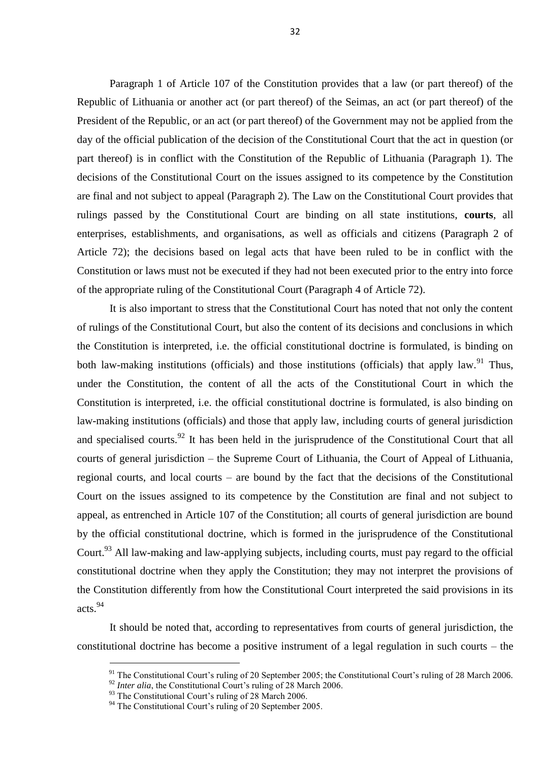Paragraph 1 of Article 107 of the Constitution provides that a law (or part thereof) of the Republic of Lithuania or another act (or part thereof) of the Seimas, an act (or part thereof) of the President of the Republic, or an act (or part thereof) of the Government may not be applied from the day of the official publication of the decision of the Constitutional Court that the act in question (or part thereof) is in conflict with the Constitution of the Republic of Lithuania (Paragraph 1). The decisions of the Constitutional Court on the issues assigned to its competence by the Constitution are final and not subject to appeal (Paragraph 2). The Law on the Constitutional Court provides that rulings passed by the Constitutional Court are binding on all state institutions, **courts**, all enterprises, establishments, and organisations, as well as officials and citizens (Paragraph 2 of Article 72); the decisions based on legal acts that have been ruled to be in conflict with the Constitution or laws must not be executed if they had not been executed prior to the entry into force of the appropriate ruling of the Constitutional Court (Paragraph 4 of Article 72).

It is also important to stress that the Constitutional Court has noted that not only the content of rulings of the Constitutional Court, but also the content of its decisions and conclusions in which the Constitution is interpreted, i.e. the official constitutional doctrine is formulated, is binding on both law-making institutions (officials) and those institutions (officials) that apply law.[91] Thus, under the Constitution, the content of all the acts of the Constitutional Court in which the Constitution is interpreted, i.e. the official constitutional doctrine is formulated, is also binding on law-making institutions (officials) and those that apply law, including courts of general jurisdiction and specialised courts.[92] It has been held in the jurisprudence of the Constitutional Court that all courts of general jurisdiction – the Supreme Court of Lithuania, the Court of Appeal of Lithuania, regional courts, and local courts – are bound by the fact that the decisions of the Constitutional Court on the issues assigned to its competence by the Constitution are final and not subject to appeal, as entrenched in Article 107 of the Constitution; all courts of general jurisdiction are bound by the official constitutional doctrine, which is formed in the jurisprudence of the Constitutional Court.[93] All law-making and law-applying subjects, including courts, must pay regard to the official constitutional doctrine when they apply the Constitution; they may not interpret the provisions of the Constitution differently from how the Constitutional Court interpreted the said provisions in its acts.[94]

It should be noted that, according to representatives from courts of general jurisdiction, the constitutional doctrine has become a positive instrument of a legal regulation in such courts – the

---

[91] The Constitutional Court's ruling of 20 September 2005; the Constitutional Court's ruling of 28 March 2006.

[92] *Inter alia*, the Constitutional Court's ruling of 28 March 2006.

[93] The Constitutional Court's ruling of 28 March 2006.

[94] The Constitutional Court's ruling of 20 September 2005.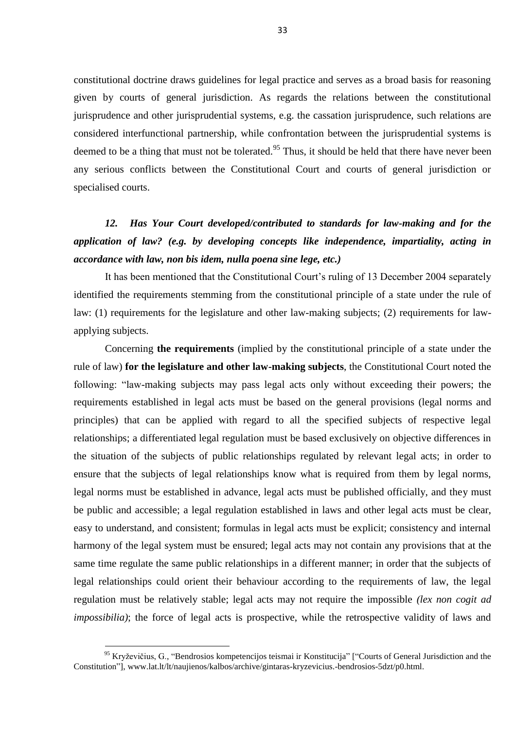constitutional doctrine draws guidelines for legal practice and serves as a broad basis for reasoning given by courts of general jurisdiction. As regards the relations between the constitutional jurisprudence and other jurisprudential systems, e.g. the cassation jurisprudence, such relations are considered interfunctional partnership, while confrontation between the jurisprudential systems is deemed to be a thing that must not be tolerated.[95] Thus, it should be held that there have never been any serious conflicts between the Constitutional Court and courts of general jurisdiction or specialised courts.

### *12. Has Your Court developed/contributed to standards for law-making and for the application of law? (e.g. by developing concepts like independence, impartiality, acting in accordance with law, non bis idem, nulla poena sine lege, etc.)*

It has been mentioned that the Constitutional Court's ruling of 13 December 2004 separately identified the requirements stemming from the constitutional principle of a state under the rule of law: (1) requirements for the legislature and other law-making subjects; (2) requirements for law-applying subjects.

Concerning **the requirements** (implied by the constitutional principle of a state under the rule of law) **for the legislature and other law-making subjects**, the Constitutional Court noted the following: "law-making subjects may pass legal acts only without exceeding their powers; the requirements established in legal acts must be based on the general provisions (legal norms and principles) that can be applied with regard to all the specified subjects of respective legal relationships; a differentiated legal regulation must be based exclusively on objective differences in the situation of the subjects of public relationships regulated by relevant legal acts; in order to ensure that the subjects of legal relationships know what is required from them by legal norms, legal norms must be established in advance, legal acts must be published officially, and they must be public and accessible; a legal regulation established in laws and other legal acts must be clear, easy to understand, and consistent; formulas in legal acts must be explicit; consistency and internal harmony of the legal system must be ensured; legal acts may not contain any provisions that at the same time regulate the same public relationships in a different manner; in order that the subjects of legal relationships could orient their behaviour according to the requirements of law, the legal regulation must be relatively stable; legal acts may not require the impossible *(lex non cogit ad impossibilia)*; the force of legal acts is prospective, while the retrospective validity of laws and

[95] Kryževičius, G., "Bendrosios kompetencijos teismai ir Konstitucija" ["Courts of General Jurisdiction and the Constitution"], www.lat.lt/lt/naujienos/kalbos/archive/gintaras-kryzevicius.-bendrosios-5dzt/p0.html.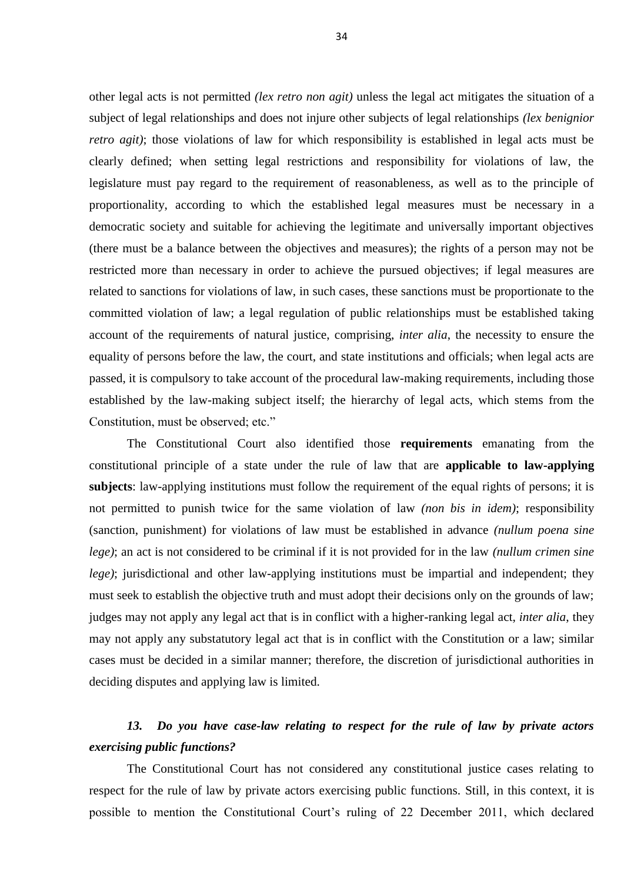other legal acts is not permitted *(lex retro non agit)* unless the legal act mitigates the situation of a subject of legal relationships and does not injure other subjects of legal relationships *(lex benignior retro agit)*; those violations of law for which responsibility is established in legal acts must be clearly defined; when setting legal restrictions and responsibility for violations of law, the legislature must pay regard to the requirement of reasonableness, as well as to the principle of proportionality, according to which the established legal measures must be necessary in a democratic society and suitable for achieving the legitimate and universally important objectives (there must be a balance between the objectives and measures); the rights of a person may not be restricted more than necessary in order to achieve the pursued objectives; if legal measures are related to sanctions for violations of law, in such cases, these sanctions must be proportionate to the committed violation of law; a legal regulation of public relationships must be established taking account of the requirements of natural justice, comprising, *inter alia*, the necessity to ensure the equality of persons before the law, the court, and state institutions and officials; when legal acts are passed, it is compulsory to take account of the procedural law-making requirements, including those established by the law-making subject itself; the hierarchy of legal acts, which stems from the Constitution, must be observed; etc."

The Constitutional Court also identified those **requirements** emanating from the constitutional principle of a state under the rule of law that are **applicable to law-applying subjects**: law-applying institutions must follow the requirement of the equal rights of persons; it is not permitted to punish twice for the same violation of law *(non bis in idem)*; responsibility (sanction, punishment) for violations of law must be established in advance *(nullum poena sine lege)*; an act is not considered to be criminal if it is not provided for in the law *(nullum crimen sine lege)*; jurisdictional and other law-applying institutions must be impartial and independent; they must seek to establish the objective truth and must adopt their decisions only on the grounds of law; judges may not apply any legal act that is in conflict with a higher-ranking legal act, *inter alia*, they may not apply any substatutory legal act that is in conflict with the Constitution or a law; similar cases must be decided in a similar manner; therefore, the discretion of jurisdictional authorities in deciding disputes and applying law is limited.

### *13. Do you have case-law relating to respect for the rule of law by private actors exercising public functions?*

The Constitutional Court has not considered any constitutional justice cases relating to respect for the rule of law by private actors exercising public functions. Still, in this context, it is possible to mention the Constitutional Court's ruling of 22 December 2011, which declared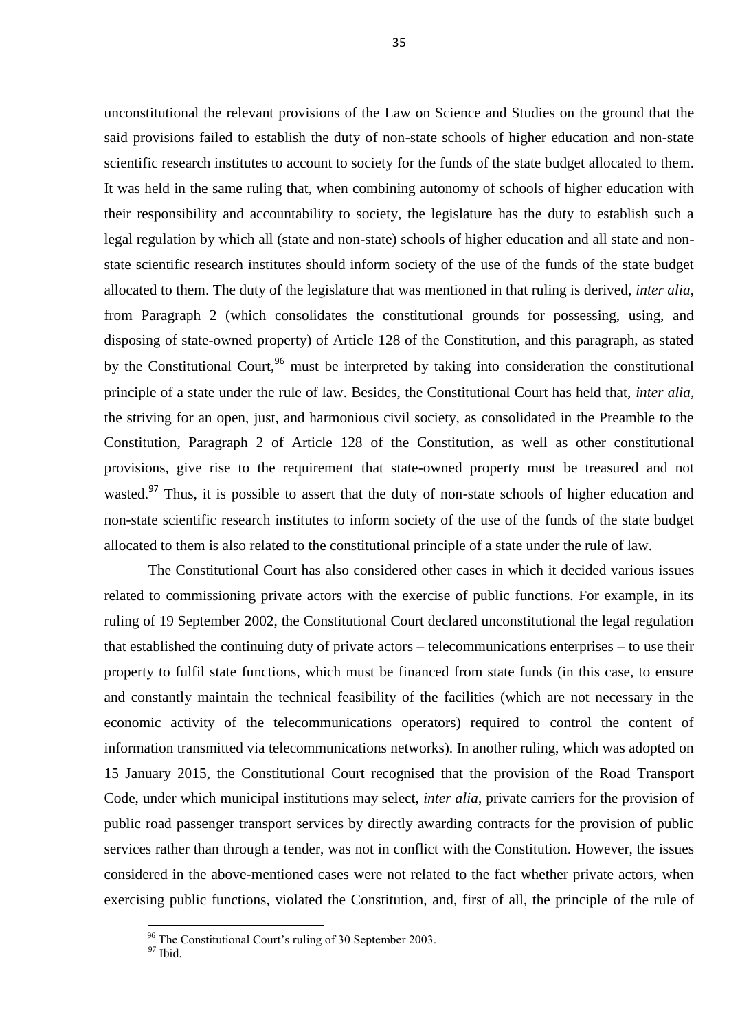unconstitutional the relevant provisions of the Law on Science and Studies on the ground that the said provisions failed to establish the duty of non-state schools of higher education and non-state scientific research institutes to account to society for the funds of the state budget allocated to them. It was held in the same ruling that, when combining autonomy of schools of higher education with their responsibility and accountability to society, the legislature has the duty to establish such a legal regulation by which all (state and non-state) schools of higher education and all state and non-state scientific research institutes should inform society of the use of the funds of the state budget allocated to them. The duty of the legislature that was mentioned in that ruling is derived, *inter alia*, from Paragraph 2 (which consolidates the constitutional grounds for possessing, using, and disposing of state-owned property) of Article 128 of the Constitution, and this paragraph, as stated by the Constitutional Court,[96] must be interpreted by taking into consideration the constitutional principle of a state under the rule of law. Besides, the Constitutional Court has held that, *inter alia*, the striving for an open, just, and harmonious civil society, as consolidated in the Preamble to the Constitution, Paragraph 2 of Article 128 of the Constitution, as well as other constitutional provisions, give rise to the requirement that state-owned property must be treasured and not wasted.[97] Thus, it is possible to assert that the duty of non-state schools of higher education and non-state scientific research institutes to inform society of the use of the funds of the state budget allocated to them is also related to the constitutional principle of a state under the rule of law.

The Constitutional Court has also considered other cases in which it decided various issues related to commissioning private actors with the exercise of public functions. For example, in its ruling of 19 September 2002, the Constitutional Court declared unconstitutional the legal regulation that established the continuing duty of private actors – telecommunications enterprises – to use their property to fulfil state functions, which must be financed from state funds (in this case, to ensure and constantly maintain the technical feasibility of the facilities (which are not necessary in the economic activity of the telecommunications operators) required to control the content of information transmitted via telecommunications networks). In another ruling, which was adopted on 15 January 2015, the Constitutional Court recognised that the provision of the Road Transport Code, under which municipal institutions may select, *inter alia*, private carriers for the provision of public road passenger transport services by directly awarding contracts for the provision of public services rather than through a tender, was not in conflict with the Constitution. However, the issues considered in the above-mentioned cases were not related to the fact whether private actors, when exercising public functions, violated the Constitution, and, first of all, the principle of the rule of

[96] The Constitutional Court's ruling of 30 September 2003.

[97] Ibid.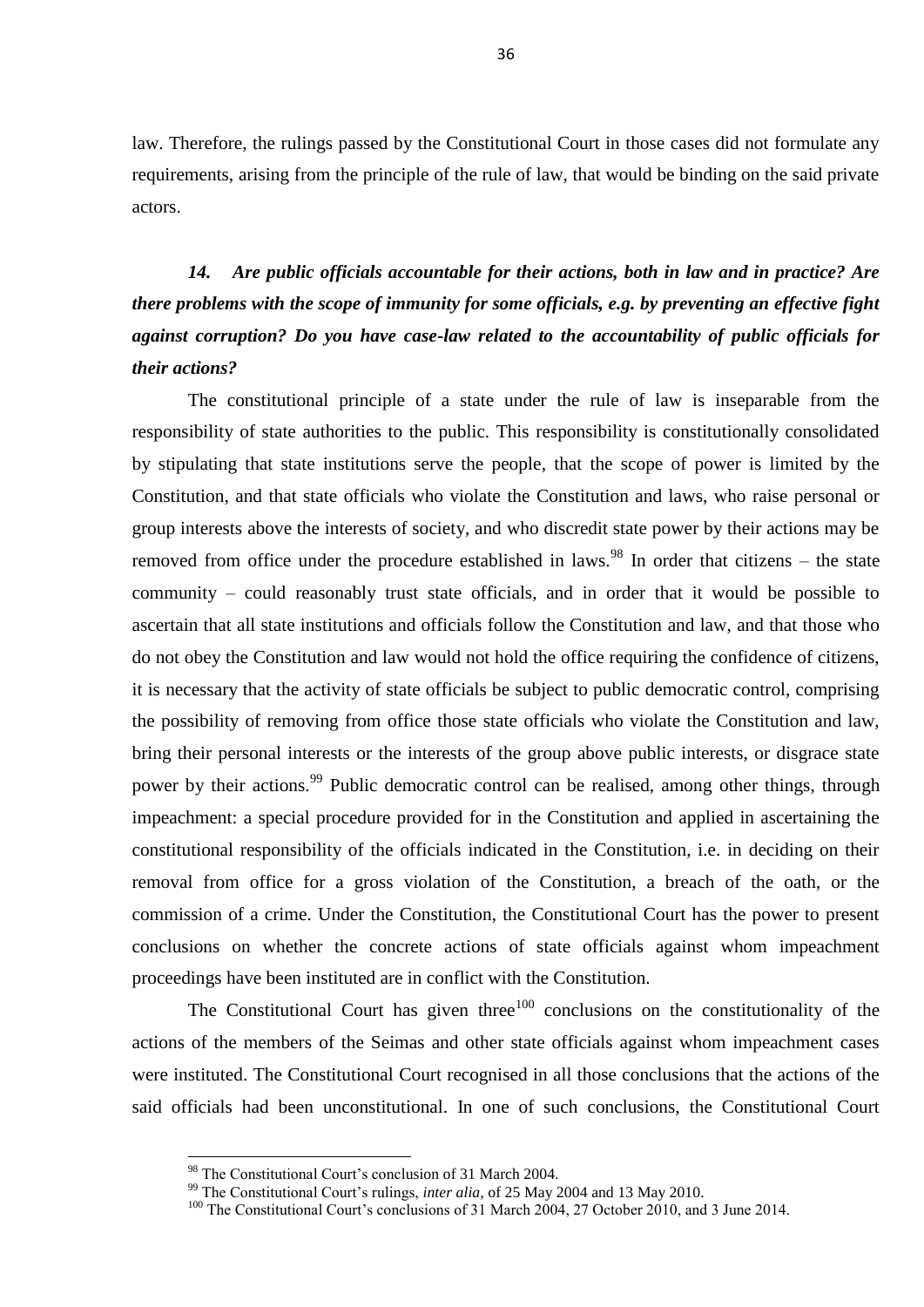law. Therefore, the rulings passed by the Constitutional Court in those cases did not formulate any requirements, arising from the principle of the rule of law, that would be binding on the said private actors.

***14. Are public officials accountable for their actions, both in law and in practice? Are there problems with the scope of immunity for some officials, e.g. by preventing an effective fight against corruption? Do you have case-law related to the accountability of public officials for their actions?***

The constitutional principle of a state under the rule of law is inseparable from the responsibility of state authorities to the public. This responsibility is constitutionally consolidated by stipulating that state institutions serve the people, that the scope of power is limited by the Constitution, and that state officials who violate the Constitution and laws, who raise personal or group interests above the interests of society, and who discredit state power by their actions may be removed from office under the procedure established in laws.[98] In order that citizens – the state community – could reasonably trust state officials, and in order that it would be possible to ascertain that all state institutions and officials follow the Constitution and law, and that those who do not obey the Constitution and law would not hold the office requiring the confidence of citizens, it is necessary that the activity of state officials be subject to public democratic control, comprising the possibility of removing from office those state officials who violate the Constitution and law, bring their personal interests or the interests of the group above public interests, or disgrace state power by their actions.[99] Public democratic control can be realised, among other things, through impeachment: a special procedure provided for in the Constitution and applied in ascertaining the constitutional responsibility of the officials indicated in the Constitution, i.e. in deciding on their removal from office for a gross violation of the Constitution, a breach of the oath, or the commission of a crime. Under the Constitution, the Constitutional Court has the power to present conclusions on whether the concrete actions of state officials against whom impeachment proceedings have been instituted are in conflict with the Constitution.

The Constitutional Court has given three[100] conclusions on the constitutionality of the actions of the members of the Seimas and other state officials against whom impeachment cases were instituted. The Constitutional Court recognised in all those conclusions that the actions of the said officials had been unconstitutional. In one of such conclusions, the Constitutional Court

---

[98] The Constitutional Court's conclusion of 31 March 2004.

[99] The Constitutional Court's rulings, *inter alia*, of 25 May 2004 and 13 May 2010.

[100] The Constitutional Court's conclusions of 31 March 2004, 27 October 2010, and 3 June 2014.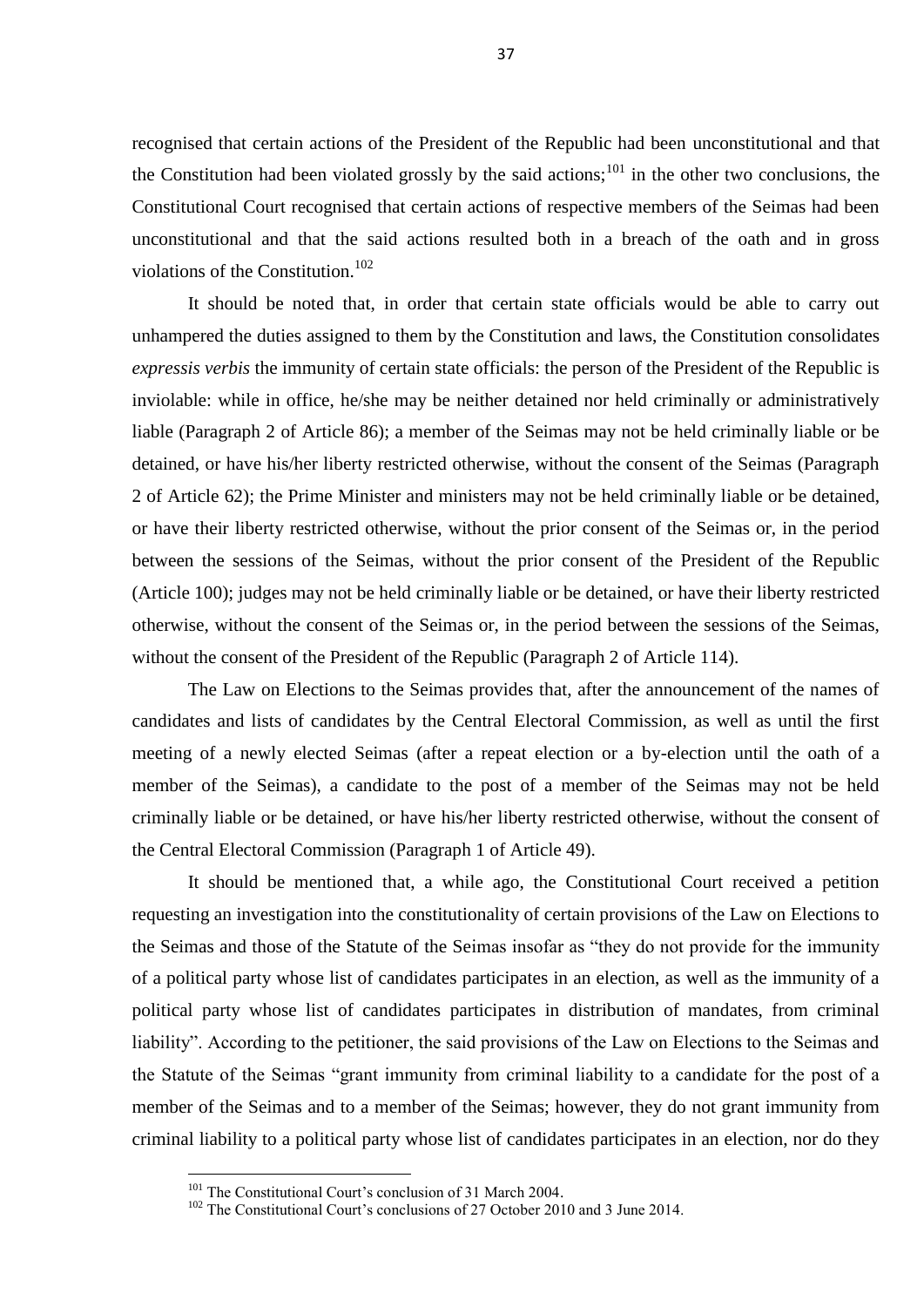recognised that certain actions of the President of the Republic had been unconstitutional and that the Constitution had been violated grossly by the said actions;[101] in the other two conclusions, the Constitutional Court recognised that certain actions of respective members of the Seimas had been unconstitutional and that the said actions resulted both in a breach of the oath and in gross violations of the Constitution.[102]

It should be noted that, in order that certain state officials would be able to carry out unhampered the duties assigned to them by the Constitution and laws, the Constitution consolidates *expressis verbis* the immunity of certain state officials: the person of the President of the Republic is inviolable: while in office, he/she may be neither detained nor held criminally or administratively liable (Paragraph 2 of Article 86); a member of the Seimas may not be held criminally liable or be detained, or have his/her liberty restricted otherwise, without the consent of the Seimas (Paragraph 2 of Article 62); the Prime Minister and ministers may not be held criminally liable or be detained, or have their liberty restricted otherwise, without the prior consent of the Seimas or, in the period between the sessions of the Seimas, without the prior consent of the President of the Republic (Article 100); judges may not be held criminally liable or be detained, or have their liberty restricted otherwise, without the consent of the Seimas or, in the period between the sessions of the Seimas, without the consent of the President of the Republic (Paragraph 2 of Article 114).

The Law on Elections to the Seimas provides that, after the announcement of the names of candidates and lists of candidates by the Central Electoral Commission, as well as until the first meeting of a newly elected Seimas (after a repeat election or a by-election until the oath of a member of the Seimas), a candidate to the post of a member of the Seimas may not be held criminally liable or be detained, or have his/her liberty restricted otherwise, without the consent of the Central Electoral Commission (Paragraph 1 of Article 49).

It should be mentioned that, a while ago, the Constitutional Court received a petition requesting an investigation into the constitutionality of certain provisions of the Law on Elections to the Seimas and those of the Statute of the Seimas insofar as "they do not provide for the immunity of a political party whose list of candidates participates in an election, as well as the immunity of a political party whose list of candidates participates in distribution of mandates, from criminal liability". According to the petitioner, the said provisions of the Law on Elections to the Seimas and the Statute of the Seimas "grant immunity from criminal liability to a candidate for the post of a member of the Seimas and to a member of the Seimas; however, they do not grant immunity from criminal liability to a political party whose list of candidates participates in an election, nor do they

[101] The Constitutional Court's conclusion of 31 March 2004.

[102] The Constitutional Court's conclusions of 27 October 2010 and 3 June 2014.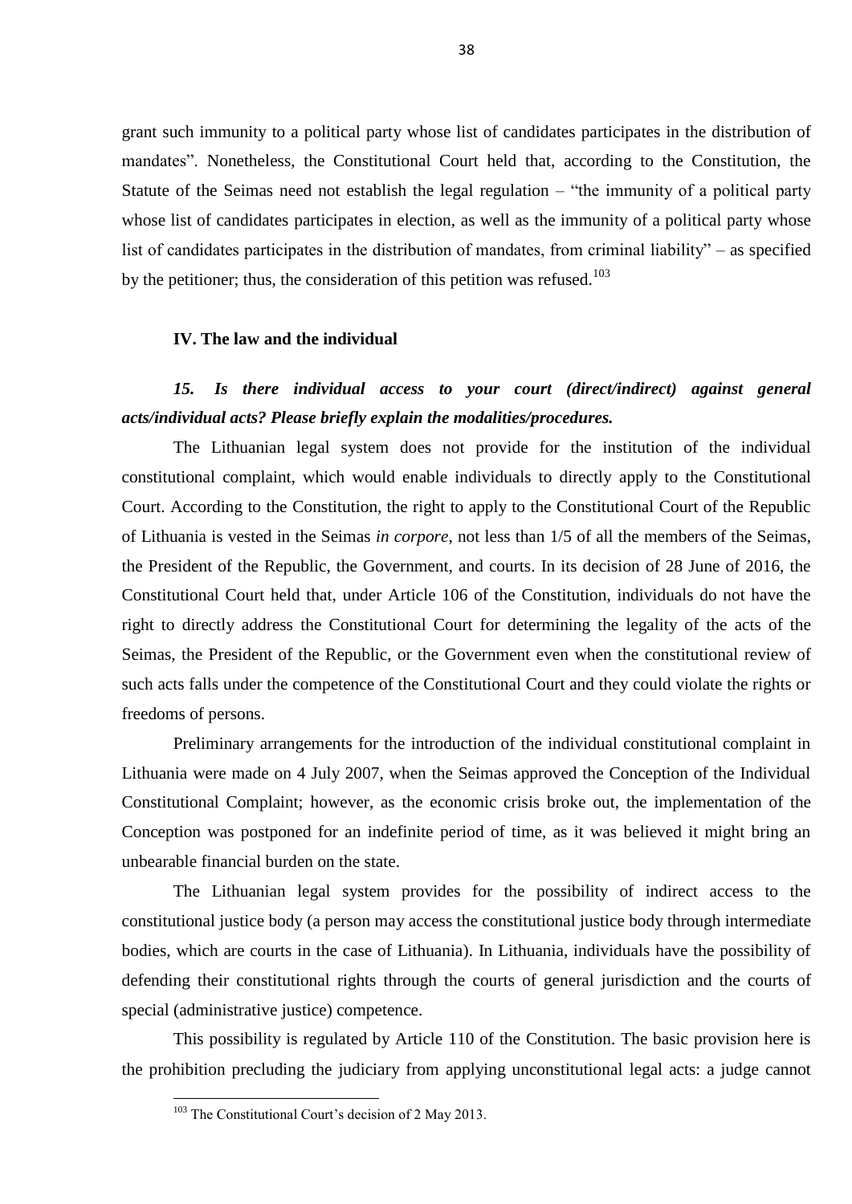grant such immunity to a political party whose list of candidates participates in the distribution of mandates". Nonetheless, the Constitutional Court held that, according to the Constitution, the Statute of the Seimas need not establish the legal regulation – "the immunity of a political party whose list of candidates participates in election, as well as the immunity of a political party whose list of candidates participates in the distribution of mandates, from criminal liability" – as specified by the petitioner; thus, the consideration of this petition was refused.[103]

## IV. The law and the individual

### *15. Is there individual access to your court (direct/indirect) against general acts/individual acts? Please briefly explain the modalities/procedures.*

The Lithuanian legal system does not provide for the institution of the individual constitutional complaint, which would enable individuals to directly apply to the Constitutional Court. According to the Constitution, the right to apply to the Constitutional Court of the Republic of Lithuania is vested in the Seimas *in corpore*, not less than 1/5 of all the members of the Seimas, the President of the Republic, the Government, and courts. In its decision of 28 June of 2016, the Constitutional Court held that, under Article 106 of the Constitution, individuals do not have the right to directly address the Constitutional Court for determining the legality of the acts of the Seimas, the President of the Republic, or the Government even when the constitutional review of such acts falls under the competence of the Constitutional Court and they could violate the rights or freedoms of persons.

Preliminary arrangements for the introduction of the individual constitutional complaint in Lithuania were made on 4 July 2007, when the Seimas approved the Conception of the Individual Constitutional Complaint; however, as the economic crisis broke out, the implementation of the Conception was postponed for an indefinite period of time, as it was believed it might bring an unbearable financial burden on the state.

The Lithuanian legal system provides for the possibility of indirect access to the constitutional justice body (a person may access the constitutional justice body through intermediate bodies, which are courts in the case of Lithuania). In Lithuania, individuals have the possibility of defending their constitutional rights through the courts of general jurisdiction and the courts of special (administrative justice) competence.

This possibility is regulated by Article 110 of the Constitution. The basic provision here is the prohibition precluding the judiciary from applying unconstitutional legal acts: a judge cannot

[103] The Constitutional Court's decision of 2 May 2013.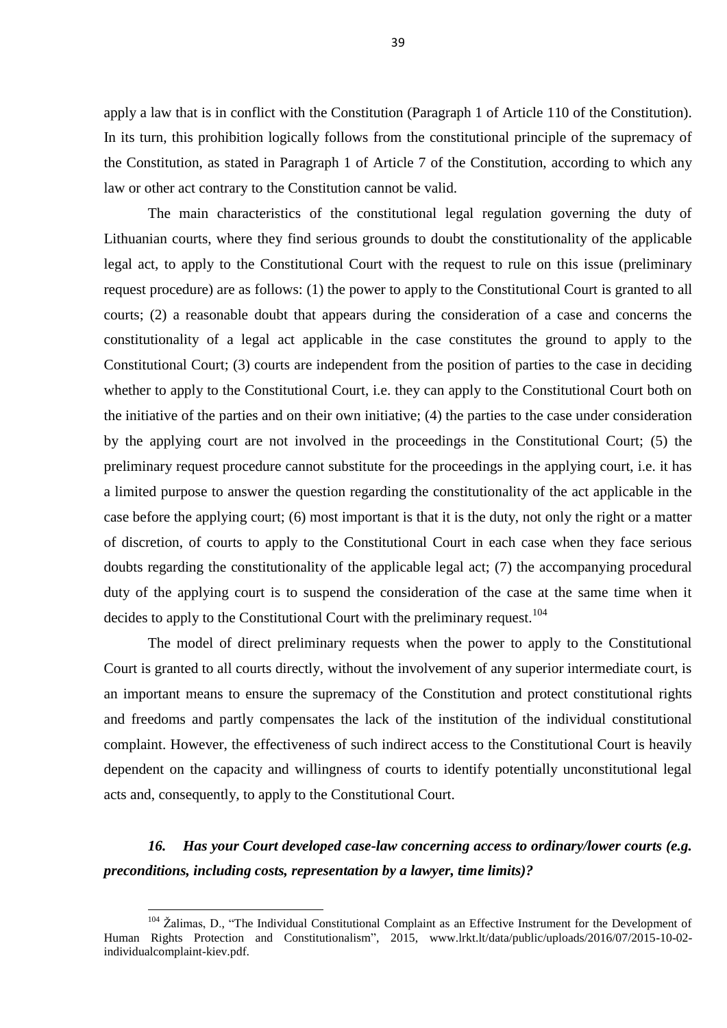apply a law that is in conflict with the Constitution (Paragraph 1 of Article 110 of the Constitution). In its turn, this prohibition logically follows from the constitutional principle of the supremacy of the Constitution, as stated in Paragraph 1 of Article 7 of the Constitution, according to which any law or other act contrary to the Constitution cannot be valid.

The main characteristics of the constitutional legal regulation governing the duty of Lithuanian courts, where they find serious grounds to doubt the constitutionality of the applicable legal act, to apply to the Constitutional Court with the request to rule on this issue (preliminary request procedure) are as follows: (1) the power to apply to the Constitutional Court is granted to all courts; (2) a reasonable doubt that appears during the consideration of a case and concerns the constitutionality of a legal act applicable in the case constitutes the ground to apply to the Constitutional Court; (3) courts are independent from the position of parties to the case in deciding whether to apply to the Constitutional Court, i.e. they can apply to the Constitutional Court both on the initiative of the parties and on their own initiative; (4) the parties to the case under consideration by the applying court are not involved in the proceedings in the Constitutional Court; (5) the preliminary request procedure cannot substitute for the proceedings in the applying court, i.e. it has a limited purpose to answer the question regarding the constitutionality of the act applicable in the case before the applying court; (6) most important is that it is the duty, not only the right or a matter of discretion, of courts to apply to the Constitutional Court in each case when they face serious doubts regarding the constitutionality of the applicable legal act; (7) the accompanying procedural duty of the applying court is to suspend the consideration of the case at the same time when it decides to apply to the Constitutional Court with the preliminary request.[104]

The model of direct preliminary requests when the power to apply to the Constitutional Court is granted to all courts directly, without the involvement of any superior intermediate court, is an important means to ensure the supremacy of the Constitution and protect constitutional rights and freedoms and partly compensates the lack of the institution of the individual constitutional complaint. However, the effectiveness of such indirect access to the Constitutional Court is heavily dependent on the capacity and willingness of courts to identify potentially unconstitutional legal acts and, consequently, to apply to the Constitutional Court.

### *16. Has your Court developed case-law concerning access to ordinary/lower courts (e.g. preconditions, including costs, representation by a lawyer, time limits)?*

[104] Žalimas, D., "The Individual Constitutional Complaint as an Effective Instrument for the Development of Human Rights Protection and Constitutionalism", 2015, www.lrkt.lt/data/public/uploads/2016/07/2015-10-02-individualcomplaint-kiev.pdf.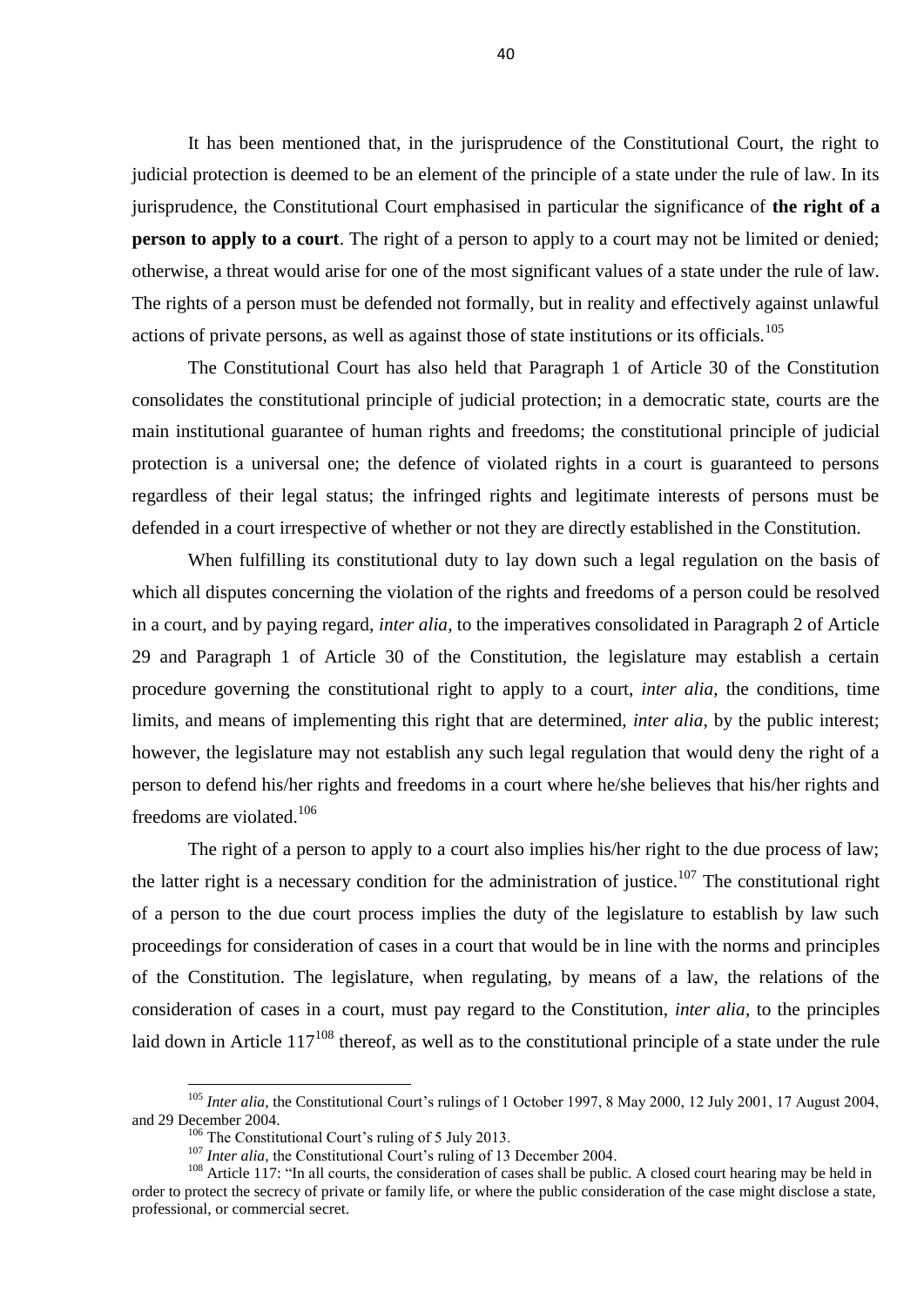It has been mentioned that, in the jurisprudence of the Constitutional Court, the right to judicial protection is deemed to be an element of the principle of a state under the rule of law. In its jurisprudence, the Constitutional Court emphasised in particular the significance of **the right of a person to apply to a court**. The right of a person to apply to a court may not be limited or denied; otherwise, a threat would arise for one of the most significant values of a state under the rule of law. The rights of a person must be defended not formally, but in reality and effectively against unlawful actions of private persons, as well as against those of state institutions or its officials.[105]

The Constitutional Court has also held that Paragraph 1 of Article 30 of the Constitution consolidates the constitutional principle of judicial protection; in a democratic state, courts are the main institutional guarantee of human rights and freedoms; the constitutional principle of judicial protection is a universal one; the defence of violated rights in a court is guaranteed to persons regardless of their legal status; the infringed rights and legitimate interests of persons must be defended in a court irrespective of whether or not they are directly established in the Constitution.

When fulfilling its constitutional duty to lay down such a legal regulation on the basis of which all disputes concerning the violation of the rights and freedoms of a person could be resolved in a court, and by paying regard, *inter alia*, to the imperatives consolidated in Paragraph 2 of Article 29 and Paragraph 1 of Article 30 of the Constitution, the legislature may establish a certain procedure governing the constitutional right to apply to a court, *inter alia*, the conditions, time limits, and means of implementing this right that are determined, *inter alia*, by the public interest; however, the legislature may not establish any such legal regulation that would deny the right of a person to defend his/her rights and freedoms in a court where he/she believes that his/her rights and freedoms are violated.[106]

The right of a person to apply to a court also implies his/her right to the due process of law; the latter right is a necessary condition for the administration of justice.[107] The constitutional right of a person to the due court process implies the duty of the legislature to establish by law such proceedings for consideration of cases in a court that would be in line with the norms and principles of the Constitution. The legislature, when regulating, by means of a law, the relations of the consideration of cases in a court, must pay regard to the Constitution, *inter alia*, to the principles laid down in Article 117[108] thereof, as well as to the constitutional principle of a state under the rule

---

[105] *Inter alia*, the Constitutional Court's rulings of 1 October 1997, 8 May 2000, 12 July 2001, 17 August 2004, and 29 December 2004.

[106] The Constitutional Court's ruling of 5 July 2013.

[107] *Inter alia*, the Constitutional Court's ruling of 13 December 2004.

[108] Article 117: "In all courts, the consideration of cases shall be public. A closed court hearing may be held in order to protect the secrecy of private or family life, or where the public consideration of the case might disclose a state, professional, or commercial secret.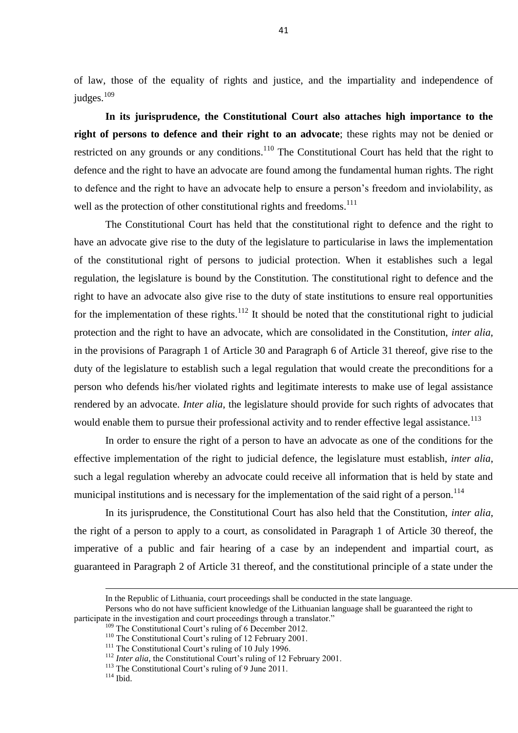of law, those of the equality of rights and justice, and the impartiality and independence of judges.[109]

**In its jurisprudence, the Constitutional Court also attaches high importance to the right of persons to defence and their right to an advocate**; these rights may not be denied or restricted on any grounds or any conditions.[110] The Constitutional Court has held that the right to defence and the right to have an advocate are found among the fundamental human rights. The right to defence and the right to have an advocate help to ensure a person's freedom and inviolability, as well as the protection of other constitutional rights and freedoms.[111]

The Constitutional Court has held that the constitutional right to defence and the right to have an advocate give rise to the duty of the legislature to particularise in laws the implementation of the constitutional right of persons to judicial protection. When it establishes such a legal regulation, the legislature is bound by the Constitution. The constitutional right to defence and the right to have an advocate also give rise to the duty of state institutions to ensure real opportunities for the implementation of these rights.[112] It should be noted that the constitutional right to judicial protection and the right to have an advocate, which are consolidated in the Constitution, *inter alia*, in the provisions of Paragraph 1 of Article 30 and Paragraph 6 of Article 31 thereof, give rise to the duty of the legislature to establish such a legal regulation that would create the preconditions for a person who defends his/her violated rights and legitimate interests to make use of legal assistance rendered by an advocate. *Inter alia*, the legislature should provide for such rights of advocates that would enable them to pursue their professional activity and to render effective legal assistance.[113]

In order to ensure the right of a person to have an advocate as one of the conditions for the effective implementation of the right to judicial defence, the legislature must establish, *inter alia*, such a legal regulation whereby an advocate could receive all information that is held by state and municipal institutions and is necessary for the implementation of the said right of a person.[114]

In its jurisprudence, the Constitutional Court has also held that the Constitution, *inter alia*, the right of a person to apply to a court, as consolidated in Paragraph 1 of Article 30 thereof, the imperative of a public and fair hearing of a case by an independent and impartial court, as guaranteed in Paragraph 2 of Article 31 thereof, and the constitutional principle of a state under the

---

In the Republic of Lithuania, court proceedings shall be conducted in the state language.

Persons who do not have sufficient knowledge of the Lithuanian language shall be guaranteed the right to participate in the investigation and court proceedings through a translator."

[109] The Constitutional Court's ruling of 6 December 2012.

[110] The Constitutional Court's ruling of 12 February 2001.

[111] The Constitutional Court's ruling of 10 July 1996.

[112] *Inter alia*, the Constitutional Court's ruling of 12 February 2001.

[113] The Constitutional Court's ruling of 9 June 2011.

[114] Ibid.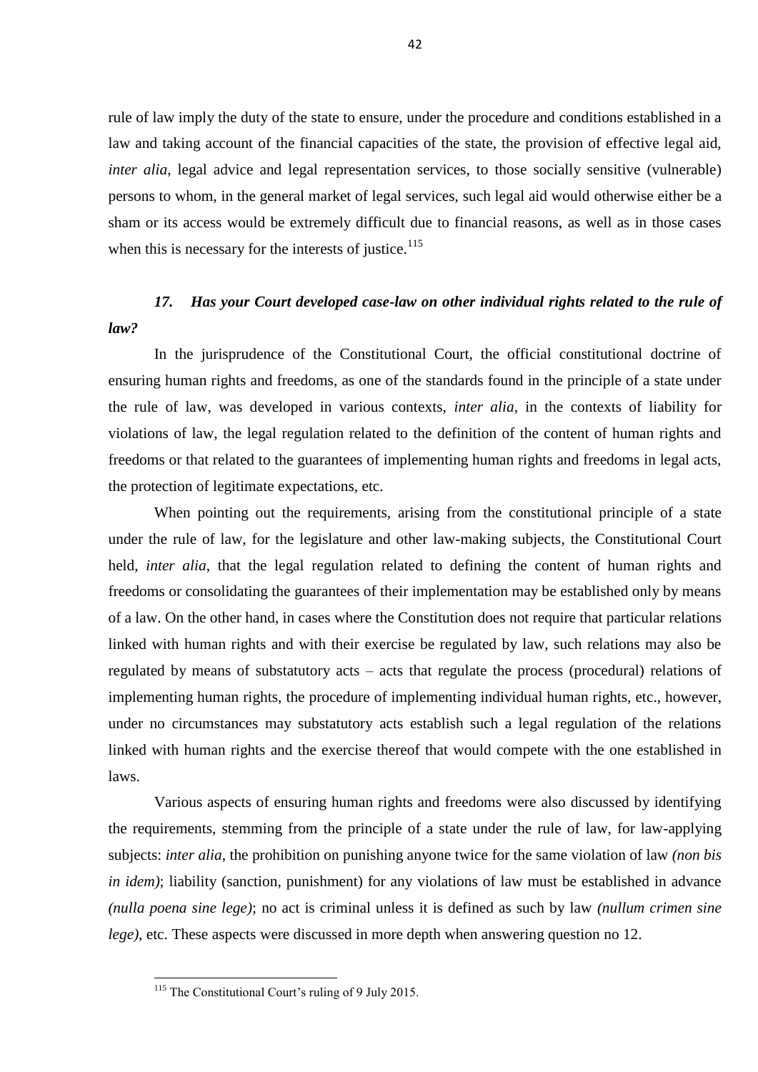rule of law imply the duty of the state to ensure, under the procedure and conditions established in a law and taking account of the financial capacities of the state, the provision of effective legal aid, *inter alia*, legal advice and legal representation services, to those socially sensitive (vulnerable) persons to whom, in the general market of legal services, such legal aid would otherwise either be a sham or its access would be extremely difficult due to financial reasons, as well as in those cases when this is necessary for the interests of justice.[115]

### *17. Has your Court developed case-law on other individual rights related to the rule of law?*

In the jurisprudence of the Constitutional Court, the official constitutional doctrine of ensuring human rights and freedoms, as one of the standards found in the principle of a state under the rule of law, was developed in various contexts, *inter alia*, in the contexts of liability for violations of law, the legal regulation related to the definition of the content of human rights and freedoms or that related to the guarantees of implementing human rights and freedoms in legal acts, the protection of legitimate expectations, etc.

When pointing out the requirements, arising from the constitutional principle of a state under the rule of law, for the legislature and other law-making subjects, the Constitutional Court held, *inter alia*, that the legal regulation related to defining the content of human rights and freedoms or consolidating the guarantees of their implementation may be established only by means of a law. On the other hand, in cases where the Constitution does not require that particular relations linked with human rights and with their exercise be regulated by law, such relations may also be regulated by means of substatutory acts – acts that regulate the process (procedural) relations of implementing human rights, the procedure of implementing individual human rights, etc., however, under no circumstances may substatutory acts establish such a legal regulation of the relations linked with human rights and the exercise thereof that would compete with the one established in laws.

Various aspects of ensuring human rights and freedoms were also discussed by identifying the requirements, stemming from the principle of a state under the rule of law, for law-applying subjects: *inter alia*, the prohibition on punishing anyone twice for the same violation of law *(non bis in idem)*; liability (sanction, punishment) for any violations of law must be established in advance *(nulla poena sine lege)*; no act is criminal unless it is defined as such by law *(nullum crimen sine lege)*, etc. These aspects were discussed in more depth when answering question no 12.

[115] The Constitutional Court's ruling of 9 July 2015.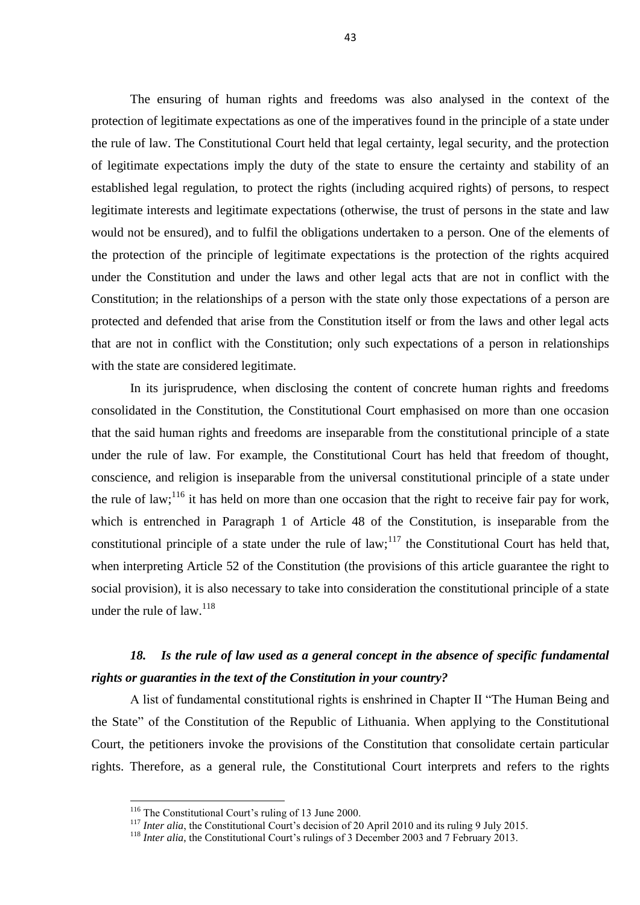The ensuring of human rights and freedoms was also analysed in the context of the protection of legitimate expectations as one of the imperatives found in the principle of a state under the rule of law. The Constitutional Court held that legal certainty, legal security, and the protection of legitimate expectations imply the duty of the state to ensure the certainty and stability of an established legal regulation, to protect the rights (including acquired rights) of persons, to respect legitimate interests and legitimate expectations (otherwise, the trust of persons in the state and law would not be ensured), and to fulfil the obligations undertaken to a person. One of the elements of the protection of the principle of legitimate expectations is the protection of the rights acquired under the Constitution and under the laws and other legal acts that are not in conflict with the Constitution; in the relationships of a person with the state only those expectations of a person are protected and defended that arise from the Constitution itself or from the laws and other legal acts that are not in conflict with the Constitution; only such expectations of a person in relationships with the state are considered legitimate.

In its jurisprudence, when disclosing the content of concrete human rights and freedoms consolidated in the Constitution, the Constitutional Court emphasised on more than one occasion that the said human rights and freedoms are inseparable from the constitutional principle of a state under the rule of law. For example, the Constitutional Court has held that freedom of thought, conscience, and religion is inseparable from the universal constitutional principle of a state under the rule of law;[116] it has held on more than one occasion that the right to receive fair pay for work, which is entrenched in Paragraph 1 of Article 48 of the Constitution, is inseparable from the constitutional principle of a state under the rule of law;[117] the Constitutional Court has held that, when interpreting Article 52 of the Constitution (the provisions of this article guarantee the right to social provision), it is also necessary to take into consideration the constitutional principle of a state under the rule of law.[118]

### *18. Is the rule of law used as a general concept in the absence of specific fundamental rights or guaranties in the text of the Constitution in your country?*

A list of fundamental constitutional rights is enshrined in Chapter II "The Human Being and the State" of the Constitution of the Republic of Lithuania. When applying to the Constitutional Court, the petitioners invoke the provisions of the Constitution that consolidate certain particular rights. Therefore, as a general rule, the Constitutional Court interprets and refers to the rights

---

[116] The Constitutional Court's ruling of 13 June 2000.

[117] *Inter alia*, the Constitutional Court's decision of 20 April 2010 and its ruling 9 July 2015.

[118] *Inter alia*, the Constitutional Court's rulings of 3 December 2003 and 7 February 2013.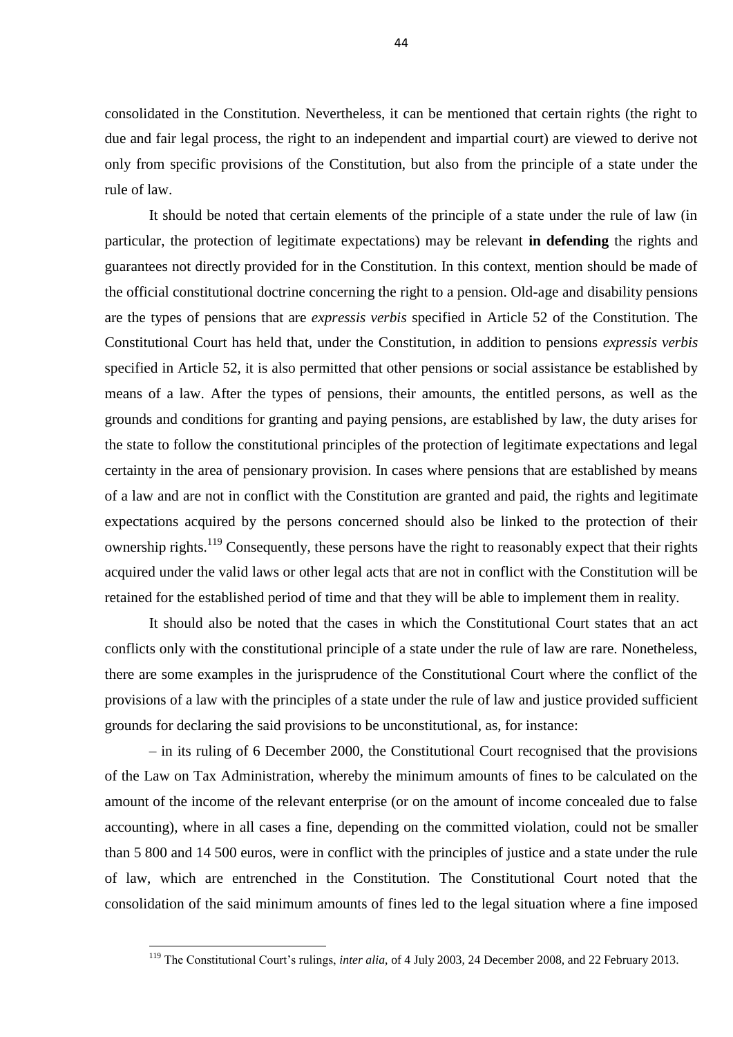consolidated in the Constitution. Nevertheless, it can be mentioned that certain rights (the right to due and fair legal process, the right to an independent and impartial court) are viewed to derive not only from specific provisions of the Constitution, but also from the principle of a state under the rule of law.

It should be noted that certain elements of the principle of a state under the rule of law (in particular, the protection of legitimate expectations) may be relevant **in defending** the rights and guarantees not directly provided for in the Constitution. In this context, mention should be made of the official constitutional doctrine concerning the right to a pension. Old-age and disability pensions are the types of pensions that are *expressis verbis* specified in Article 52 of the Constitution. The Constitutional Court has held that, under the Constitution, in addition to pensions *expressis verbis* specified in Article 52, it is also permitted that other pensions or social assistance be established by means of a law. After the types of pensions, their amounts, the entitled persons, as well as the grounds and conditions for granting and paying pensions, are established by law, the duty arises for the state to follow the constitutional principles of the protection of legitimate expectations and legal certainty in the area of pensionary provision. In cases where pensions that are established by means of a law and are not in conflict with the Constitution are granted and paid, the rights and legitimate expectations acquired by the persons concerned should also be linked to the protection of their ownership rights.[119] Consequently, these persons have the right to reasonably expect that their rights acquired under the valid laws or other legal acts that are not in conflict with the Constitution will be retained for the established period of time and that they will be able to implement them in reality.

It should also be noted that the cases in which the Constitutional Court states that an act conflicts only with the constitutional principle of a state under the rule of law are rare. Nonetheless, there are some examples in the jurisprudence of the Constitutional Court where the conflict of the provisions of a law with the principles of a state under the rule of law and justice provided sufficient grounds for declaring the said provisions to be unconstitutional, as, for instance:

– in its ruling of 6 December 2000, the Constitutional Court recognised that the provisions of the Law on Tax Administration, whereby the minimum amounts of fines to be calculated on the amount of the income of the relevant enterprise (or on the amount of income concealed due to false accounting), where in all cases a fine, depending on the committed violation, could not be smaller than 5 800 and 14 500 euros, were in conflict with the principles of justice and a state under the rule of law, which are entrenched in the Constitution. The Constitutional Court noted that the consolidation of the said minimum amounts of fines led to the legal situation where a fine imposed

[119] The Constitutional Court's rulings, *inter alia*, of 4 July 2003, 24 December 2008, and 22 February 2013.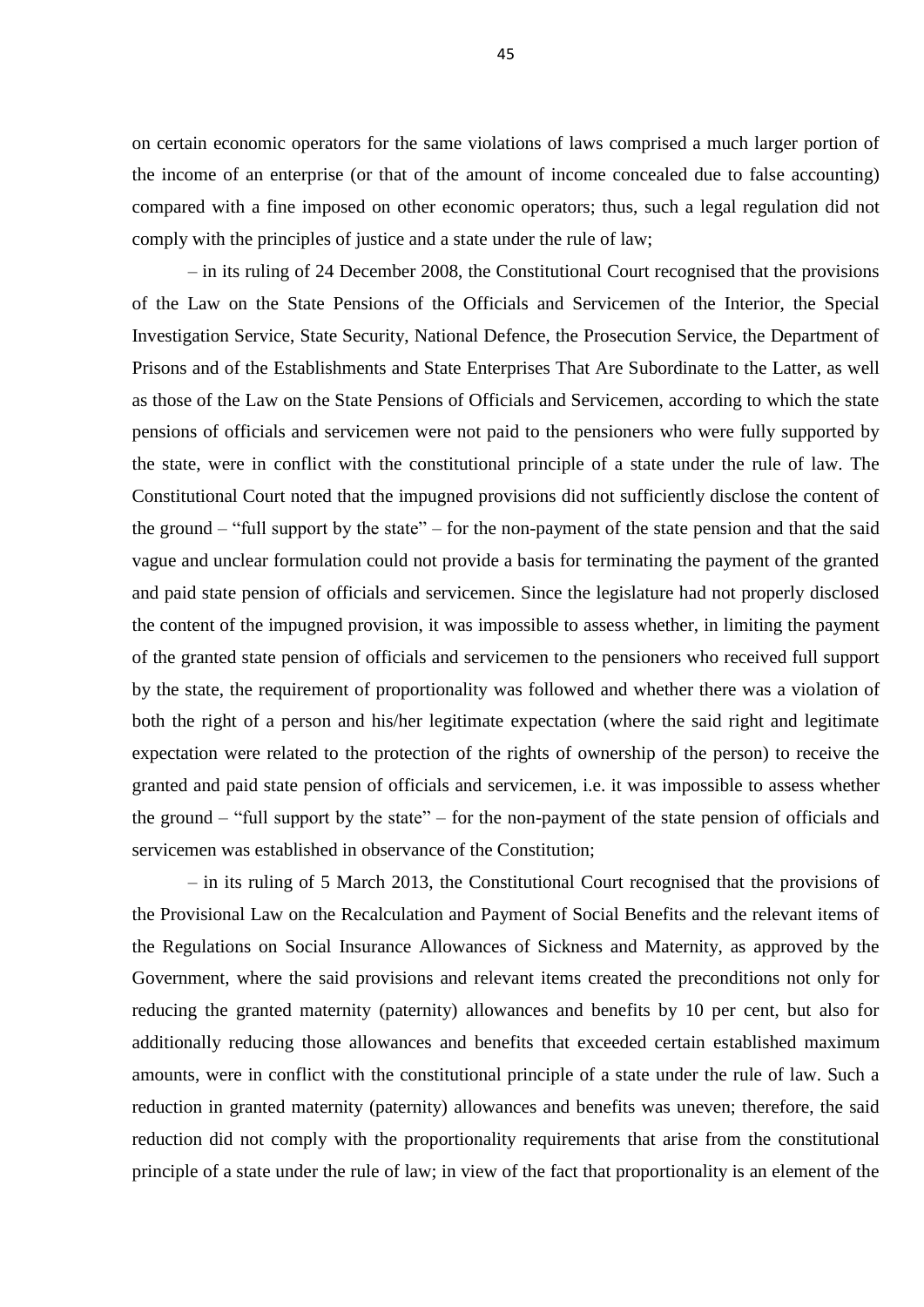on certain economic operators for the same violations of laws comprised a much larger portion of the income of an enterprise (or that of the amount of income concealed due to false accounting) compared with a fine imposed on other economic operators; thus, such a legal regulation did not comply with the principles of justice and a state under the rule of law;

– in its ruling of 24 December 2008, the Constitutional Court recognised that the provisions of the Law on the State Pensions of the Officials and Servicemen of the Interior, the Special Investigation Service, State Security, National Defence, the Prosecution Service, the Department of Prisons and of the Establishments and State Enterprises That Are Subordinate to the Latter, as well as those of the Law on the State Pensions of Officials and Servicemen, according to which the state pensions of officials and servicemen were not paid to the pensioners who were fully supported by the state, were in conflict with the constitutional principle of a state under the rule of law. The Constitutional Court noted that the impugned provisions did not sufficiently disclose the content of the ground – "full support by the state" – for the non-payment of the state pension and that the said vague and unclear formulation could not provide a basis for terminating the payment of the granted and paid state pension of officials and servicemen. Since the legislature had not properly disclosed the content of the impugned provision, it was impossible to assess whether, in limiting the payment of the granted state pension of officials and servicemen to the pensioners who received full support by the state, the requirement of proportionality was followed and whether there was a violation of both the right of a person and his/her legitimate expectation (where the said right and legitimate expectation were related to the protection of the rights of ownership of the person) to receive the granted and paid state pension of officials and servicemen, i.e. it was impossible to assess whether the ground – "full support by the state" – for the non-payment of the state pension of officials and servicemen was established in observance of the Constitution;

– in its ruling of 5 March 2013, the Constitutional Court recognised that the provisions of the Provisional Law on the Recalculation and Payment of Social Benefits and the relevant items of the Regulations on Social Insurance Allowances of Sickness and Maternity, as approved by the Government, where the said provisions and relevant items created the preconditions not only for reducing the granted maternity (paternity) allowances and benefits by 10 per cent, but also for additionally reducing those allowances and benefits that exceeded certain established maximum amounts, were in conflict with the constitutional principle of a state under the rule of law. Such a reduction in granted maternity (paternity) allowances and benefits was uneven; therefore, the said reduction did not comply with the proportionality requirements that arise from the constitutional principle of a state under the rule of law; in view of the fact that proportionality is an element of the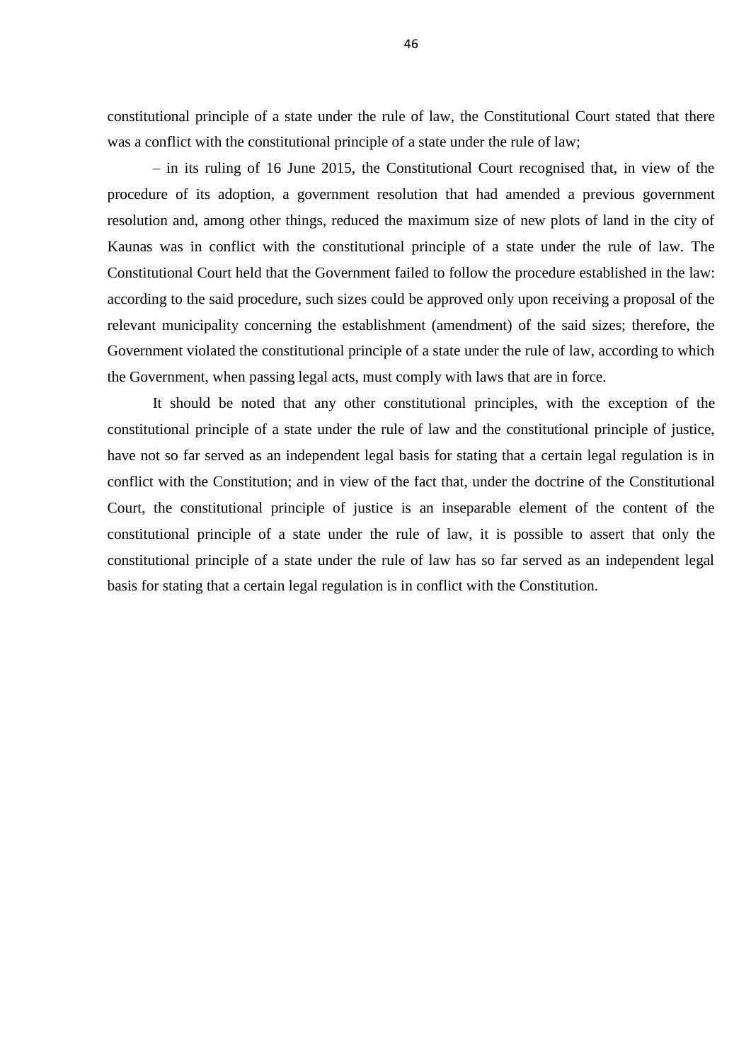constitutional principle of a state under the rule of law, the Constitutional Court stated that there was a conflict with the constitutional principle of a state under the rule of law;

– in its ruling of 16 June 2015, the Constitutional Court recognised that, in view of the procedure of its adoption, a government resolution that had amended a previous government resolution and, among other things, reduced the maximum size of new plots of land in the city of Kaunas was in conflict with the constitutional principle of a state under the rule of law. The Constitutional Court held that the Government failed to follow the procedure established in the law: according to the said procedure, such sizes could be approved only upon receiving a proposal of the relevant municipality concerning the establishment (amendment) of the said sizes; therefore, the Government violated the constitutional principle of a state under the rule of law, according to which the Government, when passing legal acts, must comply with laws that are in force.

It should be noted that any other constitutional principles, with the exception of the constitutional principle of a state under the rule of law and the constitutional principle of justice, have not so far served as an independent legal basis for stating that a certain legal regulation is in conflict with the Constitution; and in view of the fact that, under the doctrine of the Constitutional Court, the constitutional principle of justice is an inseparable element of the content of the constitutional principle of a state under the rule of law, it is possible to assert that only the constitutional principle of a state under the rule of law has so far served as an independent legal basis for stating that a certain legal regulation is in conflict with the Constitution.